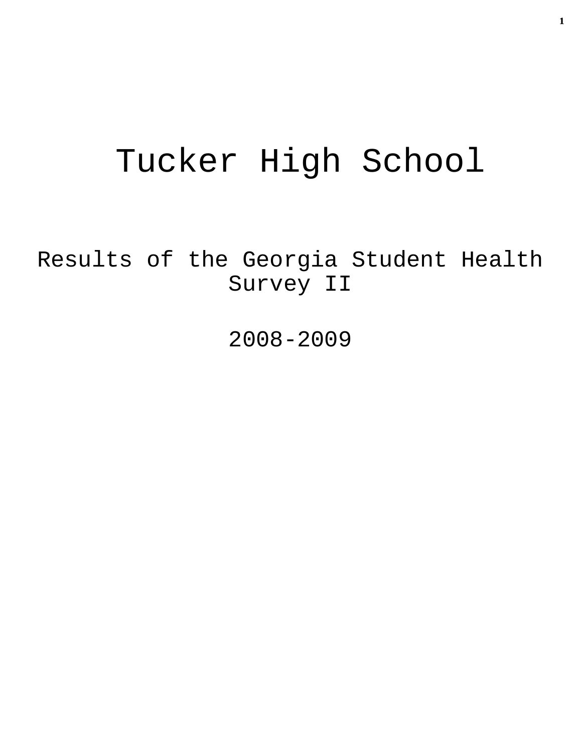# Tucker High School

## Results of the Georgia Student Health Survey II

## 2008-2009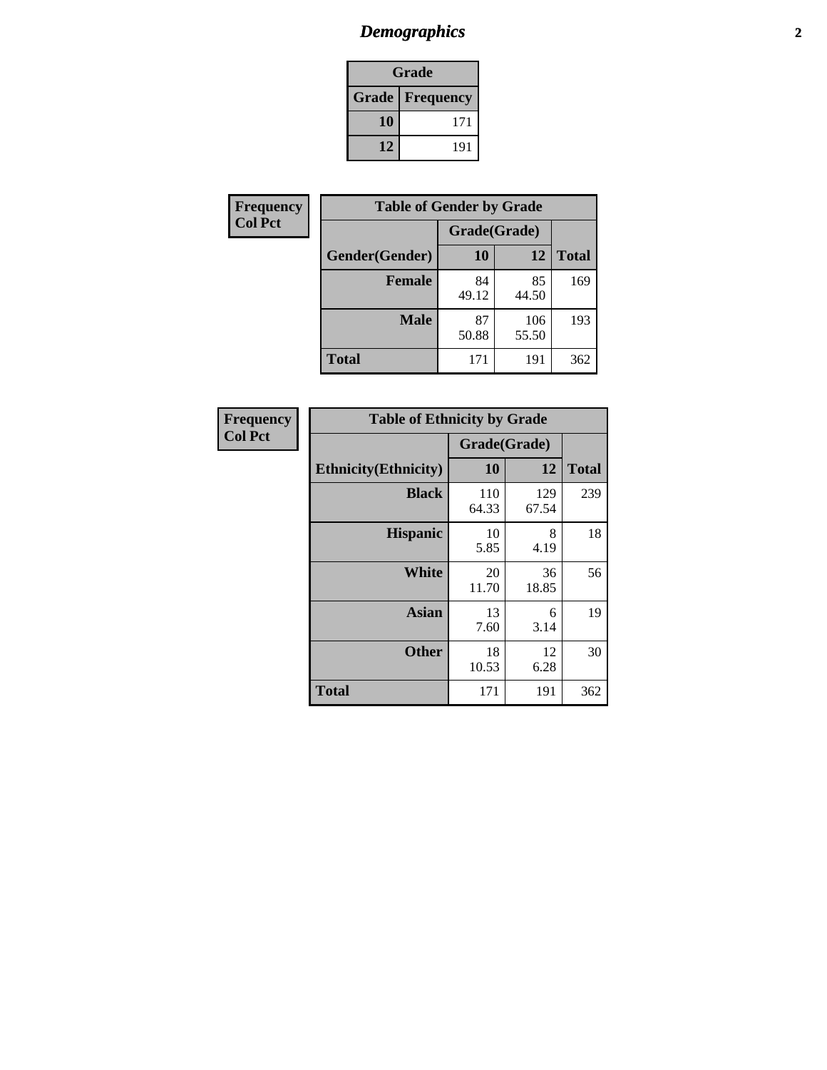# *Demographics*

| Grade | |
|---|---|
| **Grade** | **Frequency** |
| **10** | 171 |
| **12** | 191 |

**Frequency**
**Col Pct**

| Table of Gender by Grade | | | |
|---|---|---|---|
| | Grade(Grade) | | |
| **Gender(Gender)** | **10** | **12** | **Total** |
| **Female** | 84<br>49.12 | 85<br>44.50 | 169 |
| **Male** | 87<br>50.88 | 106<br>55.50 | 193 |
| **Total** | 171 | 191 | 362 |

**Frequency**
**Col Pct**

| Table of Ethnicity by Grade | | | |
|---|---|---|---|
| | Grade(Grade) | | |
| **Ethnicity(Ethnicity)** | **10** | **12** | **Total** |
| **Black** | 110<br>64.33 | 129<br>67.54 | 239 |
| **Hispanic** | 10<br>5.85 | 8<br>4.19 | 18 |
| **White** | 20<br>11.70 | 36<br>18.85 | 56 |
| **Asian** | 13<br>7.60 | 6<br>3.14 | 19 |
| **Other** | 18<br>10.53 | 12<br>6.28 | 30 |
| **Total** | 171 | 191 | 362 |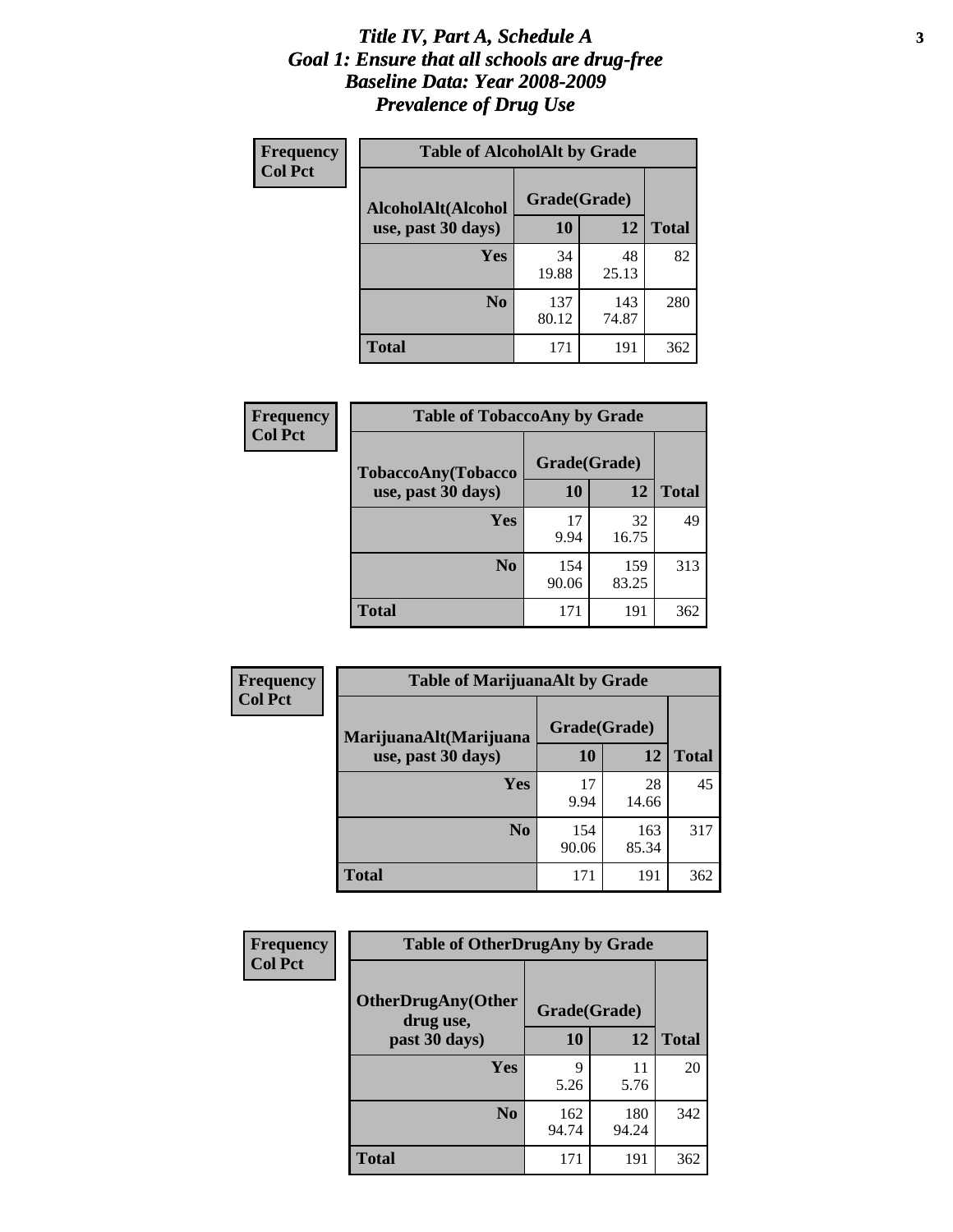# *Title IV, Part A, Schedule A*
# *Goal 1: Ensure that all schools are drug-free*
# *Baseline Data: Year 2008-2009*
# *Prevalence of Drug Use*

**Frequency**
**Col Pct**

| Table of AlcoholAlt by Grade | | | |
|---|---|---|---|
| AlcoholAlt(Alcohol use, past 30 days) | Grade(Grade) | | |
| | 10 | 12 | Total |
| Yes | 34<br>19.88 | 48<br>25.13 | 82 |
| No | 137<br>80.12 | 143<br>74.87 | 280 |
| Total | 171 | 191 | 362 |

**Frequency**
**Col Pct**

| Table of TobaccoAny by Grade | | | |
|---|---|---|---|
| TobaccoAny(Tobacco use, past 30 days) | Grade(Grade) | | |
| | 10 | 12 | Total |
| Yes | 17<br>9.94 | 32<br>16.75 | 49 |
| No | 154<br>90.06 | 159<br>83.25 | 313 |
| Total | 171 | 191 | 362 |

**Frequency**
**Col Pct**

| Table of MarijuanaAlt by Grade | | | |
|---|---|---|---|
| MarijuanaAlt(Marijuana use, past 30 days) | Grade(Grade) | | |
| | 10 | 12 | Total |
| Yes | 17<br>9.94 | 28<br>14.66 | 45 |
| No | 154<br>90.06 | 163<br>85.34 | 317 |
| Total | 171 | 191 | 362 |

**Frequency**
**Col Pct**

| Table of OtherDrugAny by Grade | | | |
|---|---|---|---|
| OtherDrugAny(Other drug use, past 30 days) | Grade(Grade) | | |
| | 10 | 12 | Total |
| Yes | 9<br>5.26 | 11<br>5.76 | 20 |
| No | 162<br>94.74 | 180<br>94.24 | 342 |
| Total | 171 | 191 | 362 |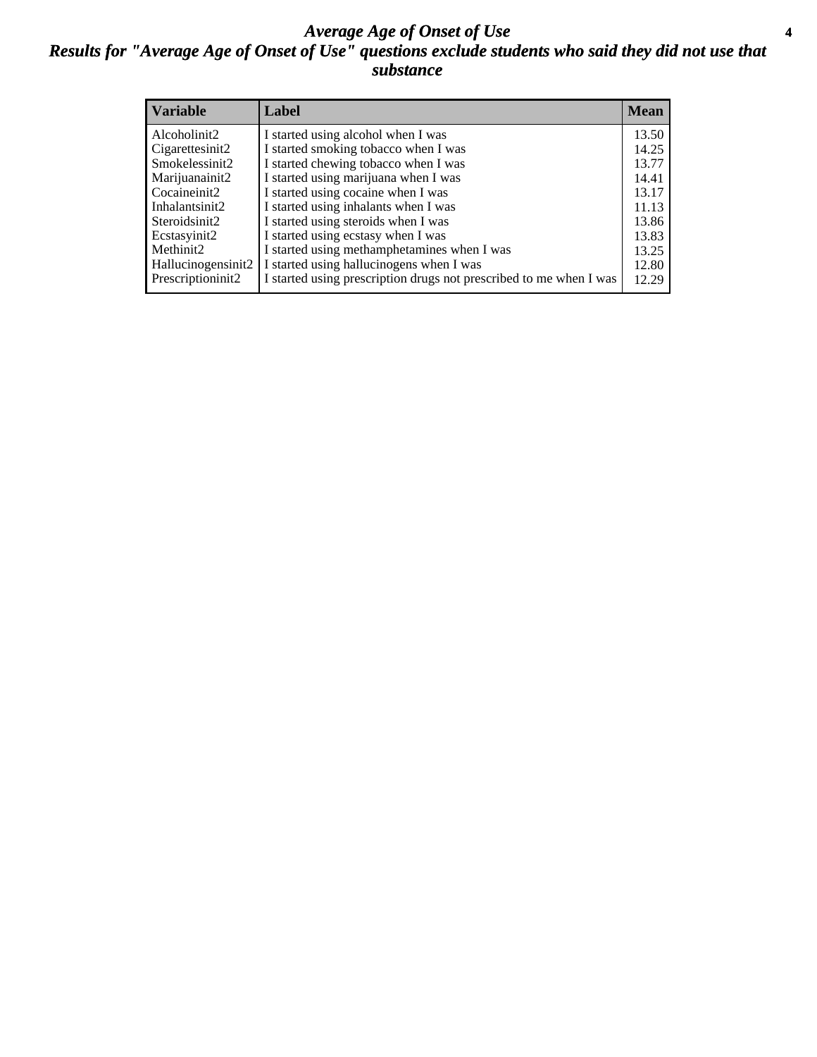# Average Age of Onset of Use

## Results for "Average Age of Onset of Use" questions exclude students who said they did not use that substance

| Variable | Label | Mean |
|---|---|---|
| Alcoholinit2 | I started using alcohol when I was | 13.50 |
| Cigarettesinit2 | I started smoking tobacco when I was | 14.25 |
| Smokelessinit2 | I started chewing tobacco when I was | 13.77 |
| Marijuanainit2 | I started using marijuana when I was | 14.41 |
| Cocaineinit2 | I started using cocaine when I was | 13.17 |
| Inhalantsinit2 | I started using inhalants when I was | 11.13 |
| Steroidsinit2 | I started using steroids when I was | 13.86 |
| Ecstasyinit2 | I started using ecstasy when I was | 13.83 |
| Methinit2 | I started using methamphetamines when I was | 13.25 |
| Hallucinogensinit2 | I started using hallucinogens when I was | 12.80 |
| Prescriptioninit2 | I started using prescription drugs not prescribed to me when I was | 12.29 |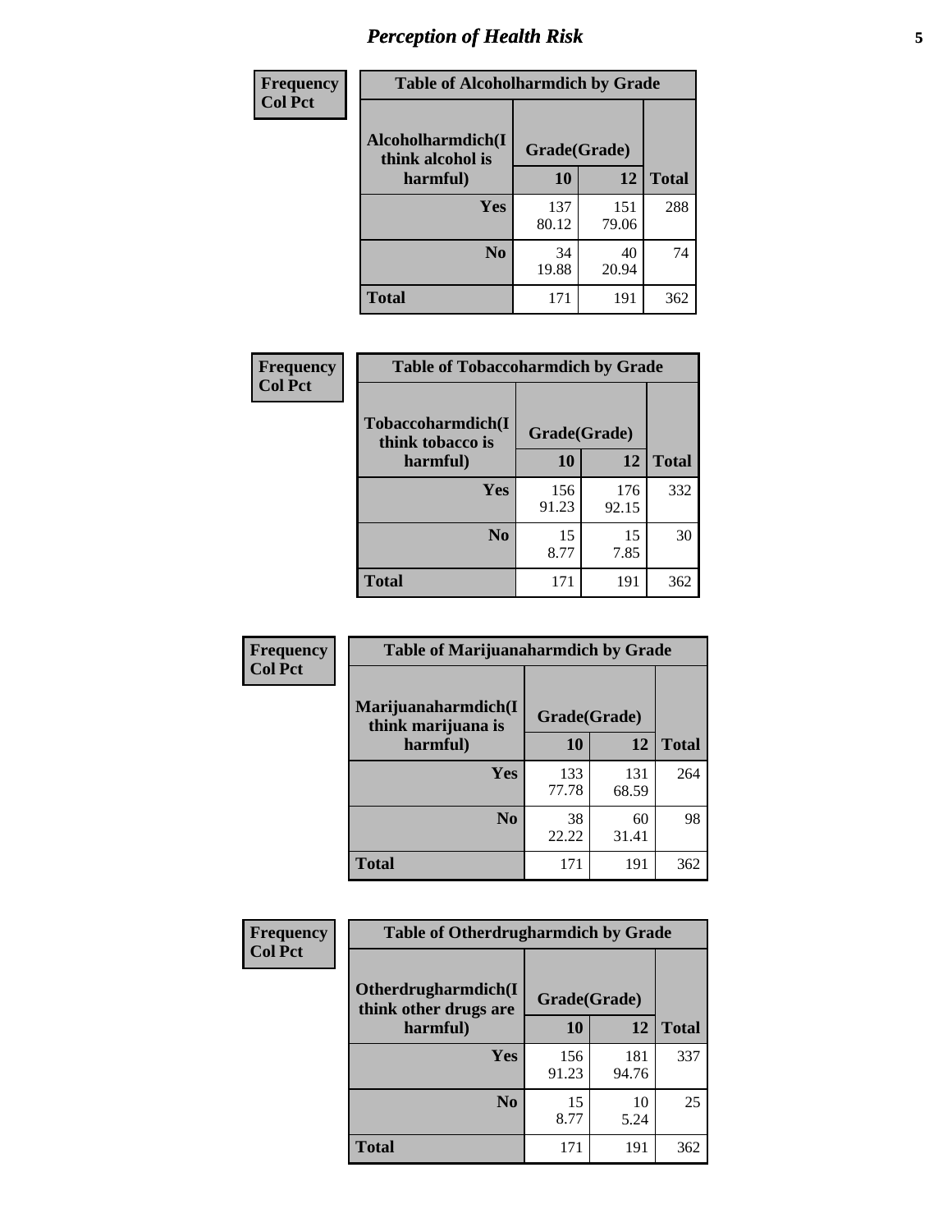# Perception of Health Risk

| Frequency<br>Col Pct | Table of Alcoholharmdich by Grade | | |
|---|---|---|---|
| **Alcoholharmdich(I think alcohol is harmful)** | **Grade(Grade)** | | |
| | **10** | **12** | **Total** |
| **Yes** | 137<br>80.12 | 151<br>79.06 | 288 |
| **No** | 34<br>19.88 | 40<br>20.94 | 74 |
| **Total** | 171 | 191 | 362 |

| Frequency<br>Col Pct | Table of Tobaccoharmdich by Grade | | |
|---|---|---|---|
| **Tobaccoharmdich(I think tobacco is harmful)** | **Grade(Grade)** | | |
| | **10** | **12** | **Total** |
| **Yes** | 156<br>91.23 | 176<br>92.15 | 332 |
| **No** | 15<br>8.77 | 15<br>7.85 | 30 |
| **Total** | 171 | 191 | 362 |

| Frequency<br>Col Pct | Table of Marijuanaharmdich by Grade | | |
|---|---|---|---|
| **Marijuanaharmdich(I think marijuana is harmful)** | **Grade(Grade)** | | |
| | **10** | **12** | **Total** |
| **Yes** | 133<br>77.78 | 131<br>68.59 | 264 |
| **No** | 38<br>22.22 | 60<br>31.41 | 98 |
| **Total** | 171 | 191 | 362 |

| Frequency<br>Col Pct | Table of Otherdrugharmdich by Grade | | |
|---|---|---|---|
| **Otherdrugharmdich(I think other drugs are harmful)** | **Grade(Grade)** | | |
| | **10** | **12** | **Total** |
| **Yes** | 156<br>91.23 | 181<br>94.76 | 337 |
| **No** | 15<br>8.77 | 10<br>5.24 | 25 |
| **Total** | 171 | 191 | 362 |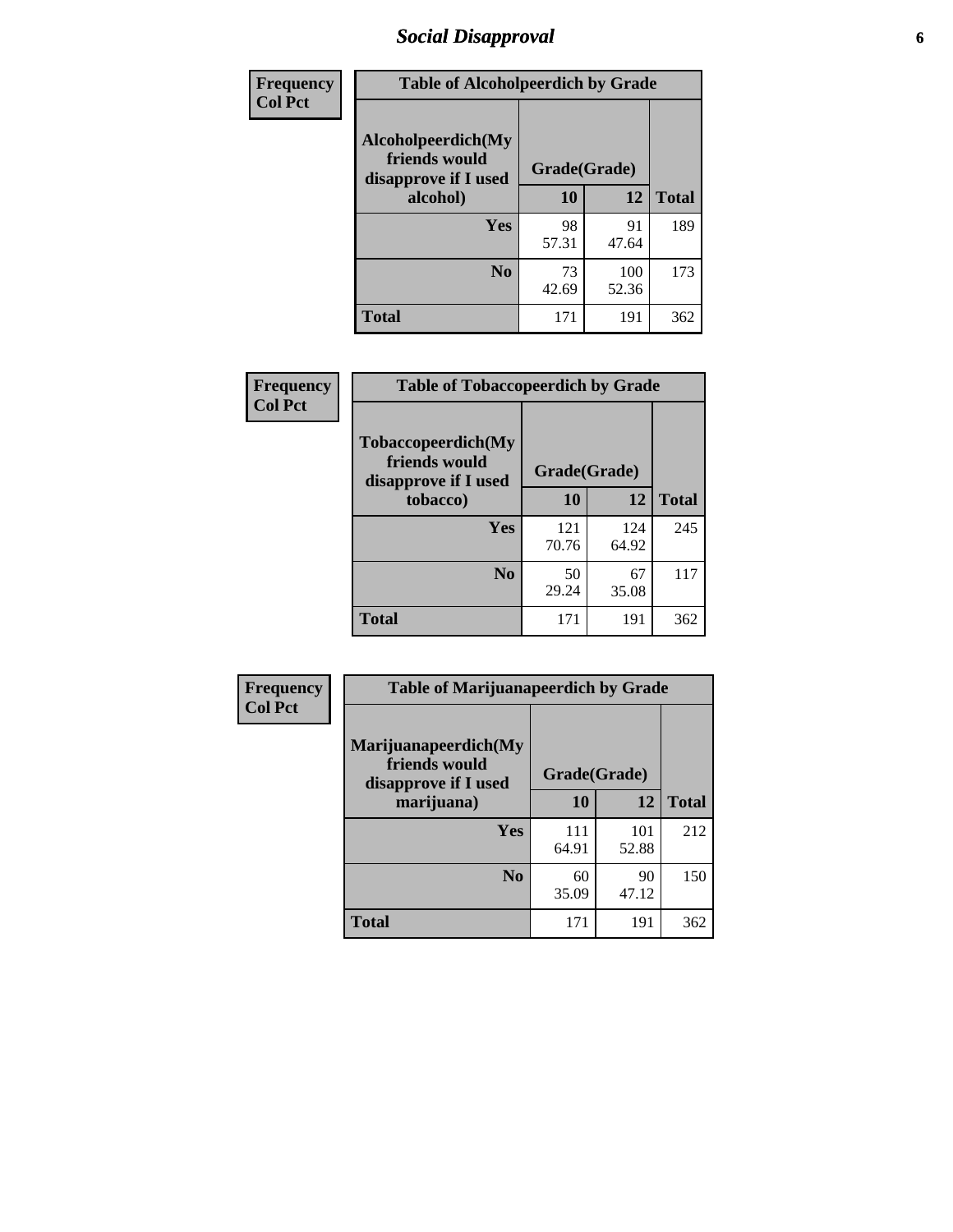## Social Disapproval

| Frequency<br>Col Pct |
|---|

**Table of Alcoholpeerdich by Grade**

| Alcoholpeerdich(My friends would disapprove if I used alcohol) | Grade(Grade) 10 | 12 | Total |
|---|---|---|---|
| Yes | 98<br>57.31 | 91<br>47.64 | 189 |
| No | 73<br>42.69 | 100<br>52.36 | 173 |
| Total | 171 | 191 | 362 |

| Frequency<br>Col Pct |
|---|

**Table of Tobaccopeerdich by Grade**

| Tobaccopeerdich(My friends would disapprove if I used tobacco) | Grade(Grade) 10 | 12 | Total |
|---|---|---|---|
| Yes | 121<br>70.76 | 124<br>64.92 | 245 |
| No | 50<br>29.24 | 67<br>35.08 | 117 |
| Total | 171 | 191 | 362 |

| Frequency<br>Col Pct |
|---|

**Table of Marijuanapeerdich by Grade**

| Marijuanapeerdich(My friends would disapprove if I used marijuana) | Grade(Grade) 10 | 12 | Total |
|---|---|---|---|
| Yes | 111<br>64.91 | 101<br>52.88 | 212 |
| No | 60<br>35.09 | 90<br>47.12 | 150 |
| Total | 171 | 191 | 362 |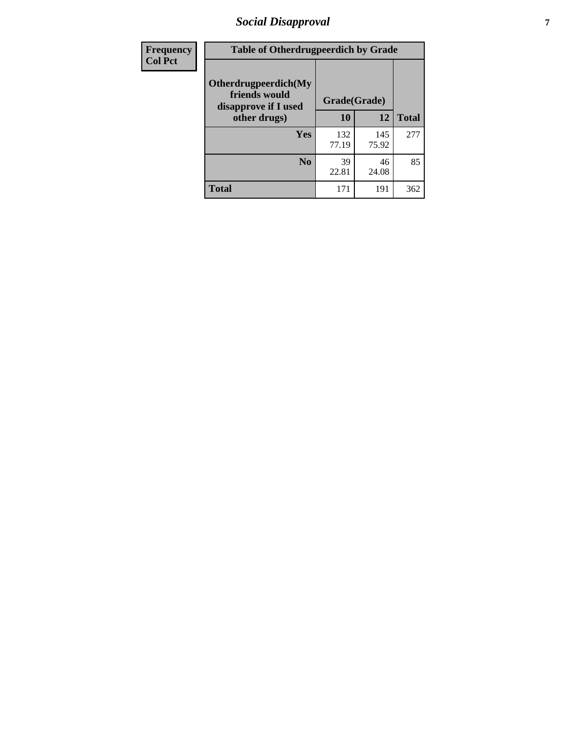| Frequency<br>Col Pct | Table of Otherdrugpeerdich by Grade | | |
|---|---|---|---|
| **Otherdrugpeerdich(My friends would disapprove if I used other drugs)** | **Grade(Grade)** | | |
| | **10** | **12** | **Total** |
| **Yes** | 132<br>77.19 | 145<br>75.92 | 277 |
| **No** | 39<br>22.81 | 46<br>24.08 | 85 |
| **Total** | 171 | 191 | 362 |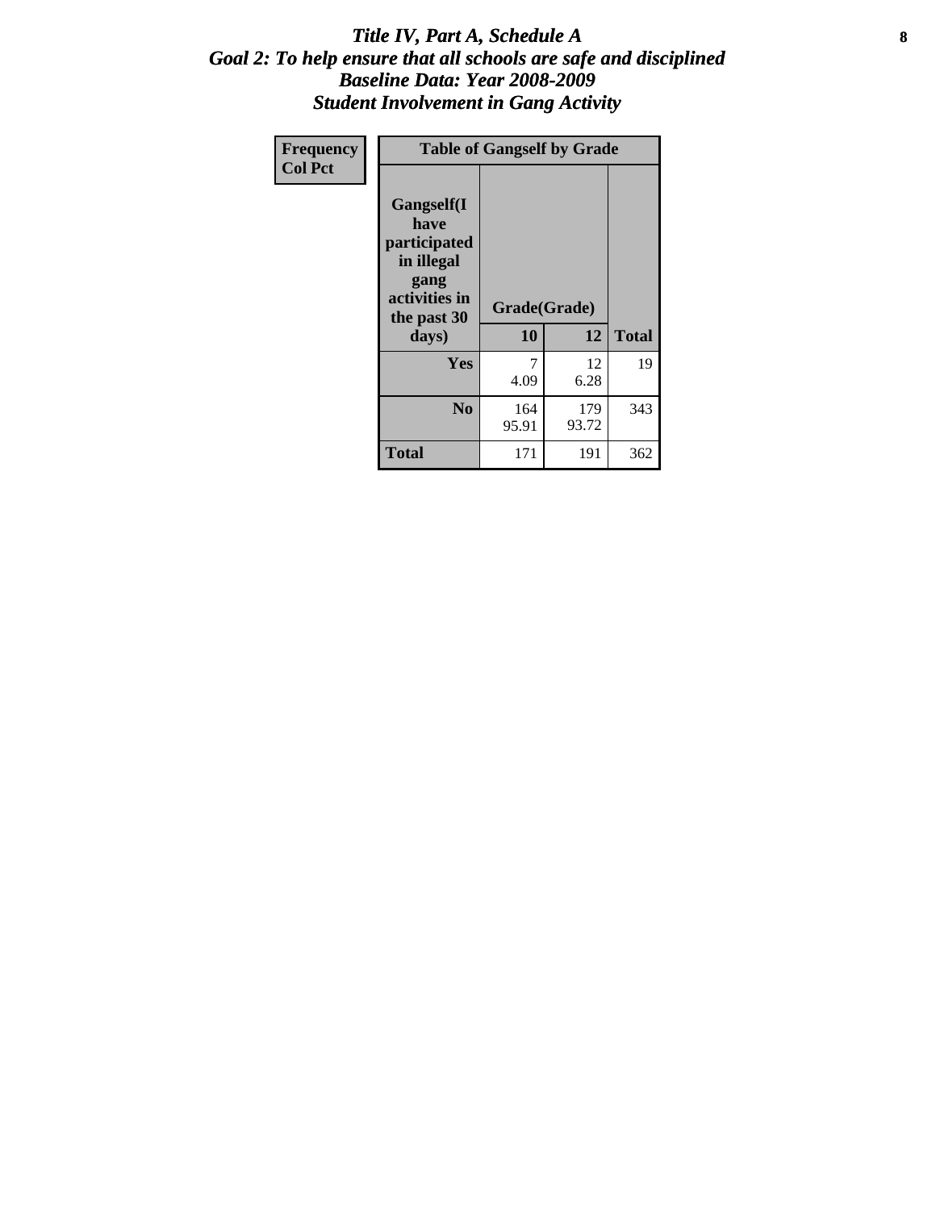# *Title IV, Part A, Schedule A*
## *Goal 2: To help ensure that all schools are safe and disciplined*
## *Baseline Data: Year 2008-2009*
## *Student Involvement in Gang Activity*

| Frequency<br>Col Pct | Table of Gangself by Grade | | |
|---|---|---|---|
| Gangself(I have participated in illegal gang activities in the past 30 days) | Grade(Grade) | | |
| | 10 | 12 | Total |
| Yes | 7<br>4.09 | 12<br>6.28 | 19 |
| No | 164<br>95.91 | 179<br>93.72 | 343 |
| Total | 171 | 191 | 362 |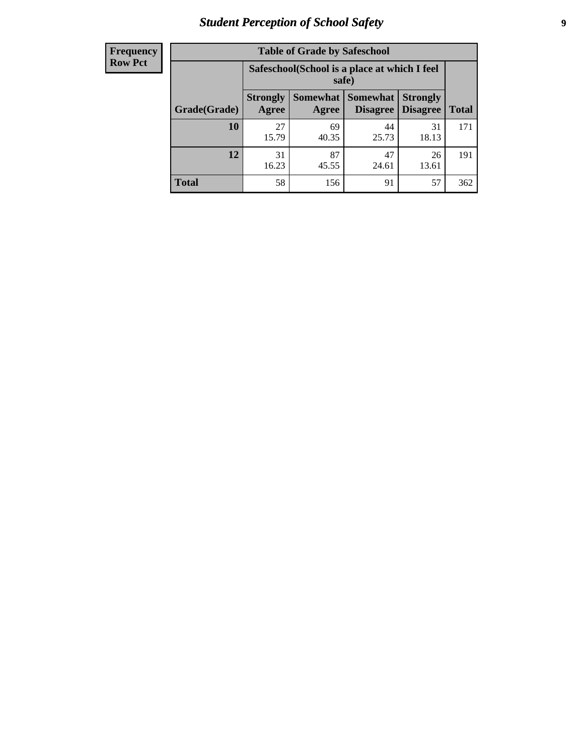| Frequency Row Pct |
|---|

| Table of Grade by Safeschool | | | | | |
|---|---|---|---|---|---|
| | Safeschool(School is a place at which I feel safe) | | | | |
| Grade(Grade) | Strongly Agree | Somewhat Agree | Somewhat Disagree | Strongly Disagree | Total |
| 10 | 27<br>15.79 | 69<br>40.35 | 44<br>25.73 | 31<br>18.13 | 171 |
| 12 | 31<br>16.23 | 87<br>45.55 | 47<br>24.61 | 26<br>13.61 | 191 |
| Total | 58 | 156 | 91 | 57 | 362 |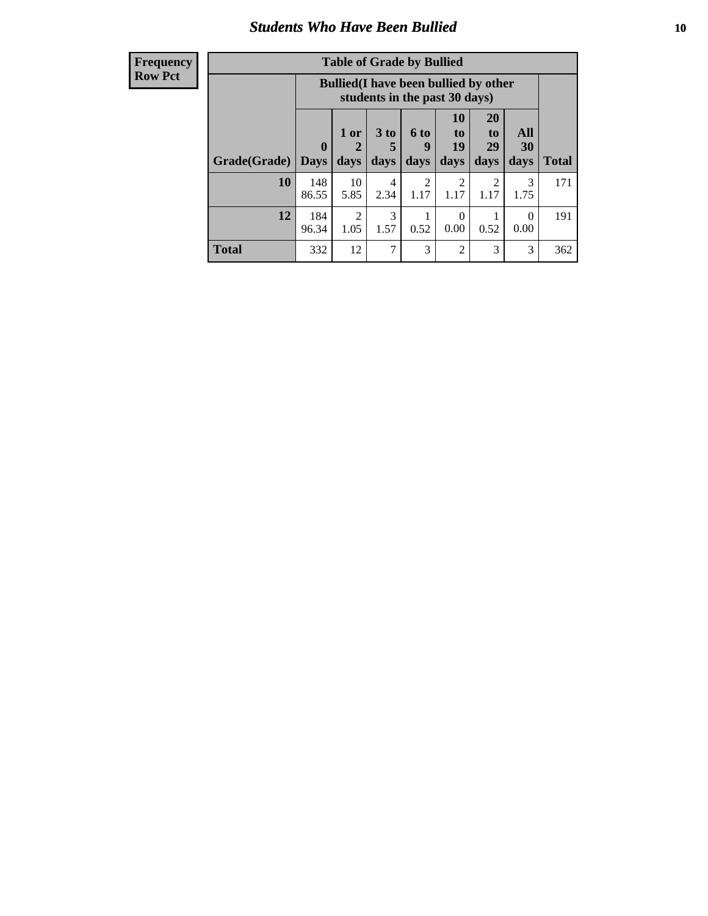## Students Who Have Been Bullied

| Frequency<br>Row Pct |
|---|

**Table of Grade by Bullied**

| Grade(Grade) | Bullied(I have been bullied by other students in the past 30 days) | | | | | | | Total |
|---|---|---|---|---|---|---|---|---|
| | 0 Days | 1 or 2 days | 3 to 5 days | 6 to 9 days | 10 to 19 days | 20 to 29 days | All 30 days | |
| **10** | 148<br>86.55 | 10<br>5.85 | 4<br>2.34 | 2<br>1.17 | 2<br>1.17 | 2<br>1.17 | 3<br>1.75 | 171 |
| **12** | 184<br>96.34 | 2<br>1.05 | 3<br>1.57 | 1<br>0.52 | 0<br>0.00 | 1<br>0.52 | 0<br>0.00 | 191 |
| **Total** | 332 | 12 | 7 | 3 | 2 | 3 | 3 | 362 |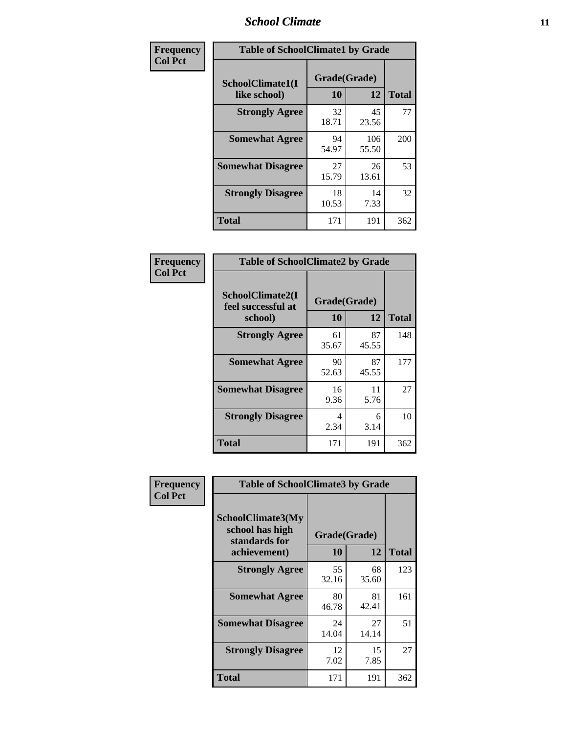| Frequency Col Pct | Table of SchoolClimate1 by Grade | | |
|---|---|---|---|
| SchoolClimate1(I like school) | Grade(Grade) | | |
| | 10 | 12 | Total |
| Strongly Agree | 32<br>18.71 | 45<br>23.56 | 77 |
| Somewhat Agree | 94<br>54.97 | 106<br>55.50 | 200 |
| Somewhat Disagree | 27<br>15.79 | 26<br>13.61 | 53 |
| Strongly Disagree | 18<br>10.53 | 14<br>7.33 | 32 |
| Total | 171 | 191 | 362 |

| Frequency Col Pct | Table of SchoolClimate2 by Grade | | |
|---|---|---|---|
| SchoolClimate2(I feel successful at school) | Grade(Grade) | | |
| | 10 | 12 | Total |
| Strongly Agree | 61<br>35.67 | 87<br>45.55 | 148 |
| Somewhat Agree | 90<br>52.63 | 87<br>45.55 | 177 |
| Somewhat Disagree | 16<br>9.36 | 11<br>5.76 | 27 |
| Strongly Disagree | 4<br>2.34 | 6<br>3.14 | 10 |
| Total | 171 | 191 | 362 |

| Frequency Col Pct | Table of SchoolClimate3 by Grade | | |
|---|---|---|---|
| SchoolClimate3(My school has high standards for achievement) | Grade(Grade) | | |
| | 10 | 12 | Total |
| Strongly Agree | 55<br>32.16 | 68<br>35.60 | 123 |
| Somewhat Agree | 80<br>46.78 | 81<br>42.41 | 161 |
| Somewhat Disagree | 24<br>14.04 | 27<br>14.14 | 51 |
| Strongly Disagree | 12<br>7.02 | 15<br>7.85 | 27 |
| Total | 171 | 191 | 362 |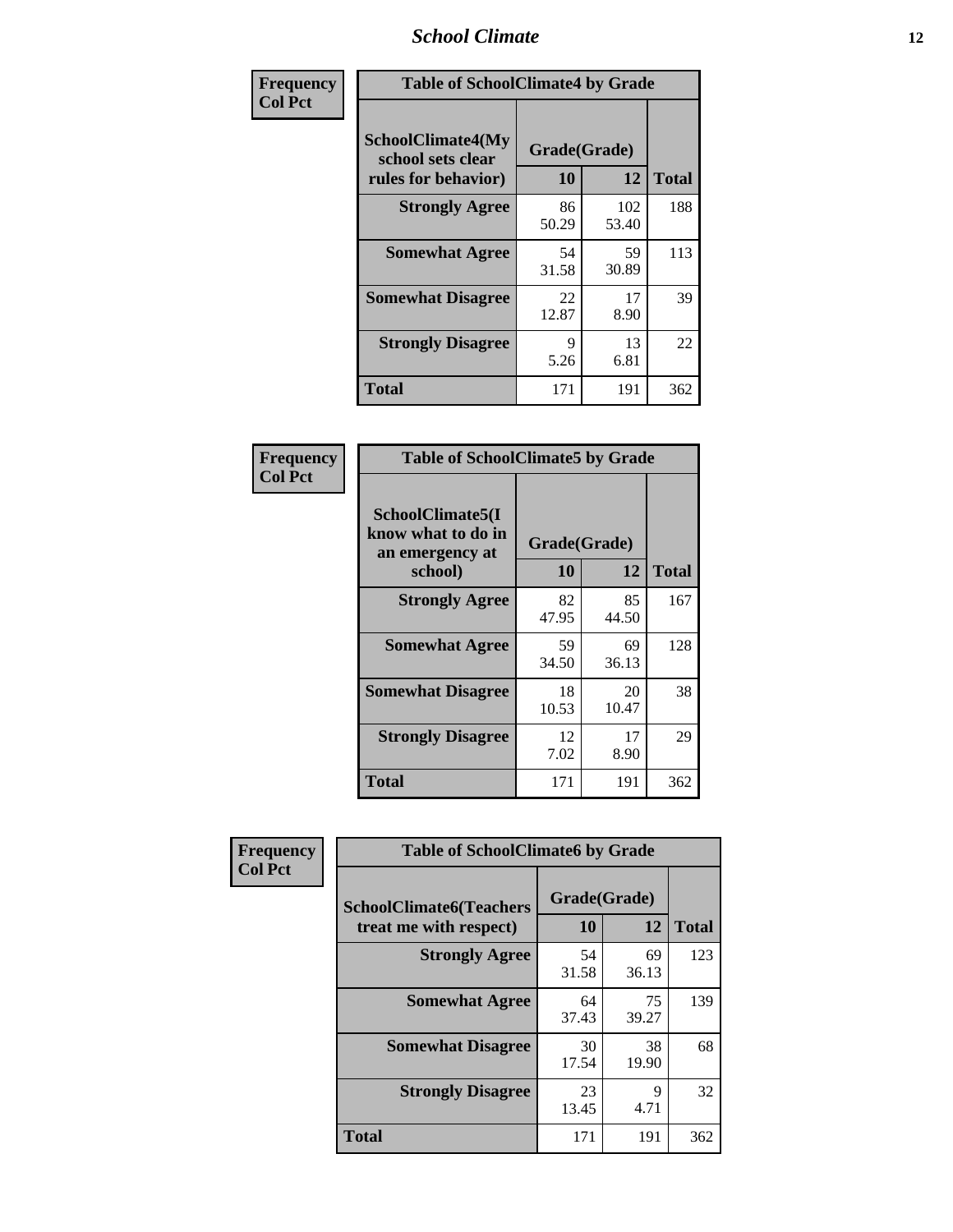| Frequency<br>Col Pct | Table of SchoolClimate4 by Grade | | |
|---|---|---|---|
| SchoolClimate4(My school sets clear rules for behavior) | Grade(Grade) | | |
| | 10 | 12 | Total |
| Strongly Agree | 86<br>50.29 | 102<br>53.40 | 188 |
| Somewhat Agree | 54<br>31.58 | 59<br>30.89 | 113 |
| Somewhat Disagree | 22<br>12.87 | 17<br>8.90 | 39 |
| Strongly Disagree | 9<br>5.26 | 13<br>6.81 | 22 |
| Total | 171 | 191 | 362 |

| Frequency<br>Col Pct | Table of SchoolClimate5 by Grade | | |
|---|---|---|---|
| SchoolClimate5(I know what to do in an emergency at school) | Grade(Grade) | | |
| | 10 | 12 | Total |
| Strongly Agree | 82<br>47.95 | 85<br>44.50 | 167 |
| Somewhat Agree | 59<br>34.50 | 69<br>36.13 | 128 |
| Somewhat Disagree | 18<br>10.53 | 20<br>10.47 | 38 |
| Strongly Disagree | 12<br>7.02 | 17<br>8.90 | 29 |
| Total | 171 | 191 | 362 |

| Frequency<br>Col Pct | Table of SchoolClimate6 by Grade | | |
|---|---|---|---|
| SchoolClimate6(Teachers treat me with respect) | Grade(Grade) | | |
| | 10 | 12 | Total |
| Strongly Agree | 54<br>31.58 | 69<br>36.13 | 123 |
| Somewhat Agree | 64<br>37.43 | 75<br>39.27 | 139 |
| Somewhat Disagree | 30<br>17.54 | 38<br>19.90 | 68 |
| Strongly Disagree | 23<br>13.45 | 9<br>4.71 | 32 |
| Total | 171 | 191 | 362 |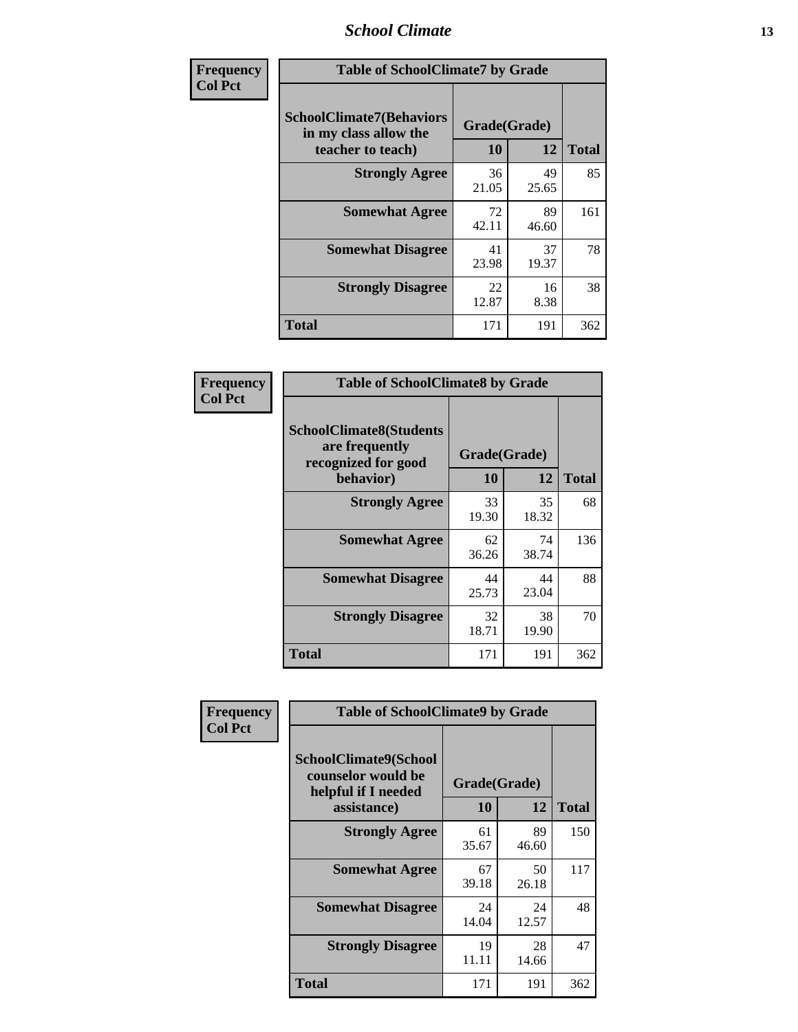| Frequency Col Pct | Table of SchoolClimate7 by Grade | | |
|---|---|---|---|
| SchoolClimate7(Behaviors in my class allow the teacher to teach) | Grade(Grade) | | |
| | 10 | 12 | Total |
| Strongly Agree | 36<br>21.05 | 49<br>25.65 | 85 |
| Somewhat Agree | 72<br>42.11 | 89<br>46.60 | 161 |
| Somewhat Disagree | 41<br>23.98 | 37<br>19.37 | 78 |
| Strongly Disagree | 22<br>12.87 | 16<br>8.38 | 38 |
| Total | 171 | 191 | 362 |

| Frequency Col Pct | Table of SchoolClimate8 by Grade | | |
|---|---|---|---|
| SchoolClimate8(Students are frequently recognized for good behavior) | Grade(Grade) | | |
| | 10 | 12 | Total |
| Strongly Agree | 33<br>19.30 | 35<br>18.32 | 68 |
| Somewhat Agree | 62<br>36.26 | 74<br>38.74 | 136 |
| Somewhat Disagree | 44<br>25.73 | 44<br>23.04 | 88 |
| Strongly Disagree | 32<br>18.71 | 38<br>19.90 | 70 |
| Total | 171 | 191 | 362 |

| Frequency Col Pct | Table of SchoolClimate9 by Grade | | |
|---|---|---|---|
| SchoolClimate9(School counselor would be helpful if I needed assistance) | Grade(Grade) | | |
| | 10 | 12 | Total |
| Strongly Agree | 61<br>35.67 | 89<br>46.60 | 150 |
| Somewhat Agree | 67<br>39.18 | 50<br>26.18 | 117 |
| Somewhat Disagree | 24<br>14.04 | 24<br>12.57 | 48 |
| Strongly Disagree | 19<br>11.11 | 28<br>14.66 | 47 |
| Total | 171 | 191 | 362 |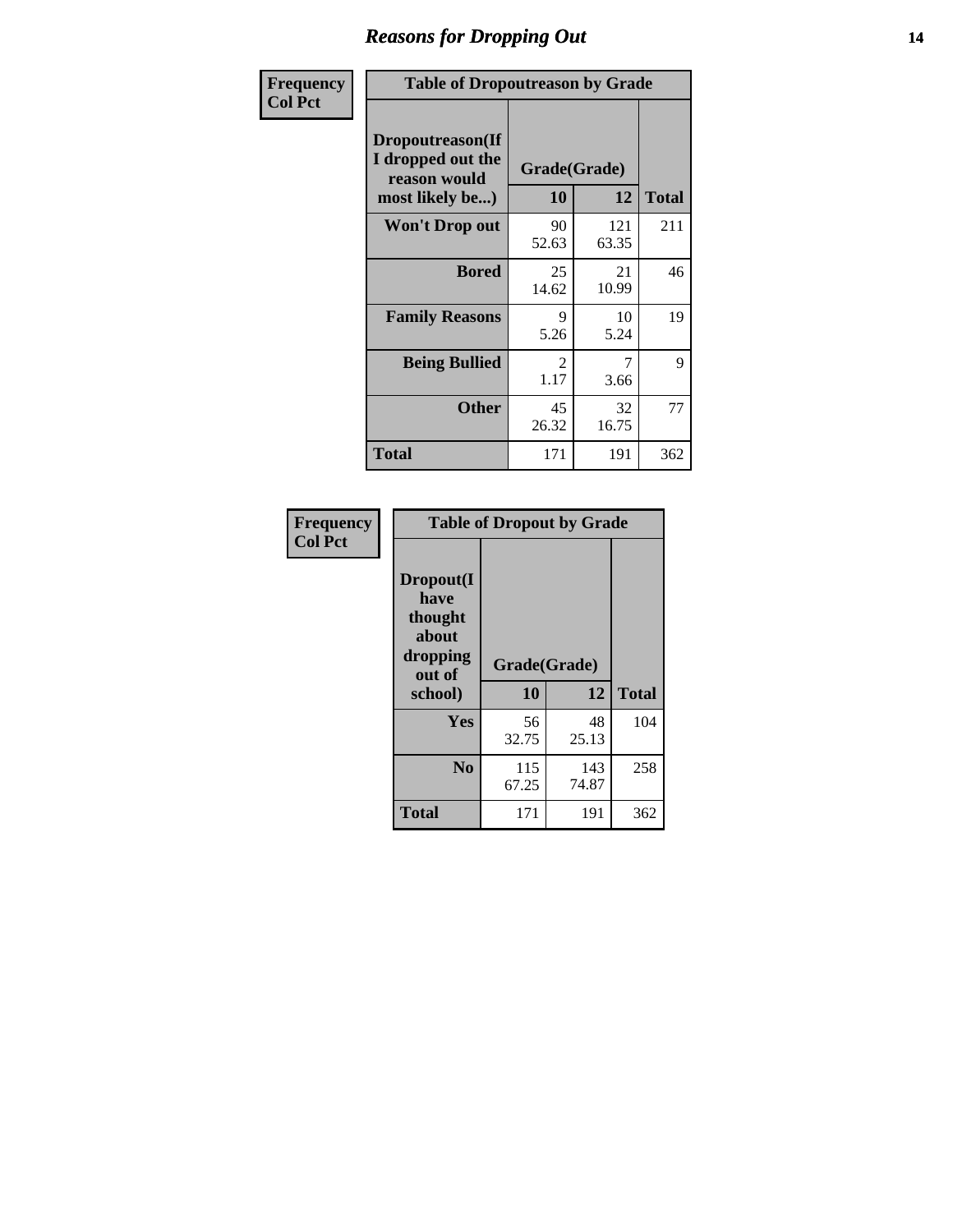## Reasons for Dropping Out

**Frequency**
**Col Pct**

**Table of Dropoutreason by Grade**

| Dropoutreason(If I dropped out the reason would most likely be...) | Grade(Grade) | | Total |
|---|---|---|---|
| | 10 | 12 | |
| **Won't Drop out** | 90<br>52.63 | 121<br>63.35 | 211 |
| **Bored** | 25<br>14.62 | 21<br>10.99 | 46 |
| **Family Reasons** | 9<br>5.26 | 10<br>5.24 | 19 |
| **Being Bullied** | 2<br>1.17 | 7<br>3.66 | 9 |
| **Other** | 45<br>26.32 | 32<br>16.75 | 77 |
| **Total** | 171 | 191 | 362 |

**Frequency**
**Col Pct**

**Table of Dropout by Grade**

| Dropout(I have thought about dropping out of school) | Grade(Grade) | | Total |
|---|---|---|---|
| | 10 | 12 | |
| **Yes** | 56<br>32.75 | 48<br>25.13 | 104 |
| **No** | 115<br>67.25 | 143<br>74.87 | 258 |
| **Total** | 171 | 191 | 362 |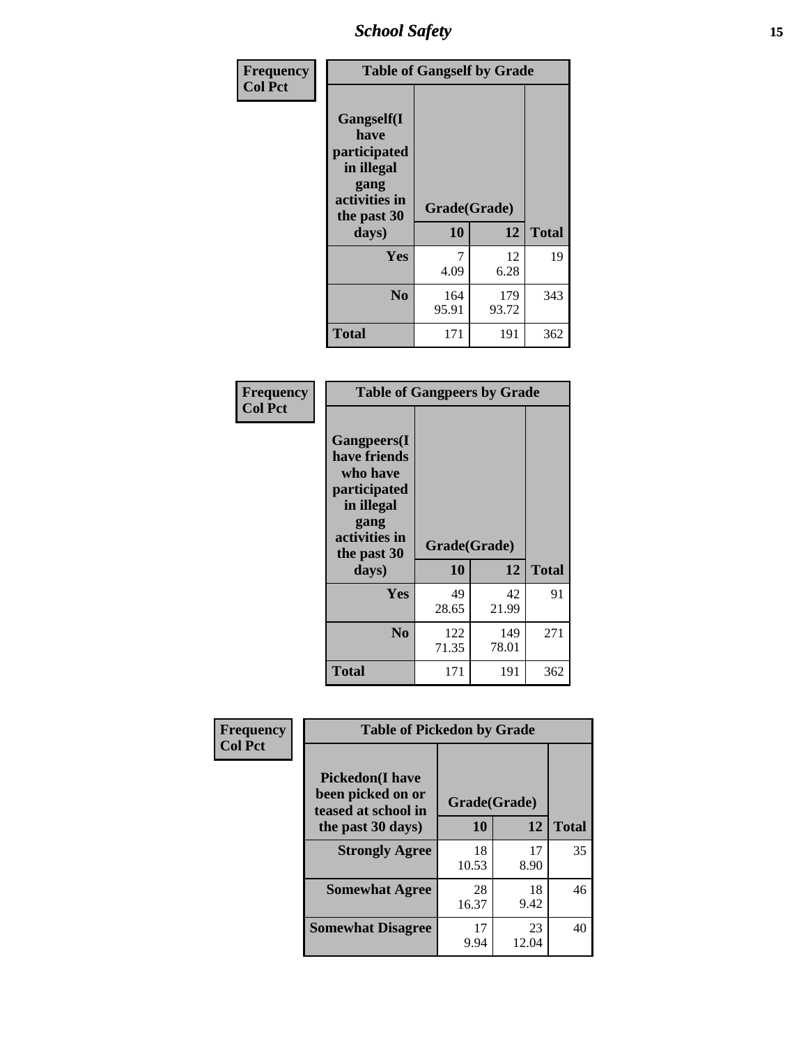**Frequency**
**Col Pct**

| Table of Gangself by Grade | | | |
|---|---|---|---|
| **Gangself(I have participated in illegal gang activities in the past 30 days)** | **Grade(Grade)** | | |
| | **10** | **12** | **Total** |
| **Yes** | 7<br>4.09 | 12<br>6.28 | 19 |
| **No** | 164<br>95.91 | 179<br>93.72 | 343 |
| **Total** | 171 | 191 | 362 |

**Frequency**
**Col Pct**

| Table of Gangpeers by Grade | | | |
|---|---|---|---|
| **Gangpeers(I have friends who have participated in illegal gang activities in the past 30 days)** | **Grade(Grade)** | | |
| | **10** | **12** | **Total** |
| **Yes** | 49<br>28.65 | 42<br>21.99 | 91 |
| **No** | 122<br>71.35 | 149<br>78.01 | 271 |
| **Total** | 171 | 191 | 362 |

**Frequency**
**Col Pct**

| Table of Pickedon by Grade | | | |
|---|---|---|---|
| **Pickedon(I have been picked on or teased at school in the past 30 days)** | **Grade(Grade)** | | |
| | **10** | **12** | **Total** |
| **Strongly Agree** | 18<br>10.53 | 17<br>8.90 | 35 |
| **Somewhat Agree** | 28<br>16.37 | 18<br>9.42 | 46 |
| **Somewhat Disagree** | 17<br>9.94 | 23<br>12.04 | 40 |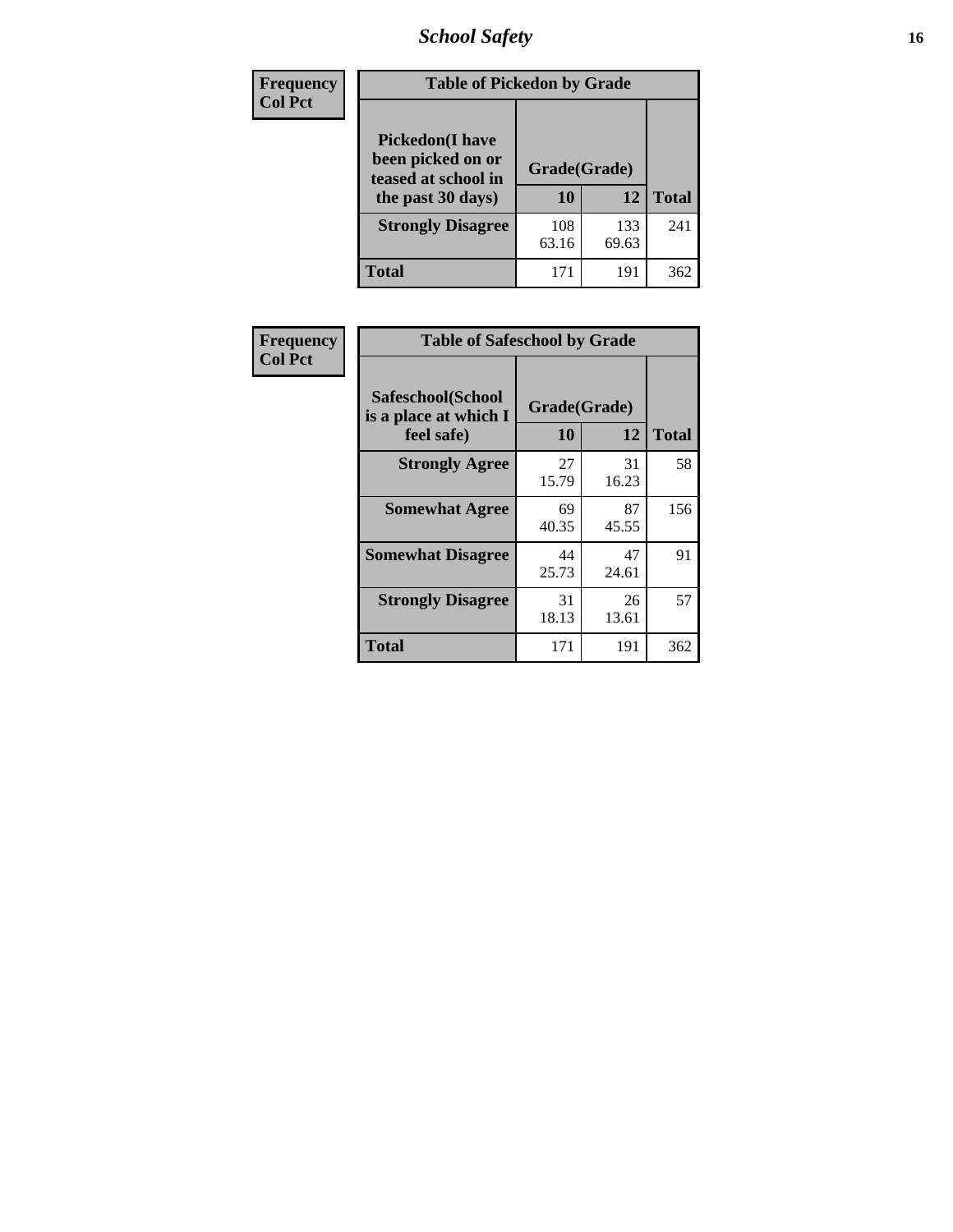# School Safety

**Frequency**
**Col Pct**

| Table of Pickedon by Grade | | | |
|---|---|---|---|
| **Pickedon(I have been picked on or teased at school in the past 30 days)** | **Grade(Grade)** | | **Total** |
| | **10** | **12** | |
| **Strongly Disagree** | 108<br>63.16 | 133<br>69.63 | 241 |
| **Total** | 171 | 191 | 362 |

**Frequency**
**Col Pct**

| Table of Safeschool by Grade | | | |
|---|---|---|---|
| **Safeschool(School is a place at which I feel safe)** | **Grade(Grade)** | | **Total** |
| | **10** | **12** | |
| **Strongly Agree** | 27<br>15.79 | 31<br>16.23 | 58 |
| **Somewhat Agree** | 69<br>40.35 | 87<br>45.55 | 156 |
| **Somewhat Disagree** | 44<br>25.73 | 47<br>24.61 | 91 |
| **Strongly Disagree** | 31<br>18.13 | 26<br>13.61 | 57 |
| **Total** | 171 | 191 | 362 |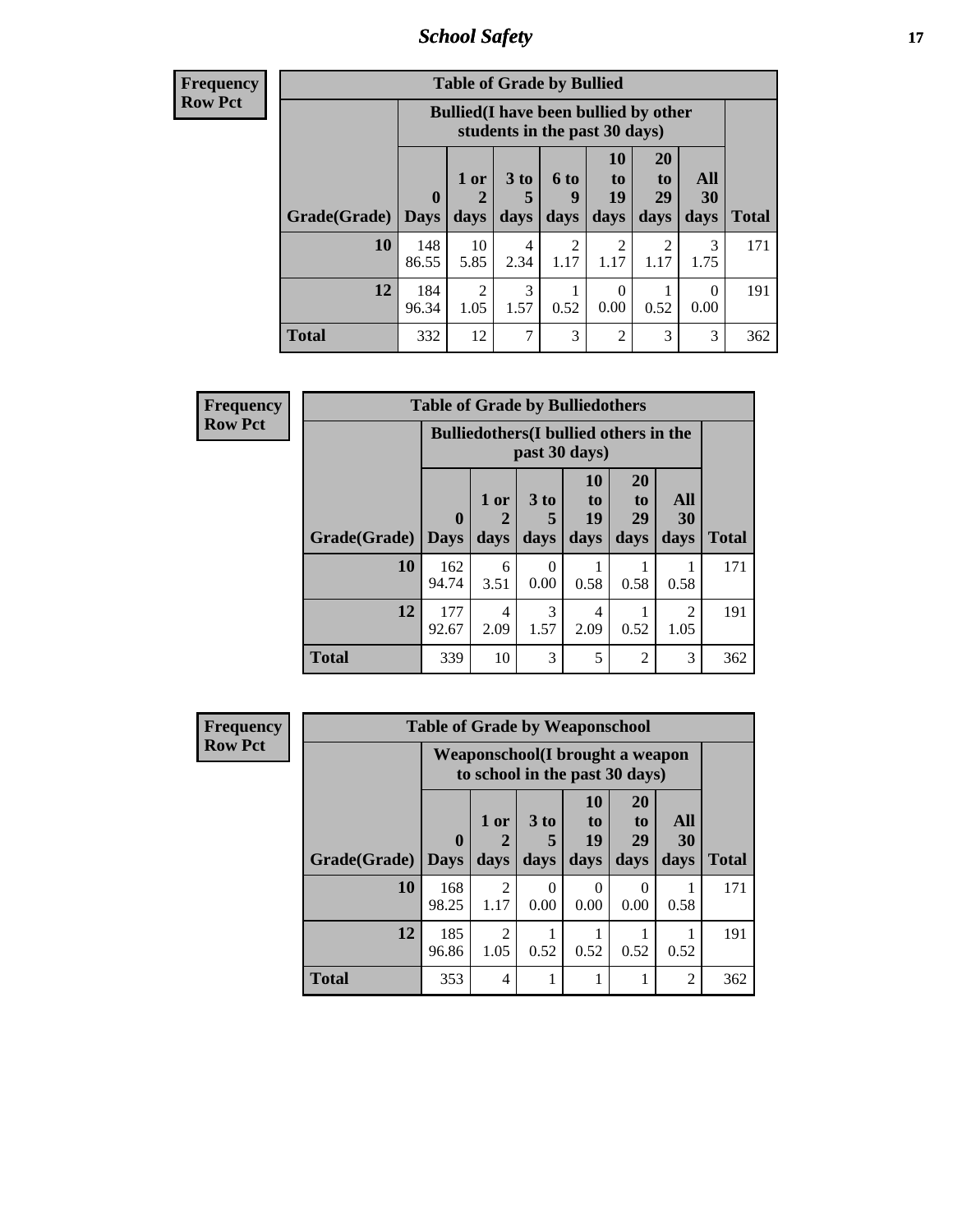# School Safety

**Frequency**
**Row Pct**

| Table of Grade by Bullied | | | | | | | | |
|---|---|---|---|---|---|---|---|---|
| | Bullied(I have been bullied by other students in the past 30 days) | | | | | | | |
| Grade(Grade) | 0 Days | 1 or 2 days | 3 to 5 days | 6 to 9 days | 10 to 19 days | 20 to 29 days | All 30 days | Total |
| 10 | 148<br>86.55 | 10<br>5.85 | 4<br>2.34 | 2<br>1.17 | 2<br>1.17 | 2<br>1.17 | 3<br>1.75 | 171 |
| 12 | 184<br>96.34 | 2<br>1.05 | 3<br>1.57 | 1<br>0.52 | 0<br>0.00 | 1<br>0.52 | 0<br>0.00 | 191 |
| Total | 332 | 12 | 7 | 3 | 2 | 3 | 3 | 362 |

**Frequency**
**Row Pct**

| Table of Grade by Bulliedothers | | | | | | | |
|---|---|---|---|---|---|---|---|
| | Bulliedothers(I bullied others in the past 30 days) | | | | | | |
| Grade(Grade) | 0 Days | 1 or 2 days | 3 to 5 days | 10 to 19 days | 20 to 29 days | All 30 days | Total |
| 10 | 162<br>94.74 | 6<br>3.51 | 0<br>0.00 | 1<br>0.58 | 1<br>0.58 | 1<br>0.58 | 171 |
| 12 | 177<br>92.67 | 4<br>2.09 | 3<br>1.57 | 4<br>2.09 | 1<br>0.52 | 2<br>1.05 | 191 |
| Total | 339 | 10 | 3 | 5 | 2 | 3 | 362 |

**Frequency**
**Row Pct**

| Table of Grade by Weaponschool | | | | | | | |
|---|---|---|---|---|---|---|---|
| | Weaponschool(I brought a weapon to school in the past 30 days) | | | | | | |
| Grade(Grade) | 0 Days | 1 or 2 days | 3 to 5 days | 10 to 19 days | 20 to 29 days | All 30 days | Total |
| 10 | 168<br>98.25 | 2<br>1.17 | 0<br>0.00 | 0<br>0.00 | 0<br>0.00 | 1<br>0.58 | 171 |
| 12 | 185<br>96.86 | 2<br>1.05 | 1<br>0.52 | 1<br>0.52 | 1<br>0.52 | 1<br>0.52 | 191 |
| Total | 353 | 4 | 1 | 1 | 1 | 2 | 362 |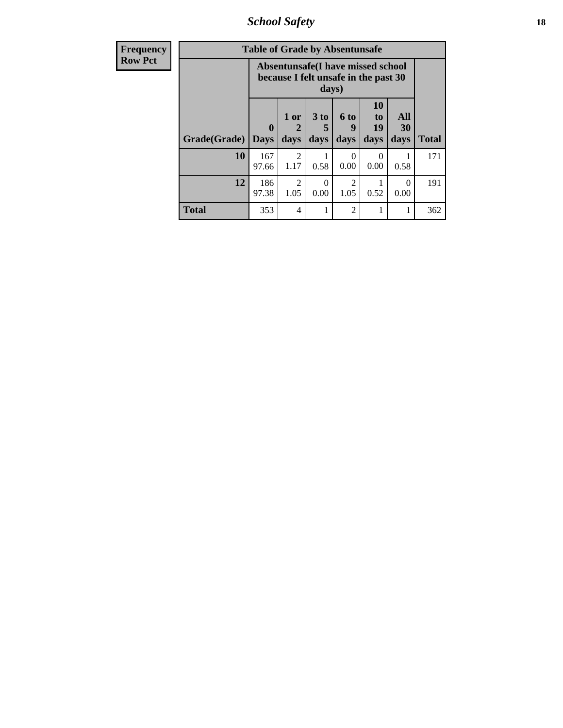| Frequency<br>Row Pct | Table of Grade by Absentunsafe | | | | | | |
|---|---|---|---|---|---|---|---|
| | Absentunsafe(I have missed school because I felt unsafe in the past 30 days) | | | | | | |
| Grade(Grade) | 0 Days | 1 or 2 days | 3 to 5 days | 6 to 9 days | 10 to 19 days | All 30 days | Total |
| 10 | 167<br>97.66 | 2<br>1.17 | 1<br>0.58 | 0<br>0.00 | 0<br>0.00 | 1<br>0.58 | 171 |
| 12 | 186<br>97.38 | 2<br>1.05 | 0<br>0.00 | 2<br>1.05 | 1<br>0.52 | 0<br>0.00 | 191 |
| Total | 353 | 4 | 1 | 2 | 1 | 1 | 362 |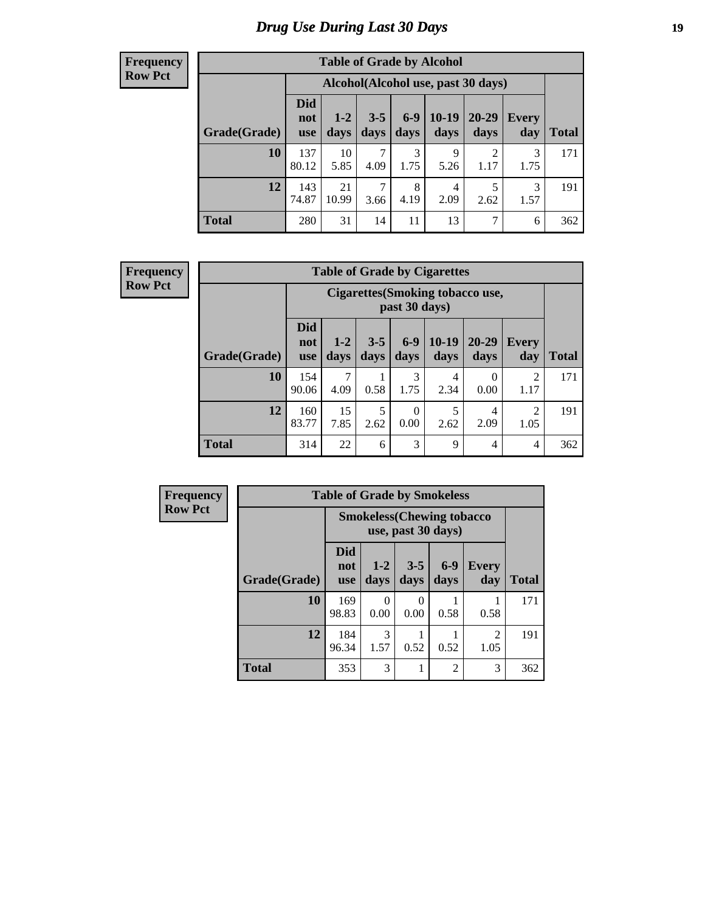# Drug Use During Last 30 Days

**Frequency**
**Row Pct**

| Table of Grade by Alcohol | | | | | | | | |
|---|---|---|---|---|---|---|---|---|
| | Alcohol(Alcohol use, past 30 days) | | | | | | | |
| Grade(Grade) | Did not use | 1-2 days | 3-5 days | 6-9 days | 10-19 days | 20-29 days | Every day | Total |
| 10 | 137<br>80.12 | 10<br>5.85 | 7<br>4.09 | 3<br>1.75 | 9<br>5.26 | 2<br>1.17 | 3<br>1.75 | 171 |
| 12 | 143<br>74.87 | 21<br>10.99 | 7<br>3.66 | 8<br>4.19 | 4<br>2.09 | 5<br>2.62 | 3<br>1.57 | 191 |
| Total | 280 | 31 | 14 | 11 | 13 | 7 | 6 | 362 |

**Frequency**
**Row Pct**

| Table of Grade by Cigarettes | | | | | | | | |
|---|---|---|---|---|---|---|---|---|
| | Cigarettes(Smoking tobacco use, past 30 days) | | | | | | | |
| Grade(Grade) | Did not use | 1-2 days | 3-5 days | 6-9 days | 10-19 days | 20-29 days | Every day | Total |
| 10 | 154<br>90.06 | 7<br>4.09 | 1<br>0.58 | 3<br>1.75 | 4<br>2.34 | 0<br>0.00 | 2<br>1.17 | 171 |
| 12 | 160<br>83.77 | 15<br>7.85 | 5<br>2.62 | 0<br>0.00 | 5<br>2.62 | 4<br>2.09 | 2<br>1.05 | 191 |
| Total | 314 | 22 | 6 | 3 | 9 | 4 | 4 | 362 |

**Frequency**
**Row Pct**

| Table of Grade by Smokeless | | | | | | |
|---|---|---|---|---|---|---|
| | Smokeless(Chewing tobacco use, past 30 days) | | | | | |
| Grade(Grade) | Did not use | 1-2 days | 3-5 days | 6-9 days | Every day | Total |
| 10 | 169<br>98.83 | 0<br>0.00 | 0<br>0.00 | 1<br>0.58 | 1<br>0.58 | 171 |
| 12 | 184<br>96.34 | 3<br>1.57 | 1<br>0.52 | 1<br>0.52 | 2<br>1.05 | 191 |
| Total | 353 | 3 | 1 | 2 | 3 | 362 |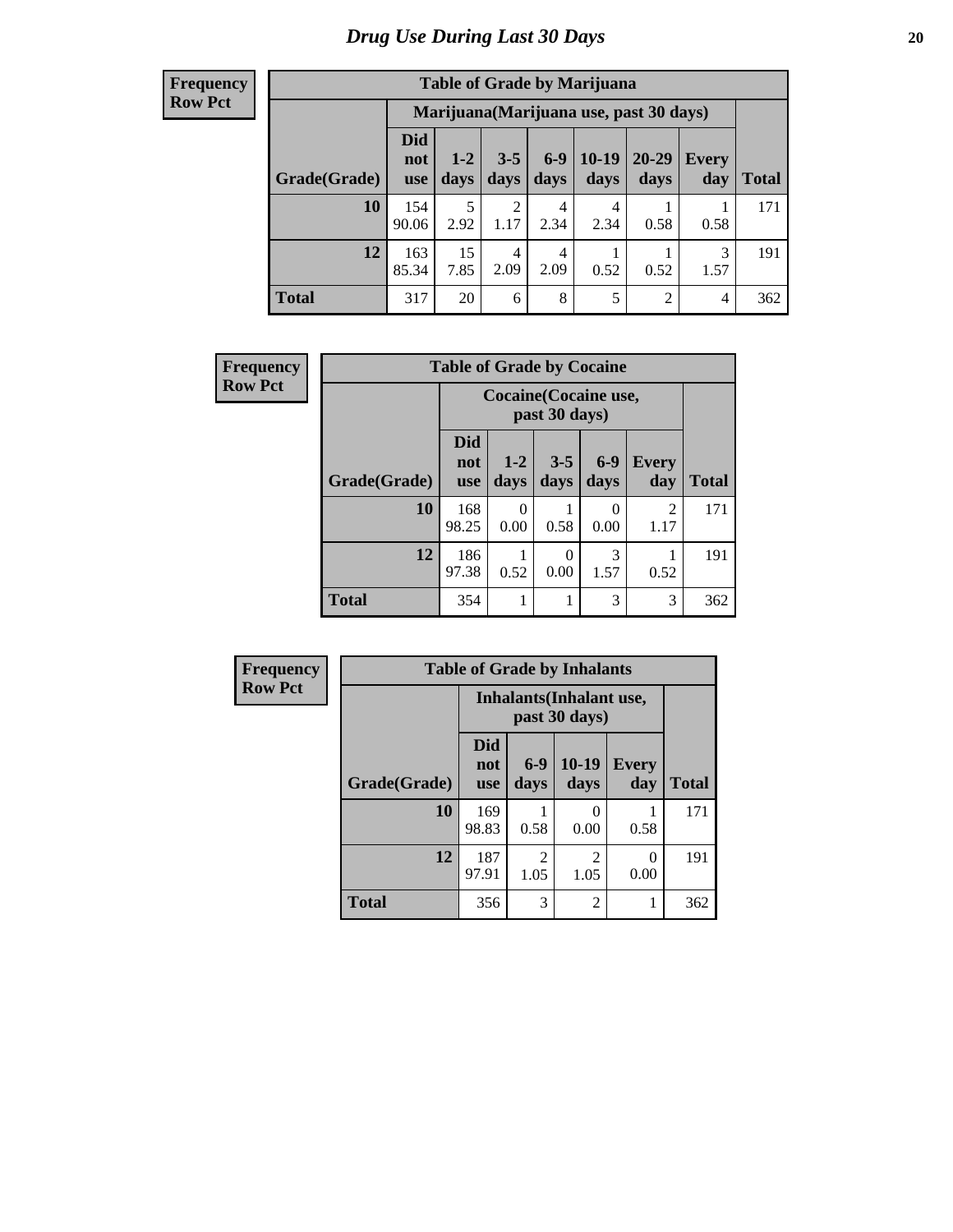# Drug Use During Last 30 Days

**Frequency**
**Row Pct**

| Table of Grade by Marijuana | | | | | | | | |
|---|---|---|---|---|---|---|---|---|
| | Marijuana(Marijuana use, past 30 days) | | | | | | | |
| Grade(Grade) | Did not use | 1-2 days | 3-5 days | 6-9 days | 10-19 days | 20-29 days | Every day | Total |
| 10 | 154<br>90.06 | 5<br>2.92 | 2<br>1.17 | 4<br>2.34 | 4<br>2.34 | 1<br>0.58 | 1<br>0.58 | 171 |
| 12 | 163<br>85.34 | 15<br>7.85 | 4<br>2.09 | 4<br>2.09 | 1<br>0.52 | 1<br>0.52 | 3<br>1.57 | 191 |
| Total | 317 | 20 | 6 | 8 | 5 | 2 | 4 | 362 |

**Frequency**
**Row Pct**

| Table of Grade by Cocaine | | | | | | |
|---|---|---|---|---|---|---|
| | Cocaine(Cocaine use, past 30 days) | | | | | |
| Grade(Grade) | Did not use | 1-2 days | 3-5 days | 6-9 days | Every day | Total |
| 10 | 168<br>98.25 | 0<br>0.00 | 1<br>0.58 | 0<br>0.00 | 2<br>1.17 | 171 |
| 12 | 186<br>97.38 | 1<br>0.52 | 0<br>0.00 | 3<br>1.57 | 1<br>0.52 | 191 |
| Total | 354 | 1 | 1 | 3 | 3 | 362 |

**Frequency**
**Row Pct**

| Table of Grade by Inhalants | | | | | |
|---|---|---|---|---|---|
| | Inhalants(Inhalant use, past 30 days) | | | | |
| Grade(Grade) | Did not use | 6-9 days | 10-19 days | Every day | Total |
| 10 | 169<br>98.83 | 1<br>0.58 | 0<br>0.00 | 1<br>0.58 | 171 |
| 12 | 187<br>97.91 | 2<br>1.05 | 2<br>1.05 | 0<br>0.00 | 191 |
| Total | 356 | 3 | 2 | 1 | 362 |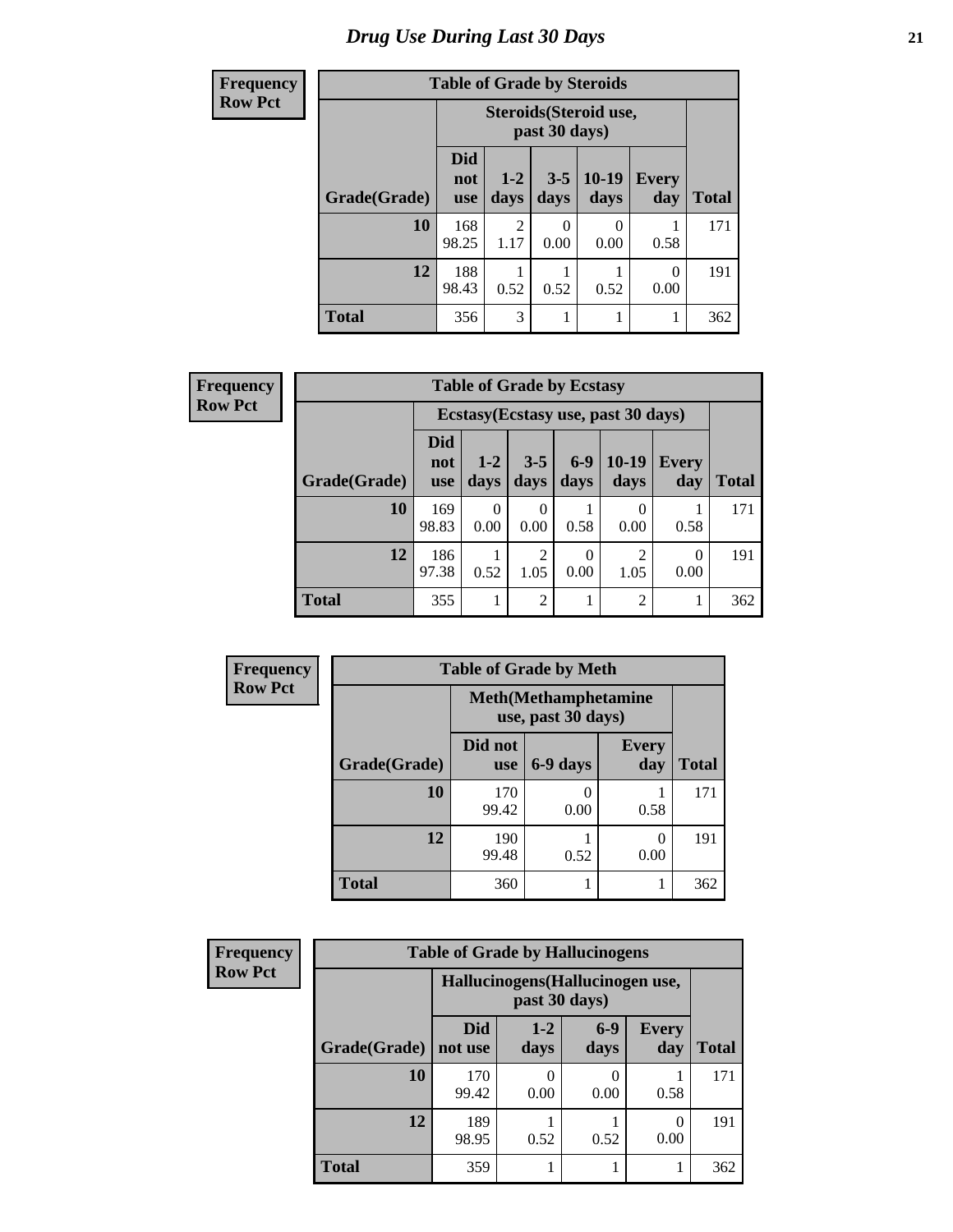# Drug Use During Last 30 Days

**Frequency**
**Row Pct**

| Table of Grade by Steroids | | | | | | |
|---|---|---|---|---|---|---|
| | Steroids(Steroid use, past 30 days) | | | | | |
| Grade(Grade) | Did not use | 1-2 days | 3-5 days | 10-19 days | Every day | Total |
| 10 | 168<br>98.25 | 2<br>1.17 | 0<br>0.00 | 0<br>0.00 | 1<br>0.58 | 171 |
| 12 | 188<br>98.43 | 1<br>0.52 | 1<br>0.52 | 1<br>0.52 | 0<br>0.00 | 191 |
| Total | 356 | 3 | 1 | 1 | 1 | 362 |

**Frequency**
**Row Pct**

| Table of Grade by Ecstasy | | | | | | | |
|---|---|---|---|---|---|---|---|
| | Ecstasy(Ecstasy use, past 30 days) | | | | | | |
| Grade(Grade) | Did not use | 1-2 days | 3-5 days | 6-9 days | 10-19 days | Every day | Total |
| 10 | 169<br>98.83 | 0<br>0.00 | 0<br>0.00 | 1<br>0.58 | 0<br>0.00 | 1<br>0.58 | 171 |
| 12 | 186<br>97.38 | 1<br>0.52 | 2<br>1.05 | 0<br>0.00 | 2<br>1.05 | 0<br>0.00 | 191 |
| Total | 355 | 1 | 2 | 1 | 2 | 1 | 362 |

**Frequency**
**Row Pct**

| Table of Grade by Meth | | | | |
|---|---|---|---|---|
| | Meth(Methamphetamine use, past 30 days) | | | |
| Grade(Grade) | Did not use | 6-9 days | Every day | Total |
| 10 | 170<br>99.42 | 0<br>0.00 | 1<br>0.58 | 171 |
| 12 | 190<br>99.48 | 1<br>0.52 | 0<br>0.00 | 191 |
| Total | 360 | 1 | 1 | 362 |

**Frequency**
**Row Pct**

| Table of Grade by Hallucinogens | | | | | |
|---|---|---|---|---|---|
| | Hallucinogens(Hallucinogen use, past 30 days) | | | | |
| Grade(Grade) | Did not use | 1-2 days | 6-9 days | Every day | Total |
| 10 | 170<br>99.42 | 0<br>0.00 | 0<br>0.00 | 1<br>0.58 | 171 |
| 12 | 189<br>98.95 | 1<br>0.52 | 1<br>0.52 | 0<br>0.00 | 191 |
| Total | 359 | 1 | 1 | 1 | 362 |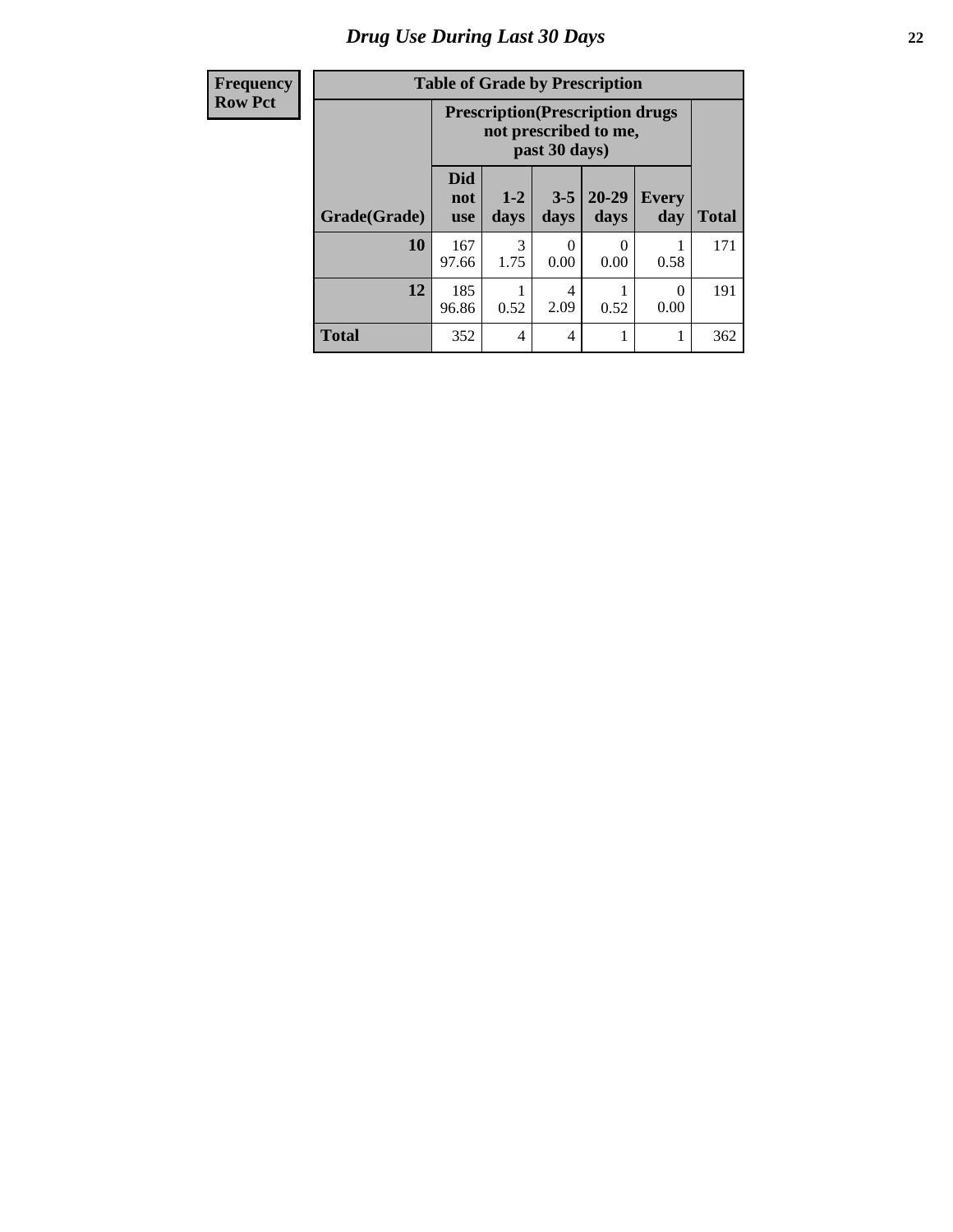# Drug Use During Last 30 Days

| Frequency<br>Row Pct | Table of Grade by Prescription | | | | | |
|---|---|---|---|---|---|---|
| | Prescription(Prescription drugs not prescribed to me, past 30 days) | | | | | |
| Grade(Grade) | Did not use | 1-2 days | 3-5 days | 20-29 days | Every day | Total |
| 10 | 167<br>97.66 | 3<br>1.75 | 0<br>0.00 | 0<br>0.00 | 1<br>0.58 | 171 |
| 12 | 185<br>96.86 | 1<br>0.52 | 4<br>2.09 | 1<br>0.52 | 0<br>0.00 | 191 |
| Total | 352 | 4 | 4 | 1 | 1 | 362 |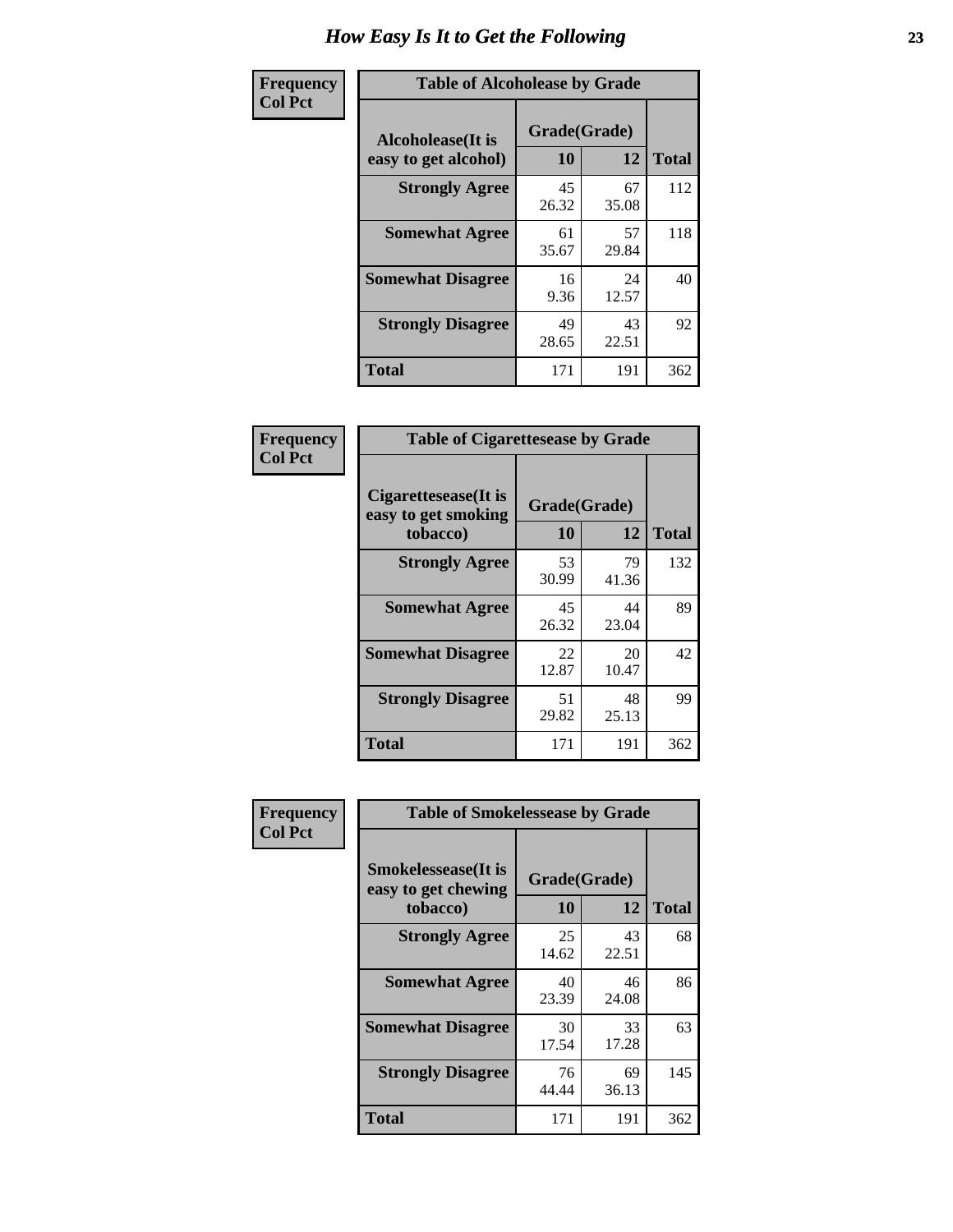# How Easy Is It to Get the Following

**Frequency**
**Col Pct**

| Table of Alcoholease by Grade | | | |
|---|---|---|---|
| Alcoholease(It is easy to get alcohol) | Grade(Grade) | | Total |
| | 10 | 12 | |
| **Strongly Agree** | 45<br>26.32 | 67<br>35.08 | 112 |
| **Somewhat Agree** | 61<br>35.67 | 57<br>29.84 | 118 |
| **Somewhat Disagree** | 16<br>9.36 | 24<br>12.57 | 40 |
| **Strongly Disagree** | 49<br>28.65 | 43<br>22.51 | 92 |
| **Total** | 171 | 191 | 362 |

**Frequency**
**Col Pct**

| Table of Cigarettesease by Grade | | | |
|---|---|---|---|
| Cigarettesease(It is easy to get smoking tobacco) | Grade(Grade) | | Total |
| | 10 | 12 | |
| **Strongly Agree** | 53<br>30.99 | 79<br>41.36 | 132 |
| **Somewhat Agree** | 45<br>26.32 | 44<br>23.04 | 89 |
| **Somewhat Disagree** | 22<br>12.87 | 20<br>10.47 | 42 |
| **Strongly Disagree** | 51<br>29.82 | 48<br>25.13 | 99 |
| **Total** | 171 | 191 | 362 |

**Frequency**
**Col Pct**

| Table of Smokelessease by Grade | | | |
|---|---|---|---|
| Smokelessease(It is easy to get chewing tobacco) | Grade(Grade) | | Total |
| | 10 | 12 | |
| **Strongly Agree** | 25<br>14.62 | 43<br>22.51 | 68 |
| **Somewhat Agree** | 40<br>23.39 | 46<br>24.08 | 86 |
| **Somewhat Disagree** | 30<br>17.54 | 33<br>17.28 | 63 |
| **Strongly Disagree** | 76<br>44.44 | 69<br>36.13 | 145 |
| **Total** | 171 | 191 | 362 |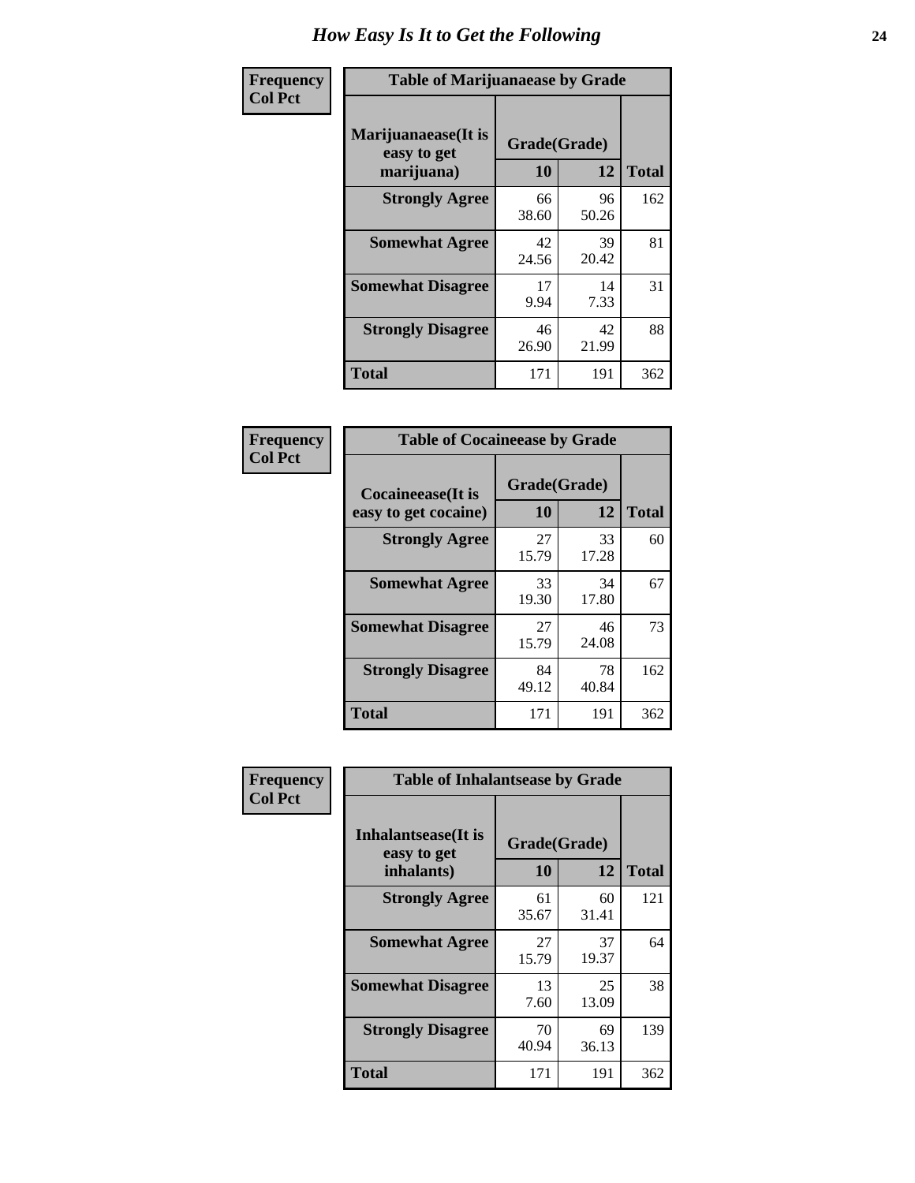# How Easy Is It to Get the Following

**Frequency**
**Col Pct**

**Table of Marijuanaease by Grade**

| Marijuanaease(It is easy to get marijuana) | Grade(Grade) | | Total |
|---|---|---|---|
| | 10 | 12 | |
| **Strongly Agree** | 66<br>38.60 | 96<br>50.26 | 162 |
| **Somewhat Agree** | 42<br>24.56 | 39<br>20.42 | 81 |
| **Somewhat Disagree** | 17<br>9.94 | 14<br>7.33 | 31 |
| **Strongly Disagree** | 46<br>26.90 | 42<br>21.99 | 88 |
| **Total** | 171 | 191 | 362 |

**Frequency**
**Col Pct**

**Table of Cocaineease by Grade**

| Cocaineease(It is easy to get cocaine) | Grade(Grade) | | Total |
|---|---|---|---|
| | 10 | 12 | |
| **Strongly Agree** | 27<br>15.79 | 33<br>17.28 | 60 |
| **Somewhat Agree** | 33<br>19.30 | 34<br>17.80 | 67 |
| **Somewhat Disagree** | 27<br>15.79 | 46<br>24.08 | 73 |
| **Strongly Disagree** | 84<br>49.12 | 78<br>40.84 | 162 |
| **Total** | 171 | 191 | 362 |

**Frequency**
**Col Pct**

**Table of Inhalantsease by Grade**

| Inhalantsease(It is easy to get inhalants) | Grade(Grade) | | Total |
|---|---|---|---|
| | 10 | 12 | |
| **Strongly Agree** | 61<br>35.67 | 60<br>31.41 | 121 |
| **Somewhat Agree** | 27<br>15.79 | 37<br>19.37 | 64 |
| **Somewhat Disagree** | 13<br>7.60 | 25<br>13.09 | 38 |
| **Strongly Disagree** | 70<br>40.94 | 69<br>36.13 | 139 |
| **Total** | 171 | 191 | 362 |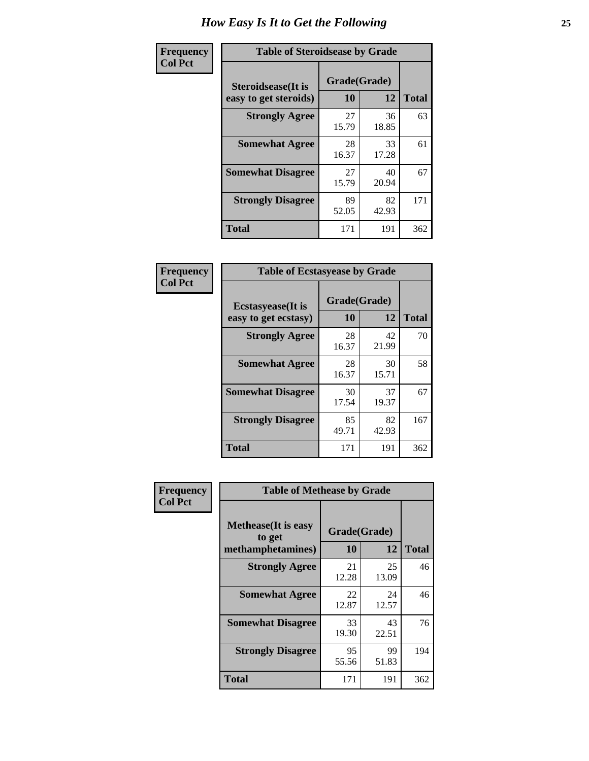# How Easy Is It to Get the Following

**Frequency Col Pct**

**Table of Steroidsease by Grade**

| Steroidsease(It is easy to get steroids) | Grade(Grade) 10 | 12 | Total |
|---|---|---|---|
| **Strongly Agree** | 27<br>15.79 | 36<br>18.85 | 63 |
| **Somewhat Agree** | 28<br>16.37 | 33<br>17.28 | 61 |
| **Somewhat Disagree** | 27<br>15.79 | 40<br>20.94 | 67 |
| **Strongly Disagree** | 89<br>52.05 | 82<br>42.93 | 171 |
| **Total** | 171 | 191 | 362 |

**Frequency Col Pct**

**Table of Ecstasyease by Grade**

| Ecstasyease(It is easy to get ecstasy) | Grade(Grade) 10 | 12 | Total |
|---|---|---|---|
| **Strongly Agree** | 28<br>16.37 | 42<br>21.99 | 70 |
| **Somewhat Agree** | 28<br>16.37 | 30<br>15.71 | 58 |
| **Somewhat Disagree** | 30<br>17.54 | 37<br>19.37 | 67 |
| **Strongly Disagree** | 85<br>49.71 | 82<br>42.93 | 167 |
| **Total** | 171 | 191 | 362 |

**Frequency Col Pct**

**Table of Methease by Grade**

| Methease(It is easy to get methamphetamines) | Grade(Grade) 10 | 12 | Total |
|---|---|---|---|
| **Strongly Agree** | 21<br>12.28 | 25<br>13.09 | 46 |
| **Somewhat Agree** | 22<br>12.87 | 24<br>12.57 | 46 |
| **Somewhat Disagree** | 33<br>19.30 | 43<br>22.51 | 76 |
| **Strongly Disagree** | 95<br>55.56 | 99<br>51.83 | 194 |
| **Total** | 171 | 191 | 362 |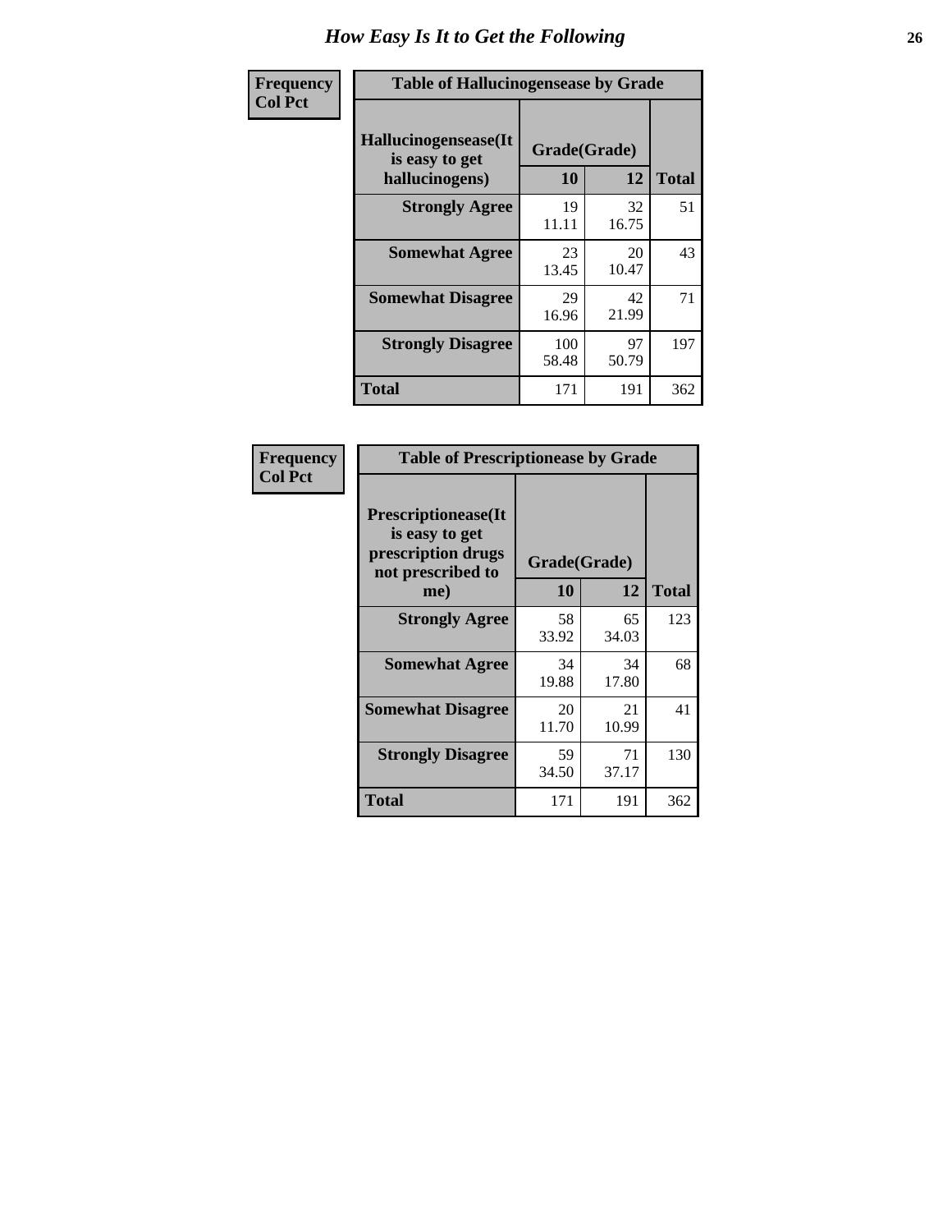# How Easy Is It to Get the Following

**Frequency**
**Col Pct**

**Table of Hallucinogensease by Grade**

| Hallucinogensease(It is easy to get hallucinogens) | Grade(Grade) | | Total |
|---|---|---|---|
| | 10 | 12 | |
| **Strongly Agree** | 19<br>11.11 | 32<br>16.75 | 51 |
| **Somewhat Agree** | 23<br>13.45 | 20<br>10.47 | 43 |
| **Somewhat Disagree** | 29<br>16.96 | 42<br>21.99 | 71 |
| **Strongly Disagree** | 100<br>58.48 | 97<br>50.79 | 197 |
| **Total** | 171 | 191 | 362 |

**Frequency**
**Col Pct**

**Table of Prescriptionease by Grade**

| Prescriptionease(It is easy to get prescription drugs not prescribed to me) | Grade(Grade) | | Total |
|---|---|---|---|
| | 10 | 12 | |
| **Strongly Agree** | 58<br>33.92 | 65<br>34.03 | 123 |
| **Somewhat Agree** | 34<br>19.88 | 34<br>17.80 | 68 |
| **Somewhat Disagree** | 20<br>11.70 | 21<br>10.99 | 41 |
| **Strongly Disagree** | 59<br>34.50 | 71<br>37.17 | 130 |
| **Total** | 171 | 191 | 362 |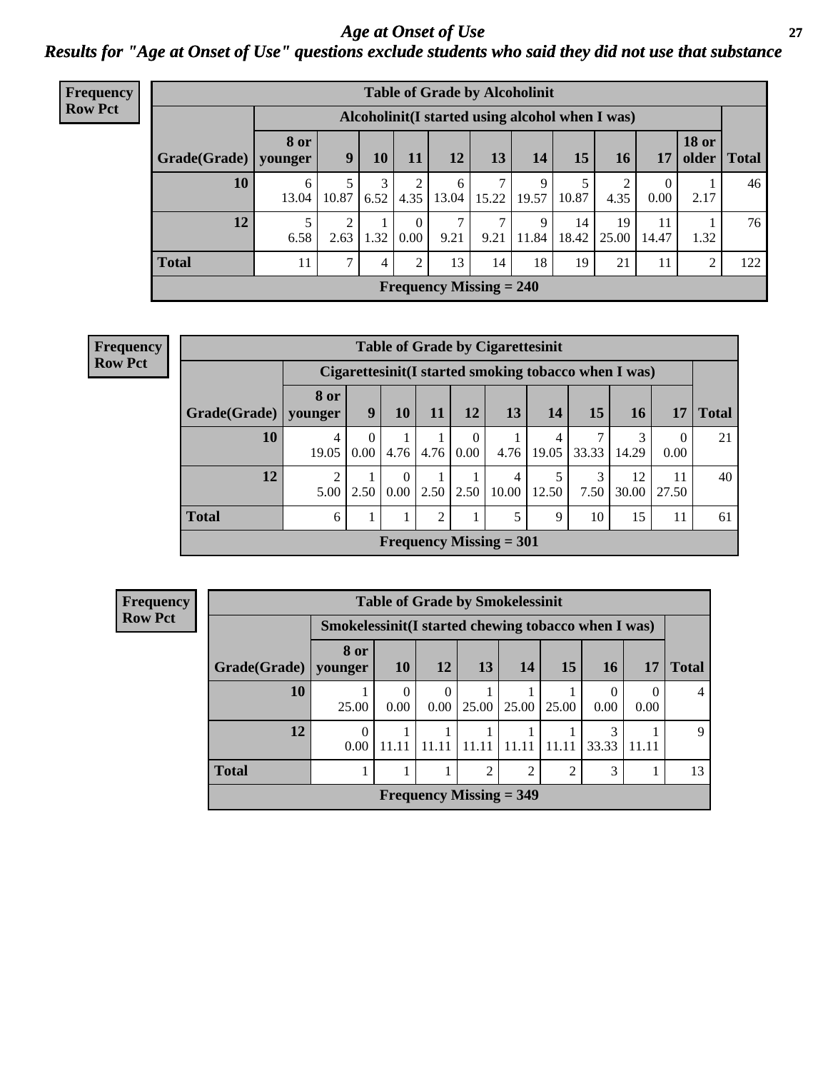# *Age at Onset of Use*

## *Results for "Age at Onset of Use" questions exclude students who said they did not use that substance*

**Frequency**
**Row Pct**

**Table of Grade by Alcoholinit**

| Grade(Grade) | Alcoholinit(I started using alcohol when I was) | | | | | | | | | | | Total |
|---|---|---|---|---|---|---|---|---|---|---|---|---|
| | 8 or younger | 9 | 10 | 11 | 12 | 13 | 14 | 15 | 16 | 17 | 18 or older | |
| 10 | 6<br>13.04 | 5<br>10.87 | 3<br>6.52 | 2<br>4.35 | 6<br>13.04 | 7<br>15.22 | 9<br>19.57 | 5<br>10.87 | 2<br>4.35 | 0<br>0.00 | 1<br>2.17 | 46 |
| 12 | 5<br>6.58 | 2<br>2.63 | 1<br>1.32 | 0<br>0.00 | 7<br>9.21 | 7<br>9.21 | 9<br>11.84 | 14<br>18.42 | 19<br>25.00 | 11<br>14.47 | 1<br>1.32 | 76 |
| Total | 11 | 7 | 4 | 2 | 13 | 14 | 18 | 19 | 21 | 11 | 2 | 122 |

**Frequency Missing = 240**

**Frequency**
**Row Pct**

**Table of Grade by Cigarettesinit**

| Grade(Grade) | Cigarettesinit(I started smoking tobacco when I was) | | | | | | | | | | Total |
|---|---|---|---|---|---|---|---|---|---|---|---|
| | 8 or younger | 9 | 10 | 11 | 12 | 13 | 14 | 15 | 16 | 17 | |
| 10 | 4<br>19.05 | 0<br>0.00 | 1<br>4.76 | 1<br>4.76 | 0<br>0.00 | 1<br>4.76 | 4<br>19.05 | 7<br>33.33 | 3<br>14.29 | 0<br>0.00 | 21 |
| 12 | 2<br>5.00 | 1<br>2.50 | 0<br>0.00 | 1<br>2.50 | 1<br>2.50 | 4<br>10.00 | 5<br>12.50 | 3<br>7.50 | 12<br>30.00 | 11<br>27.50 | 40 |
| Total | 6 | 1 | 1 | 2 | 1 | 5 | 9 | 10 | 15 | 11 | 61 |

**Frequency Missing = 301**

**Frequency**
**Row Pct**

**Table of Grade by Smokelessinit**

| Grade(Grade) | Smokelessinit(I started chewing tobacco when I was) | | | | | | | | Total |
|---|---|---|---|---|---|---|---|---|---|
| | 8 or younger | 10 | 12 | 13 | 14 | 15 | 16 | 17 | |
| 10 | 1<br>25.00 | 0<br>0.00 | 0<br>0.00 | 1<br>25.00 | 1<br>25.00 | 1<br>25.00 | 0<br>0.00 | 0<br>0.00 | 4 |
| 12 | 0<br>0.00 | 1<br>11.11 | 1<br>11.11 | 1<br>11.11 | 1<br>11.11 | 1<br>11.11 | 3<br>33.33 | 1<br>11.11 | 9 |
| Total | 1 | 1 | 1 | 2 | 2 | 2 | 3 | 1 | 13 |

**Frequency Missing = 349**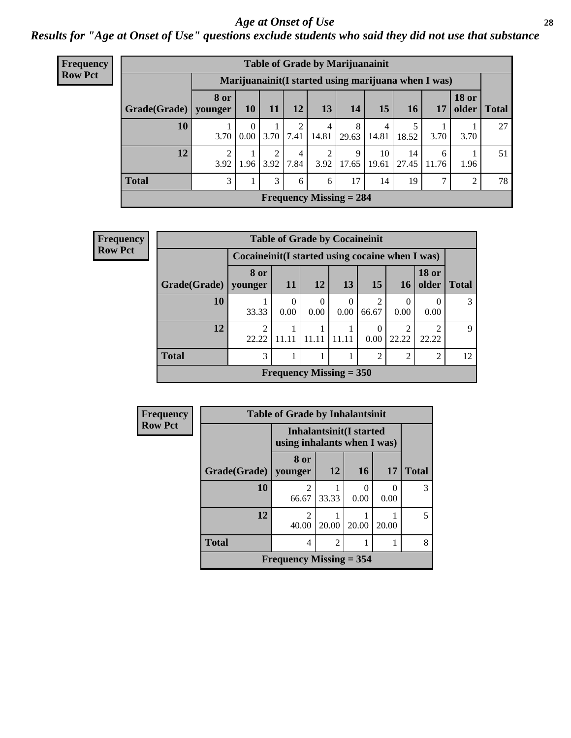# Age at Onset of Use

## Results for "Age at Onset of Use" questions exclude students who said they did not use that substance

**Frequency**
**Row Pct**

**Table of Grade by Marijuanainit**

| | Marijuanainit(I started using marijuana when I was) | | | | | | | | | | |
|---|---|---|---|---|---|---|---|---|---|---|---|
| Grade(Grade) | 8 or younger | 10 | 11 | 12 | 13 | 14 | 15 | 16 | 17 | 18 or older | Total |
| 10 | 1<br>3.70 | 0<br>0.00 | 1<br>3.70 | 2<br>7.41 | 4<br>14.81 | 8<br>29.63 | 4<br>14.81 | 5<br>18.52 | 1<br>3.70 | 1<br>3.70 | 27 |
| 12 | 2<br>3.92 | 1<br>1.96 | 2<br>3.92 | 4<br>7.84 | 2<br>3.92 | 9<br>17.65 | 10<br>19.61 | 14<br>27.45 | 6<br>11.76 | 1<br>1.96 | 51 |
| Total | 3 | 1 | 3 | 6 | 6 | 17 | 14 | 19 | 7 | 2 | 78 |

Frequency Missing = 284

**Frequency**
**Row Pct**

**Table of Grade by Cocaineinit**

| | Cocaineinit(I started using cocaine when I was) | | | | | | | |
|---|---|---|---|---|---|---|---|---|
| Grade(Grade) | 8 or younger | 11 | 12 | 13 | 15 | 16 | 18 or older | Total |
| 10 | 1<br>33.33 | 0<br>0.00 | 0<br>0.00 | 0<br>0.00 | 2<br>66.67 | 0<br>0.00 | 0<br>0.00 | 3 |
| 12 | 2<br>22.22 | 1<br>11.11 | 1<br>11.11 | 1<br>11.11 | 0<br>0.00 | 2<br>22.22 | 2<br>22.22 | 9 |
| Total | 3 | 1 | 1 | 1 | 2 | 2 | 2 | 12 |

Frequency Missing = 350

**Frequency**
**Row Pct**

**Table of Grade by Inhalantsinit**

| | Inhalantsinit(I started using inhalants when I was) | | | | |
|---|---|---|---|---|---|
| Grade(Grade) | 8 or younger | 12 | 16 | 17 | Total |
| 10 | 2<br>66.67 | 1<br>33.33 | 0<br>0.00 | 0<br>0.00 | 3 |
| 12 | 2<br>40.00 | 1<br>20.00 | 1<br>20.00 | 1<br>20.00 | 5 |
| Total | 4 | 2 | 1 | 1 | 8 |

Frequency Missing = 354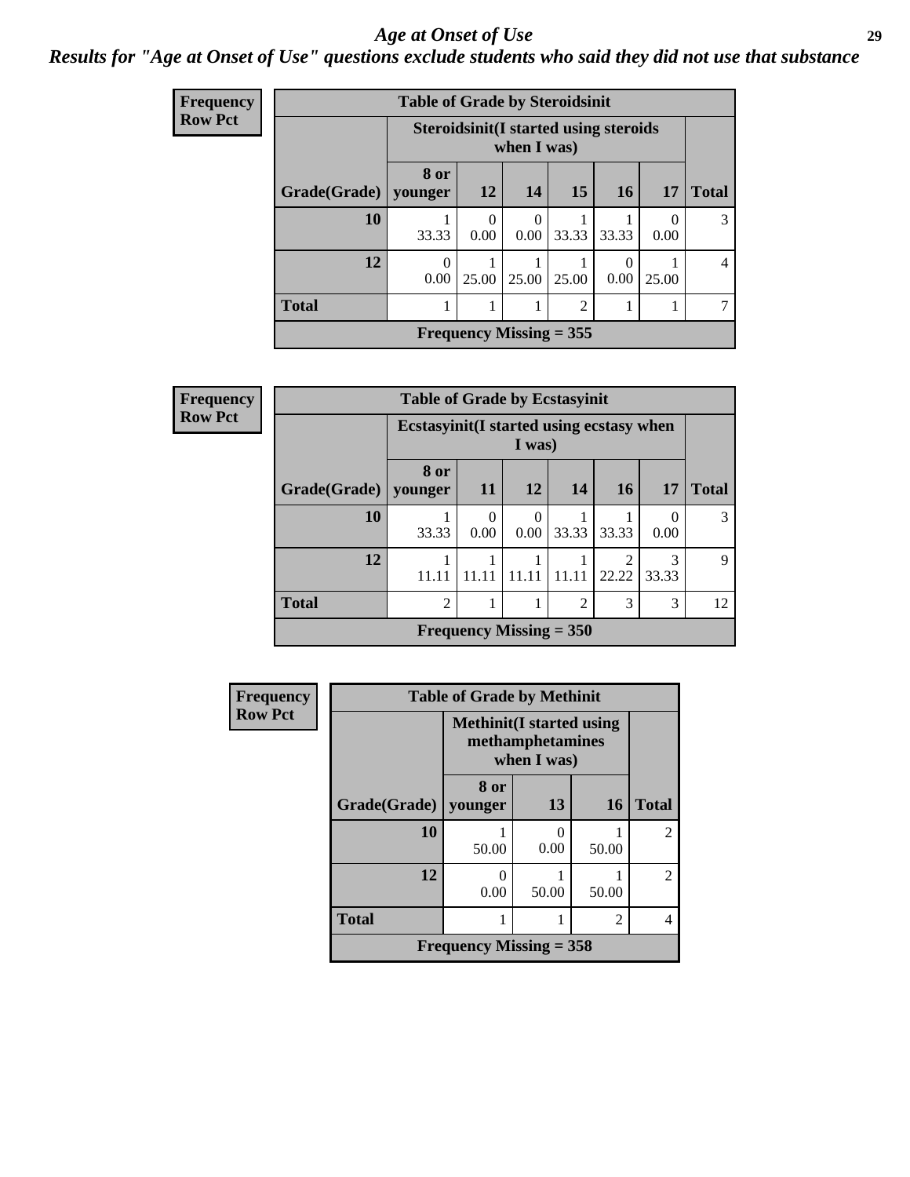# Age at Onset of Use

*Results for "Age at Onset of Use" questions exclude students who said they did not use that substance*

**Frequency**
**Row Pct**

| Table of Grade by Steroidsinit | | | | | | | |
|---|---|---|---|---|---|---|---|
| | Steroidsinit(I started using steroids when I was) | | | | | | |
| Grade(Grade) | 8 or younger | 12 | 14 | 15 | 16 | 17 | Total |
| 10 | 1<br>33.33 | 0<br>0.00 | 0<br>0.00 | 1<br>33.33 | 1<br>33.33 | 0<br>0.00 | 3 |
| 12 | 0<br>0.00 | 1<br>25.00 | 1<br>25.00 | 1<br>25.00 | 0<br>0.00 | 1<br>25.00 | 4 |
| Total | 1 | 1 | 1 | 2 | 1 | 1 | 7 |
| Frequency Missing = 355 | | | | | | | |

**Frequency**
**Row Pct**

| Table of Grade by Ecstasyinit | | | | | | | |
|---|---|---|---|---|---|---|---|
| | Ecstasyinit(I started using ecstasy when I was) | | | | | | |
| Grade(Grade) | 8 or younger | 11 | 12 | 14 | 16 | 17 | Total |
| 10 | 1<br>33.33 | 0<br>0.00 | 0<br>0.00 | 1<br>33.33 | 1<br>33.33 | 0<br>0.00 | 3 |
| 12 | 1<br>11.11 | 1<br>11.11 | 1<br>11.11 | 1<br>11.11 | 2<br>22.22 | 3<br>33.33 | 9 |
| Total | 2 | 1 | 1 | 2 | 3 | 3 | 12 |
| Frequency Missing = 350 | | | | | | | |

**Frequency**
**Row Pct**

| Table of Grade by Methinit | | | | |
|---|---|---|---|---|
| | Methinit(I started using methamphetamines when I was) | | | |
| Grade(Grade) | 8 or younger | 13 | 16 | Total |
| 10 | 1<br>50.00 | 0<br>0.00 | 1<br>50.00 | 2 |
| 12 | 0<br>0.00 | 1<br>50.00 | 1<br>50.00 | 2 |
| Total | 1 | 1 | 2 | 4 |
| Frequency Missing = 358 | | | | |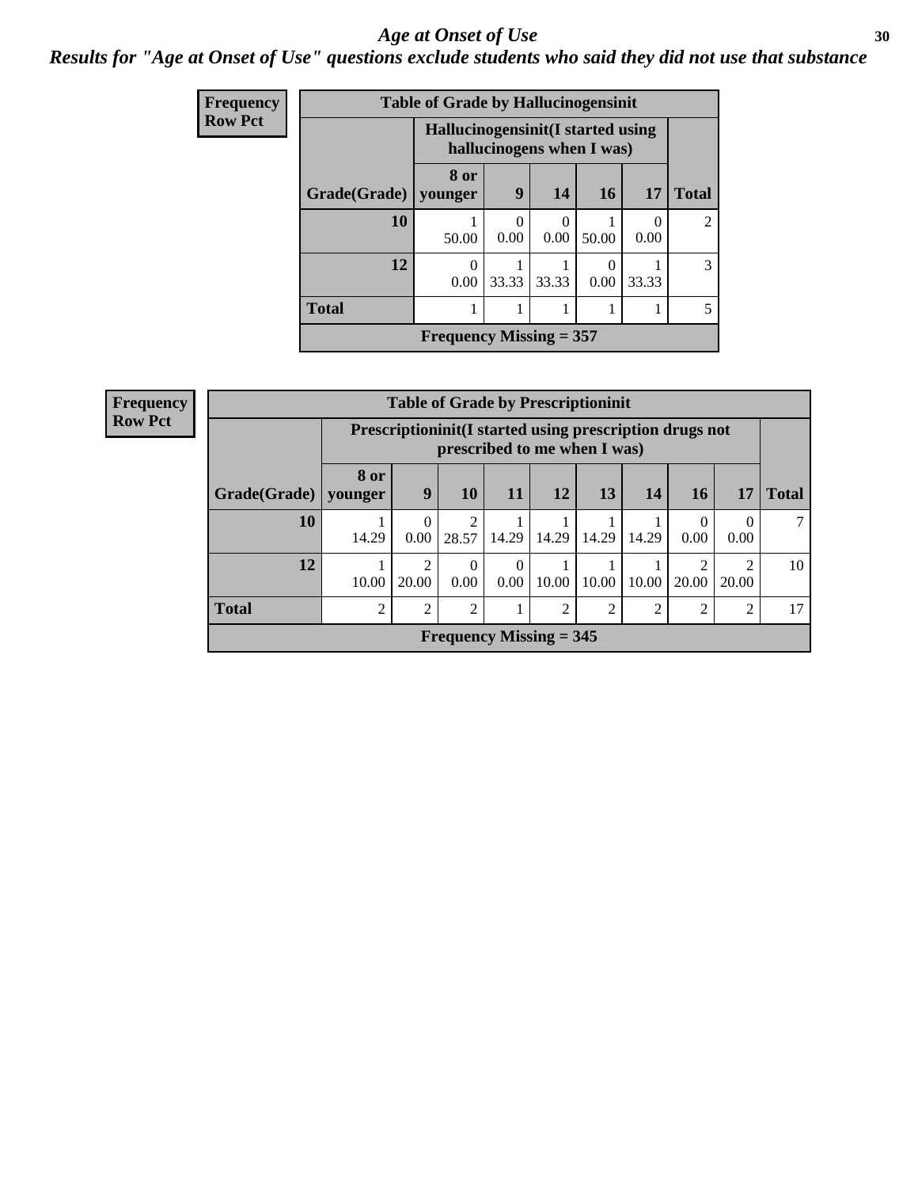## Age at Onset of Use

### *Results for "Age at Onset of Use" questions exclude students who said they did not use that substance*

**Frequency**
**Row Pct**

| Table of Grade by Hallucinogensinit | | | | | | |
|---|---|---|---|---|---|---|
| | Hallucinogensinit(I started using hallucinogens when I was) | | | | | |
| Grade(Grade) | 8 or younger | 9 | 14 | 16 | 17 | Total |
| **10** | 1<br>50.00 | 0<br>0.00 | 0<br>0.00 | 1<br>50.00 | 0<br>0.00 | 2 |
| **12** | 0<br>0.00 | 1<br>33.33 | 1<br>33.33 | 0<br>0.00 | 1<br>33.33 | 3 |
| **Total** | 1 | 1 | 1 | 1 | 1 | 5 |
| **Frequency Missing = 357** | | | | | | |

**Frequency**
**Row Pct**

| Table of Grade by Prescriptioninit | | | | | | | | | | |
|---|---|---|---|---|---|---|---|---|---|---|
| | Prescriptioninit(I started using prescription drugs not prescribed to me when I was) | | | | | | | | | |
| Grade(Grade) | 8 or younger | 9 | 10 | 11 | 12 | 13 | 14 | 16 | 17 | Total |
| **10** | 1<br>14.29 | 0<br>0.00 | 2<br>28.57 | 1<br>14.29 | 1<br>14.29 | 1<br>14.29 | 1<br>14.29 | 0<br>0.00 | 0<br>0.00 | 7 |
| **12** | 1<br>10.00 | 2<br>20.00 | 0<br>0.00 | 0<br>0.00 | 1<br>10.00 | 1<br>10.00 | 1<br>10.00 | 2<br>20.00 | 2<br>20.00 | 10 |
| **Total** | 2 | 2 | 2 | 1 | 2 | 2 | 2 | 2 | 2 | 17 |
| **Frequency Missing = 345** | | | | | | | | | | |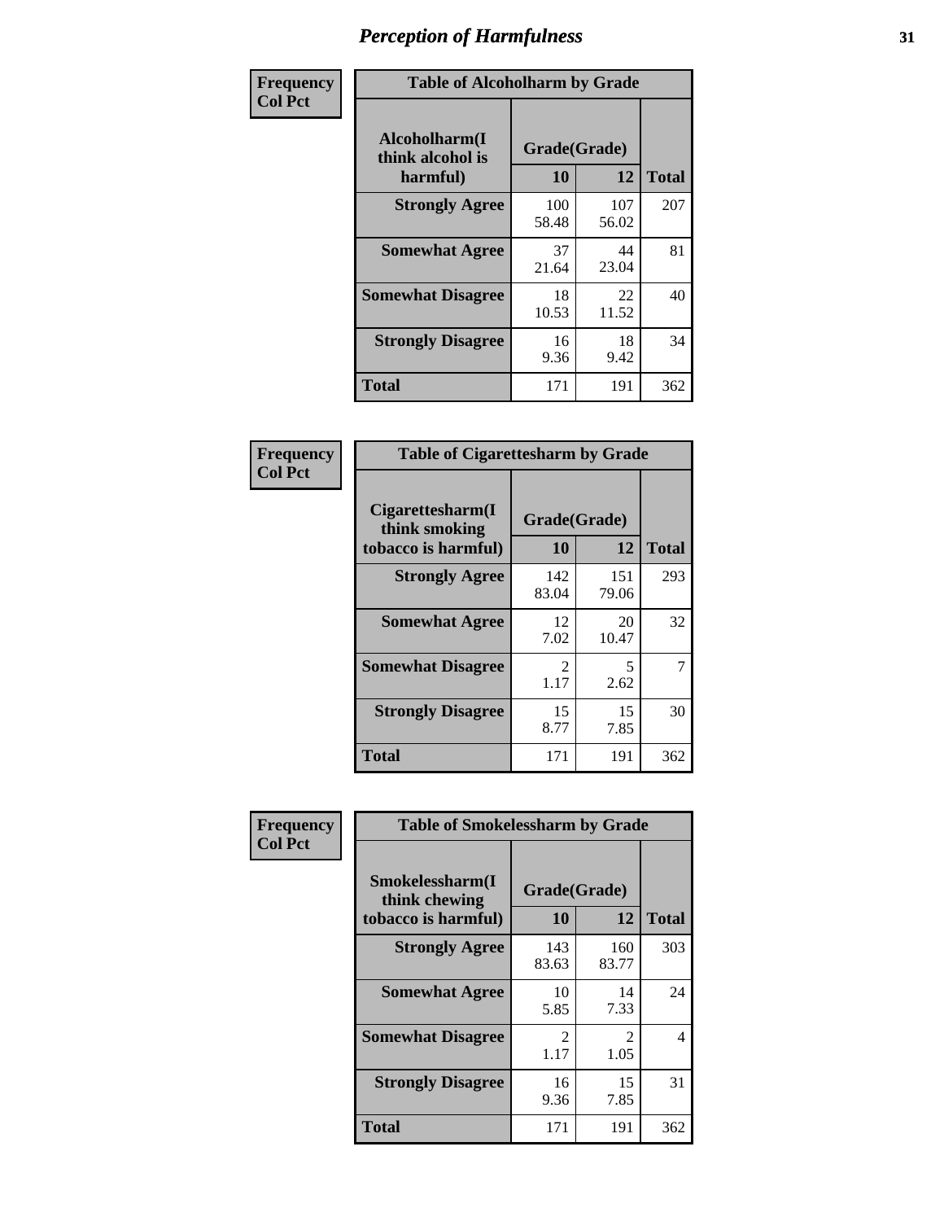# Perception of Harmfulness

**Frequency Col Pct**

| Table of Alcoholharm by Grade | | | |
|---|---|---|---|
| Alcoholharm(I think alcohol is harmful) | Grade(Grade) | | Total |
| | 10 | 12 | |
| **Strongly Agree** | 100<br>58.48 | 107<br>56.02 | 207 |
| **Somewhat Agree** | 37<br>21.64 | 44<br>23.04 | 81 |
| **Somewhat Disagree** | 18<br>10.53 | 22<br>11.52 | 40 |
| **Strongly Disagree** | 16<br>9.36 | 18<br>9.42 | 34 |
| **Total** | 171 | 191 | 362 |

**Frequency Col Pct**

| Table of Cigarettesharm by Grade | | | |
|---|---|---|---|
| Cigarettesharm(I think smoking tobacco is harmful) | Grade(Grade) | | Total |
| | 10 | 12 | |
| **Strongly Agree** | 142<br>83.04 | 151<br>79.06 | 293 |
| **Somewhat Agree** | 12<br>7.02 | 20<br>10.47 | 32 |
| **Somewhat Disagree** | 2<br>1.17 | 5<br>2.62 | 7 |
| **Strongly Disagree** | 15<br>8.77 | 15<br>7.85 | 30 |
| **Total** | 171 | 191 | 362 |

**Frequency Col Pct**

| Table of Smokelessharm by Grade | | | |
|---|---|---|---|
| Smokelessharm(I think chewing tobacco is harmful) | Grade(Grade) | | Total |
| | 10 | 12 | |
| **Strongly Agree** | 143<br>83.63 | 160<br>83.77 | 303 |
| **Somewhat Agree** | 10<br>5.85 | 14<br>7.33 | 24 |
| **Somewhat Disagree** | 2<br>1.17 | 2<br>1.05 | 4 |
| **Strongly Disagree** | 16<br>9.36 | 15<br>7.85 | 31 |
| **Total** | 171 | 191 | 362 |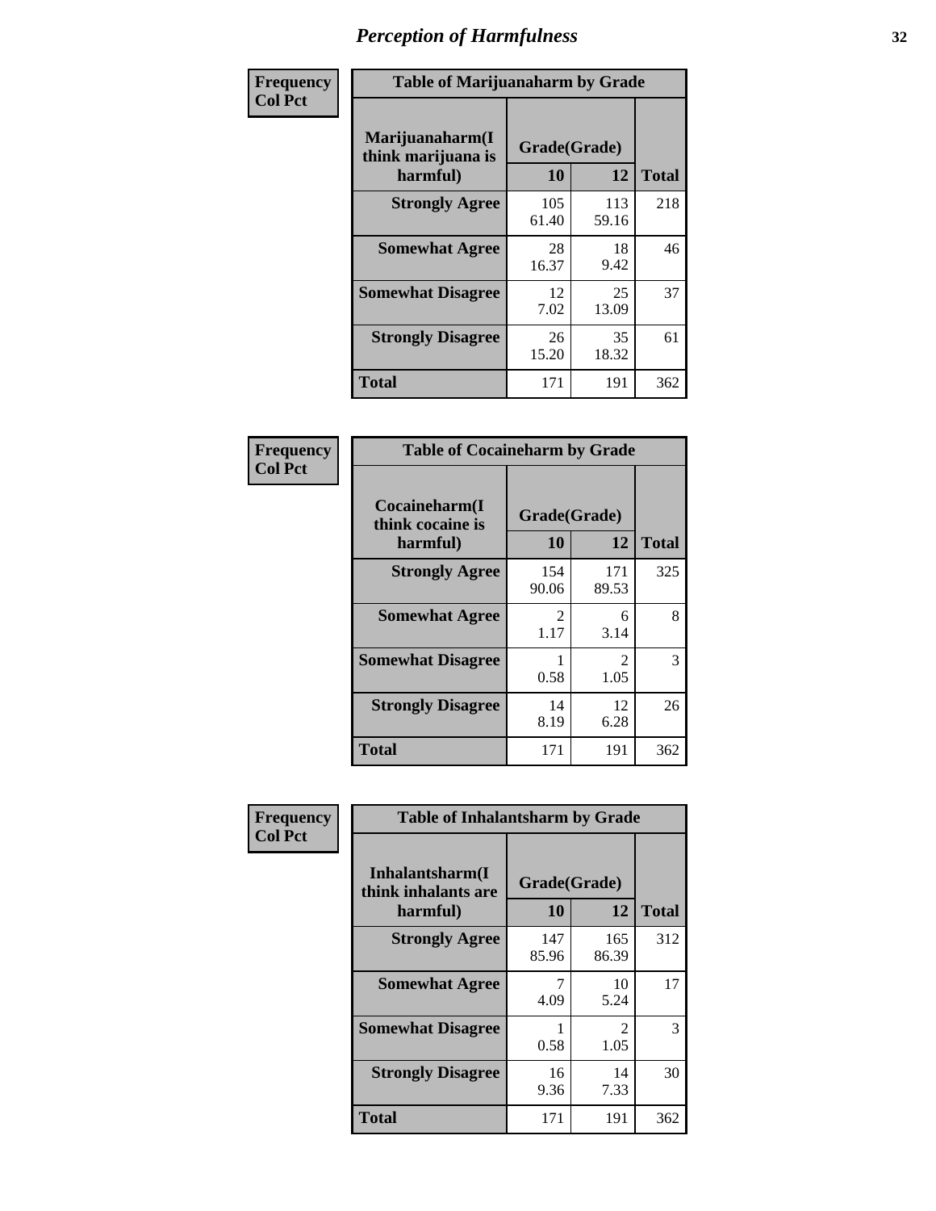# Perception of Harmfulness

**Frequency**
**Col Pct**

| Table of Marijuanaharm by Grade | | | |
|---|---|---|---|
| **Marijuanaharm(I think marijuana is harmful)** | **Grade(Grade)** | | **Total** |
| | **10** | **12** | |
| **Strongly Agree** | 105<br>61.40 | 113<br>59.16 | 218 |
| **Somewhat Agree** | 28<br>16.37 | 18<br>9.42 | 46 |
| **Somewhat Disagree** | 12<br>7.02 | 25<br>13.09 | 37 |
| **Strongly Disagree** | 26<br>15.20 | 35<br>18.32 | 61 |
| **Total** | 171 | 191 | 362 |

**Frequency**
**Col Pct**

| Table of Cocaineharm by Grade | | | |
|---|---|---|---|
| **Cocaineharm(I think cocaine is harmful)** | **Grade(Grade)** | | **Total** |
| | **10** | **12** | |
| **Strongly Agree** | 154<br>90.06 | 171<br>89.53 | 325 |
| **Somewhat Agree** | 2<br>1.17 | 6<br>3.14 | 8 |
| **Somewhat Disagree** | 1<br>0.58 | 2<br>1.05 | 3 |
| **Strongly Disagree** | 14<br>8.19 | 12<br>6.28 | 26 |
| **Total** | 171 | 191 | 362 |

**Frequency**
**Col Pct**

| Table of Inhalantsharm by Grade | | | |
|---|---|---|---|
| **Inhalantsharm(I think inhalants are harmful)** | **Grade(Grade)** | | **Total** |
| | **10** | **12** | |
| **Strongly Agree** | 147<br>85.96 | 165<br>86.39 | 312 |
| **Somewhat Agree** | 7<br>4.09 | 10<br>5.24 | 17 |
| **Somewhat Disagree** | 1<br>0.58 | 2<br>1.05 | 3 |
| **Strongly Disagree** | 16<br>9.36 | 14<br>7.33 | 30 |
| **Total** | 171 | 191 | 362 |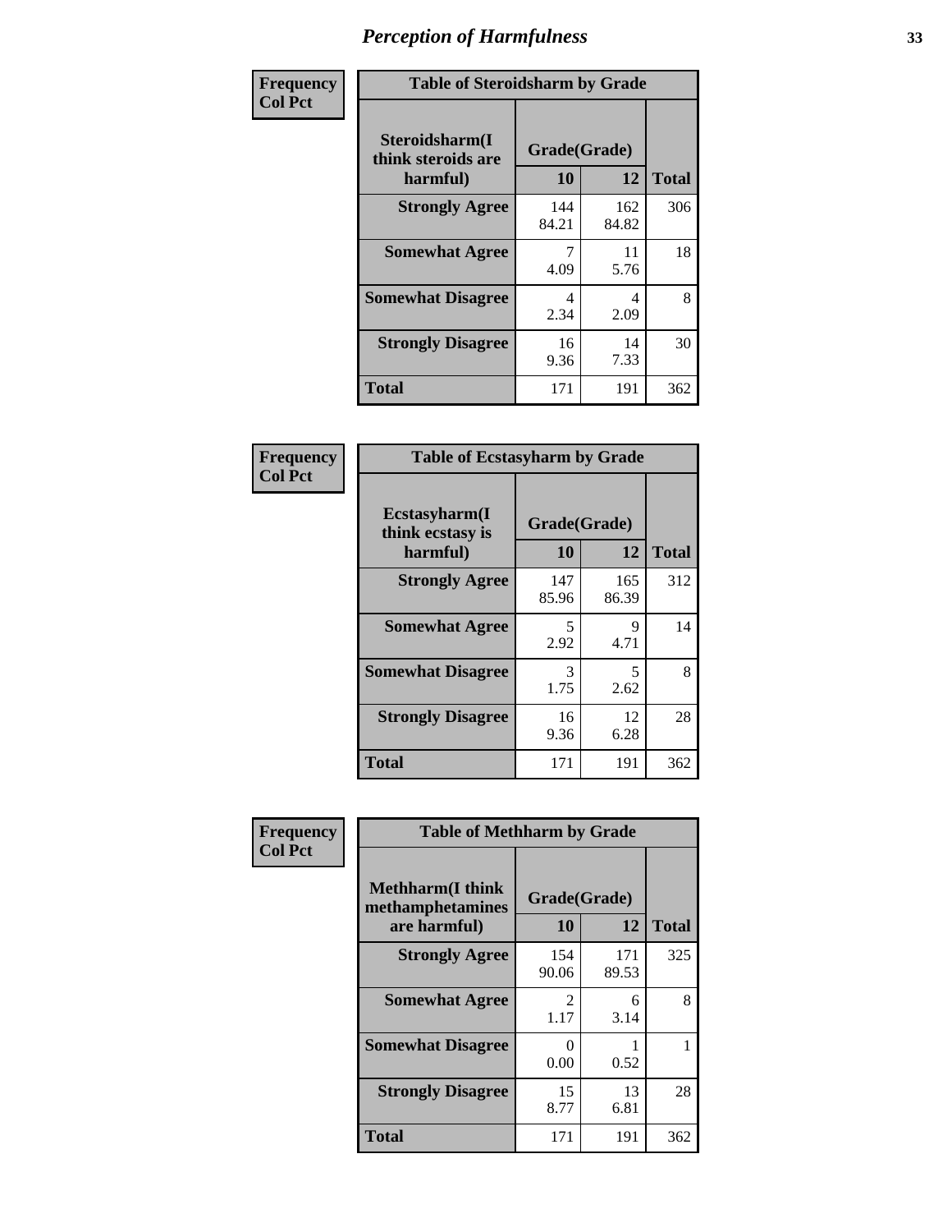# Perception of Harmfulness

**Frequency**
**Col Pct**

| Table of Steroidsharm by Grade | | | |
|---|---|---|---|
| Steroidsharm(I think steroids are harmful) | Grade(Grade) | | Total |
| | 10 | 12 | |
| **Strongly Agree** | 144<br>84.21 | 162<br>84.82 | 306 |
| **Somewhat Agree** | 7<br>4.09 | 11<br>5.76 | 18 |
| **Somewhat Disagree** | 4<br>2.34 | 4<br>2.09 | 8 |
| **Strongly Disagree** | 16<br>9.36 | 14<br>7.33 | 30 |
| **Total** | 171 | 191 | 362 |

**Frequency**
**Col Pct**

| Table of Ecstasyharm by Grade | | | |
|---|---|---|---|
| Ecstasyharm(I think ecstasy is harmful) | Grade(Grade) | | Total |
| | 10 | 12 | |
| **Strongly Agree** | 147<br>85.96 | 165<br>86.39 | 312 |
| **Somewhat Agree** | 5<br>2.92 | 9<br>4.71 | 14 |
| **Somewhat Disagree** | 3<br>1.75 | 5<br>2.62 | 8 |
| **Strongly Disagree** | 16<br>9.36 | 12<br>6.28 | 28 |
| **Total** | 171 | 191 | 362 |

**Frequency**
**Col Pct**

| Table of Methharm by Grade | | | |
|---|---|---|---|
| Methharm(I think methamphetamines are harmful) | Grade(Grade) | | Total |
| | 10 | 12 | |
| **Strongly Agree** | 154<br>90.06 | 171<br>89.53 | 325 |
| **Somewhat Agree** | 2<br>1.17 | 6<br>3.14 | 8 |
| **Somewhat Disagree** | 0<br>0.00 | 1<br>0.52 | 1 |
| **Strongly Disagree** | 15<br>8.77 | 13<br>6.81 | 28 |
| **Total** | 171 | 191 | 362 |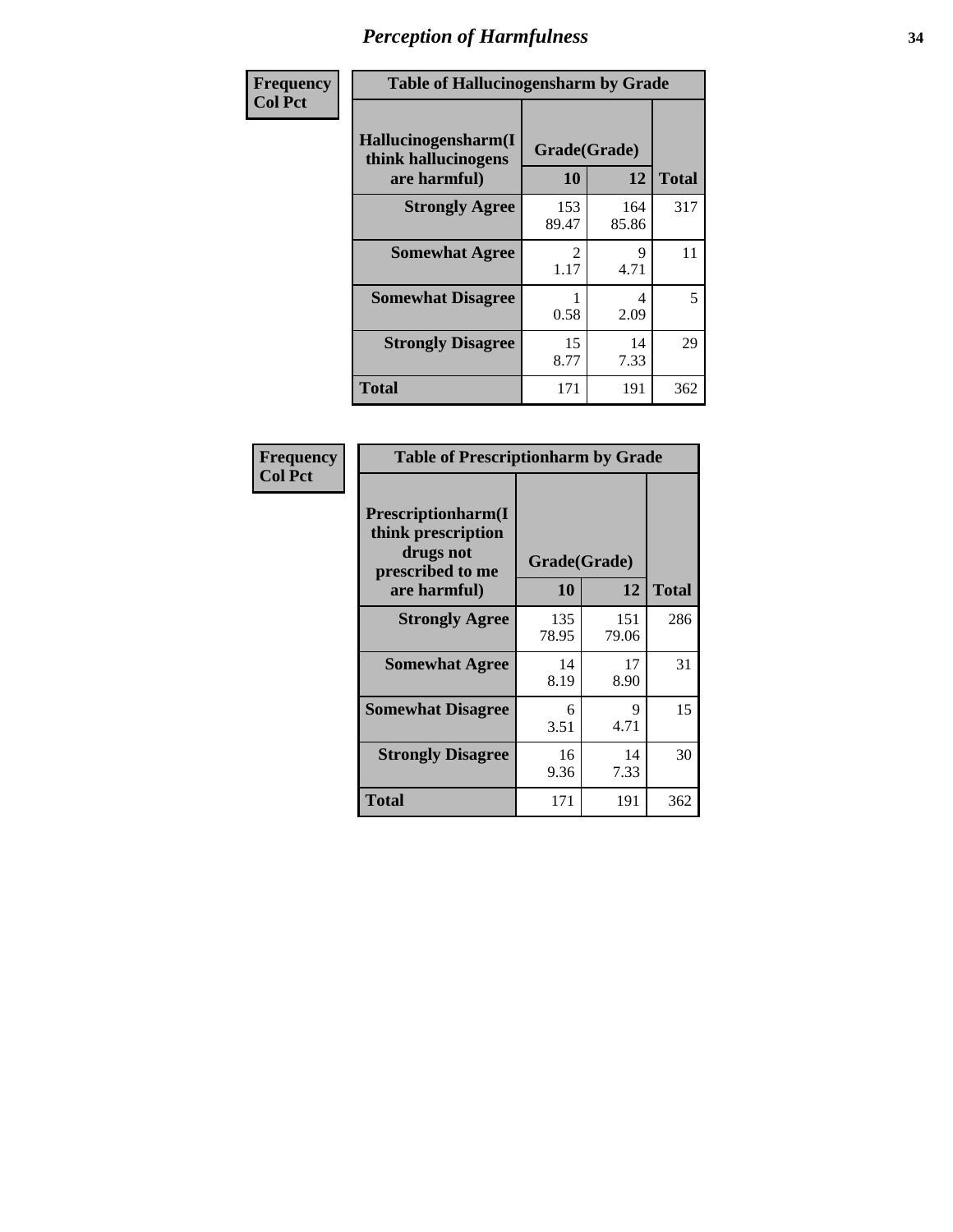# Perception of Harmfulness

| Frequency<br>Col Pct | Table of Hallucinogensharm by Grade | | |
|---|---|---|---|
| Hallucinogensharm(I think hallucinogens are harmful) | Grade(Grade) | | |
| | 10 | 12 | Total |
| Strongly Agree | 153<br>89.47 | 164<br>85.86 | 317 |
| Somewhat Agree | 2<br>1.17 | 9<br>4.71 | 11 |
| Somewhat Disagree | 1<br>0.58 | 4<br>2.09 | 5 |
| Strongly Disagree | 15<br>8.77 | 14<br>7.33 | 29 |
| Total | 171 | 191 | 362 |

| Frequency<br>Col Pct | Table of Prescriptionharm by Grade | | |
|---|---|---|---|
| Prescriptionharm(I think prescription drugs not prescribed to me are harmful) | Grade(Grade) | | |
| | 10 | 12 | Total |
| Strongly Agree | 135<br>78.95 | 151<br>79.06 | 286 |
| Somewhat Agree | 14<br>8.19 | 17<br>8.90 | 31 |
| Somewhat Disagree | 6<br>3.51 | 9<br>4.71 | 15 |
| Strongly Disagree | 16<br>9.36 | 14<br>7.33 | 30 |
| Total | 171 | 191 | 362 |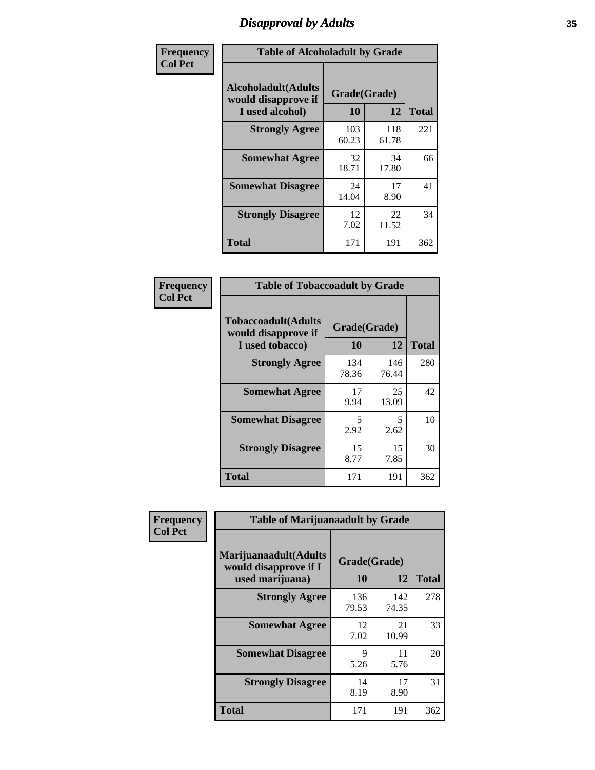# Disapproval by Adults

**Frequency**
**Col Pct**

| Table of Alcoholadult by Grade | | | |
|---|---|---|---|
| **Alcoholadult(Adults would disapprove if I used alcohol)** | **Grade(Grade)** | | **Total** |
| | **10** | **12** | |
| **Strongly Agree** | 103<br>60.23 | 118<br>61.78 | 221 |
| **Somewhat Agree** | 32<br>18.71 | 34<br>17.80 | 66 |
| **Somewhat Disagree** | 24<br>14.04 | 17<br>8.90 | 41 |
| **Strongly Disagree** | 12<br>7.02 | 22<br>11.52 | 34 |
| **Total** | 171 | 191 | 362 |

**Frequency**
**Col Pct**

| Table of Tobaccoadult by Grade | | | |
|---|---|---|---|
| **Tobaccoadult(Adults would disapprove if I used tobacco)** | **Grade(Grade)** | | **Total** |
| | **10** | **12** | |
| **Strongly Agree** | 134<br>78.36 | 146<br>76.44 | 280 |
| **Somewhat Agree** | 17<br>9.94 | 25<br>13.09 | 42 |
| **Somewhat Disagree** | 5<br>2.92 | 5<br>2.62 | 10 |
| **Strongly Disagree** | 15<br>8.77 | 15<br>7.85 | 30 |
| **Total** | 171 | 191 | 362 |

**Frequency**
**Col Pct**

| Table of Marijuanaadult by Grade | | | |
|---|---|---|---|
| **Marijuanaadult(Adults would disapprove if I used marijuana)** | **Grade(Grade)** | | **Total** |
| | **10** | **12** | |
| **Strongly Agree** | 136<br>79.53 | 142<br>74.35 | 278 |
| **Somewhat Agree** | 12<br>7.02 | 21<br>10.99 | 33 |
| **Somewhat Disagree** | 9<br>5.26 | 11<br>5.76 | 20 |
| **Strongly Disagree** | 14<br>8.19 | 17<br>8.90 | 31 |
| **Total** | 171 | 191 | 362 |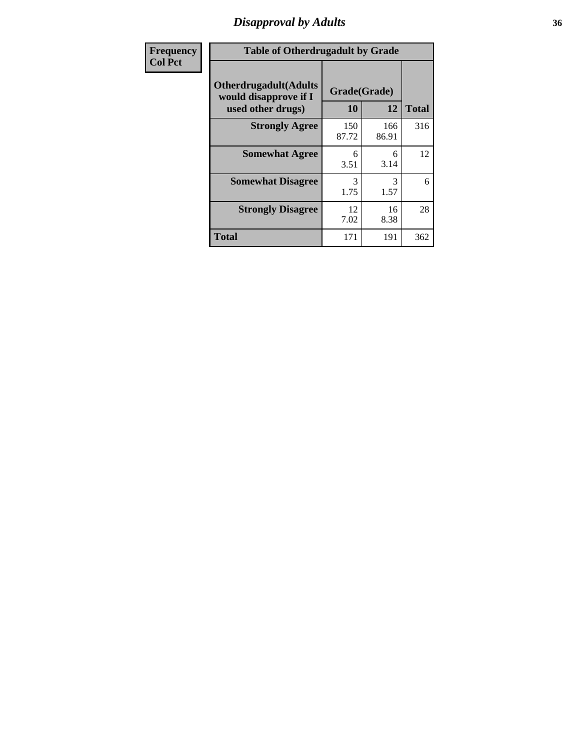## Disapproval by Adults

| Frequency<br>Col Pct |
|---|

**Table of Otherdrugadult by Grade**

| Otherdrugadult(Adults would disapprove if I used other drugs) | Grade(Grade) 10 | 12 | Total |
|---|---|---|---|
| **Strongly Agree** | 150<br>87.72 | 166<br>86.91 | 316 |
| **Somewhat Agree** | 6<br>3.51 | 6<br>3.14 | 12 |
| **Somewhat Disagree** | 3<br>1.75 | 3<br>1.57 | 6 |
| **Strongly Disagree** | 12<br>7.02 | 16<br>8.38 | 28 |
| **Total** | 171 | 191 | 362 |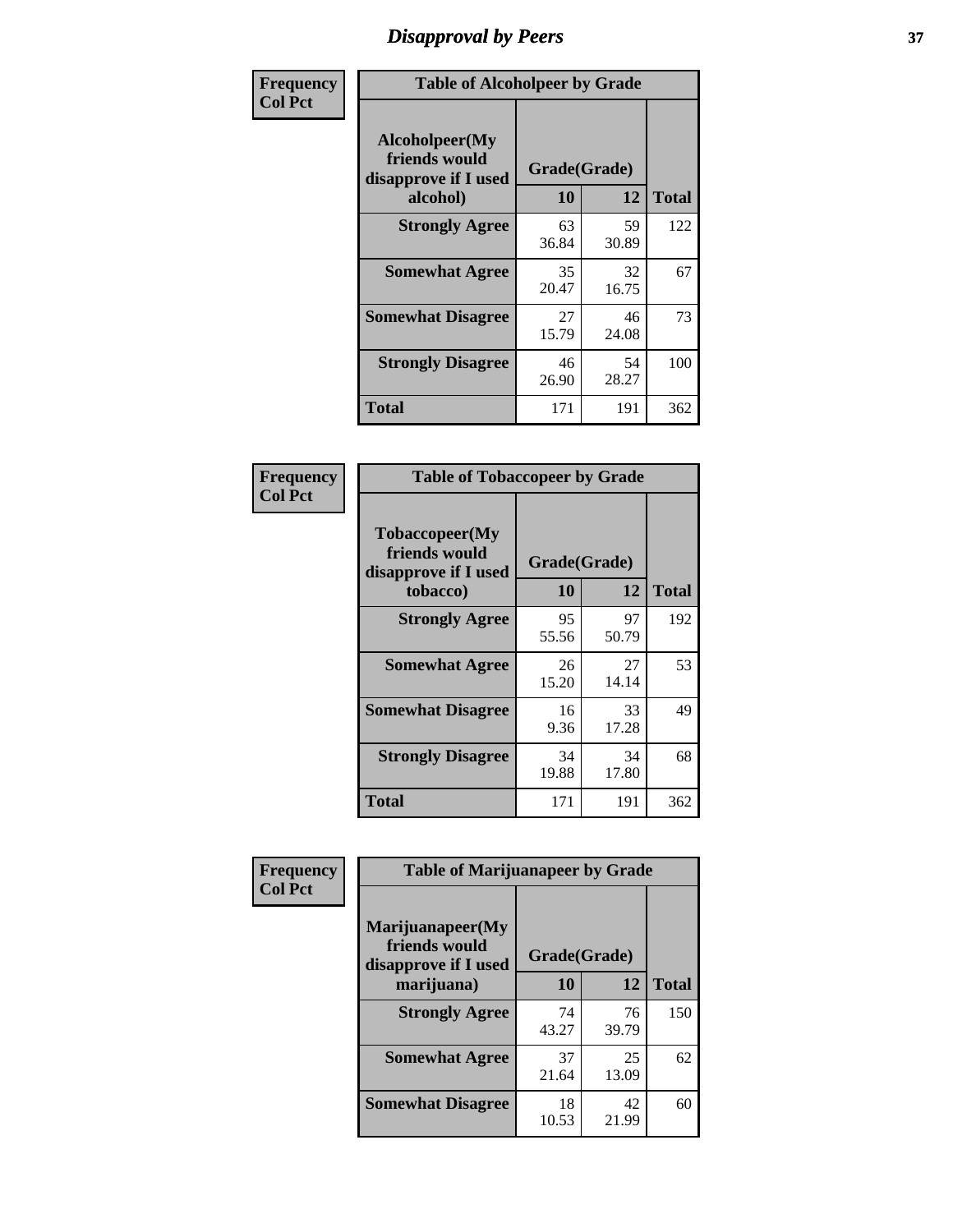# Disapproval by Peers

| Frequency<br>Col Pct | Table of Alcoholpeer by Grade | | |
|---|---|---|---|
| **Alcoholpeer(My friends would disapprove if I used alcohol)** | **Grade(Grade)** | | |
| | **10** | **12** | **Total** |
| **Strongly Agree** | 63<br>36.84 | 59<br>30.89 | 122 |
| **Somewhat Agree** | 35<br>20.47 | 32<br>16.75 | 67 |
| **Somewhat Disagree** | 27<br>15.79 | 46<br>24.08 | 73 |
| **Strongly Disagree** | 46<br>26.90 | 54<br>28.27 | 100 |
| **Total** | 171 | 191 | 362 |

| Frequency<br>Col Pct | Table of Tobaccopeer by Grade | | |
|---|---|---|---|
| **Tobaccopeer(My friends would disapprove if I used tobacco)** | **Grade(Grade)** | | |
| | **10** | **12** | **Total** |
| **Strongly Agree** | 95<br>55.56 | 97<br>50.79 | 192 |
| **Somewhat Agree** | 26<br>15.20 | 27<br>14.14 | 53 |
| **Somewhat Disagree** | 16<br>9.36 | 33<br>17.28 | 49 |
| **Strongly Disagree** | 34<br>19.88 | 34<br>17.80 | 68 |
| **Total** | 171 | 191 | 362 |

| Frequency<br>Col Pct | Table of Marijuanapeer by Grade | | |
|---|---|---|---|
| **Marijuanapeer(My friends would disapprove if I used marijuana)** | **Grade(Grade)** | | |
| | **10** | **12** | **Total** |
| **Strongly Agree** | 74<br>43.27 | 76<br>39.79 | 150 |
| **Somewhat Agree** | 37<br>21.64 | 25<br>13.09 | 62 |
| **Somewhat Disagree** | 18<br>10.53 | 42<br>21.99 | 60 |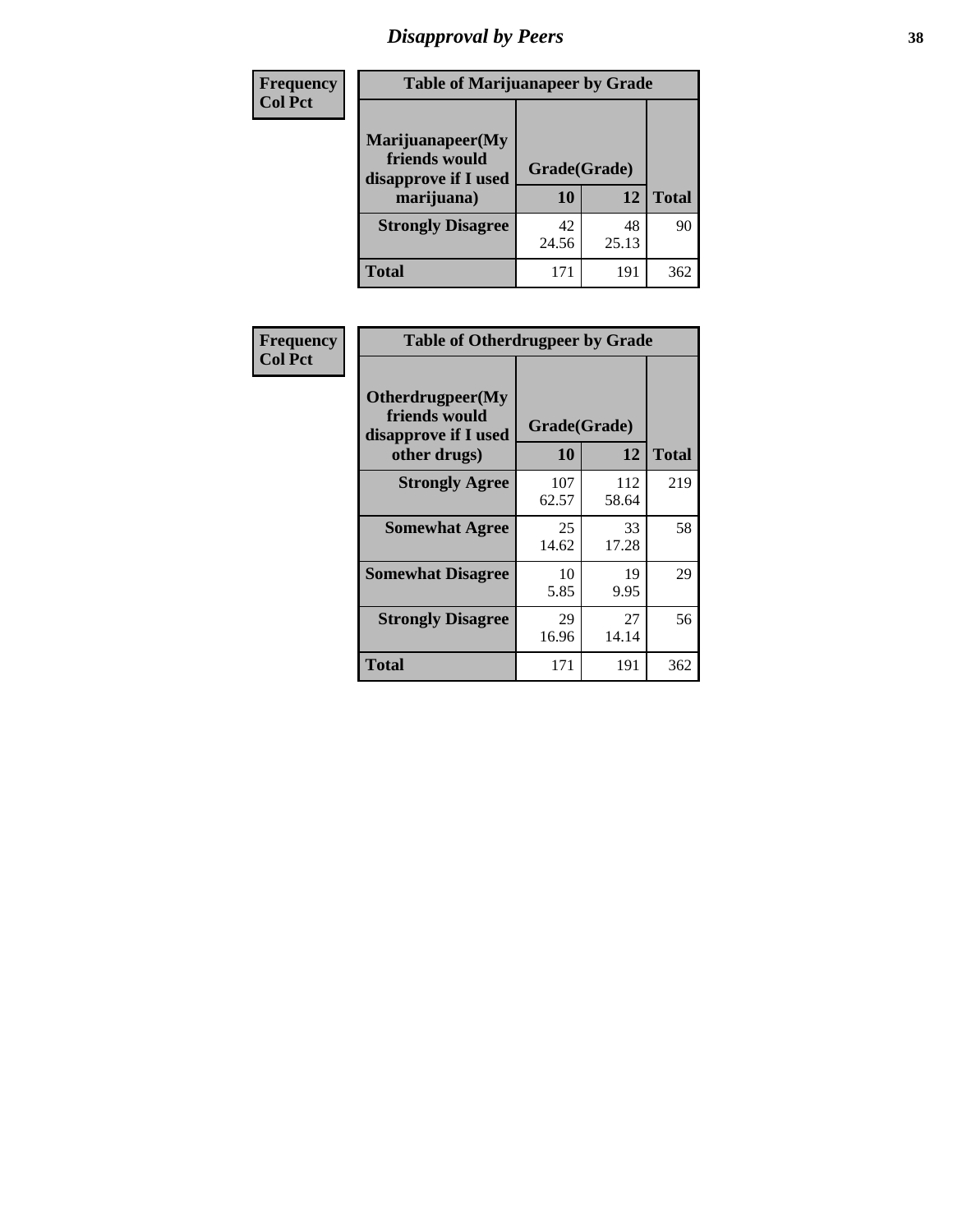# Disapproval by Peers

| Frequency<br>Col Pct | Table of Marijuanapeer by Grade | | |
|---|---|---|---|
| Marijuanapeer(My friends would disapprove if I used marijuana) | Grade(Grade) | | |
| | 10 | 12 | Total |
| Strongly Disagree | 42<br>24.56 | 48<br>25.13 | 90 |
| Total | 171 | 191 | 362 |

| Frequency<br>Col Pct | Table of Otherdrugpeer by Grade | | |
|---|---|---|---|
| Otherdrugpeer(My friends would disapprove if I used other drugs) | Grade(Grade) | | |
| | 10 | 12 | Total |
| Strongly Agree | 107<br>62.57 | 112<br>58.64 | 219 |
| Somewhat Agree | 25<br>14.62 | 33<br>17.28 | 58 |
| Somewhat Disagree | 10<br>5.85 | 19<br>9.95 | 29 |
| Strongly Disagree | 29<br>16.96 | 27<br>14.14 | 56 |
| Total | 171 | 191 | 362 |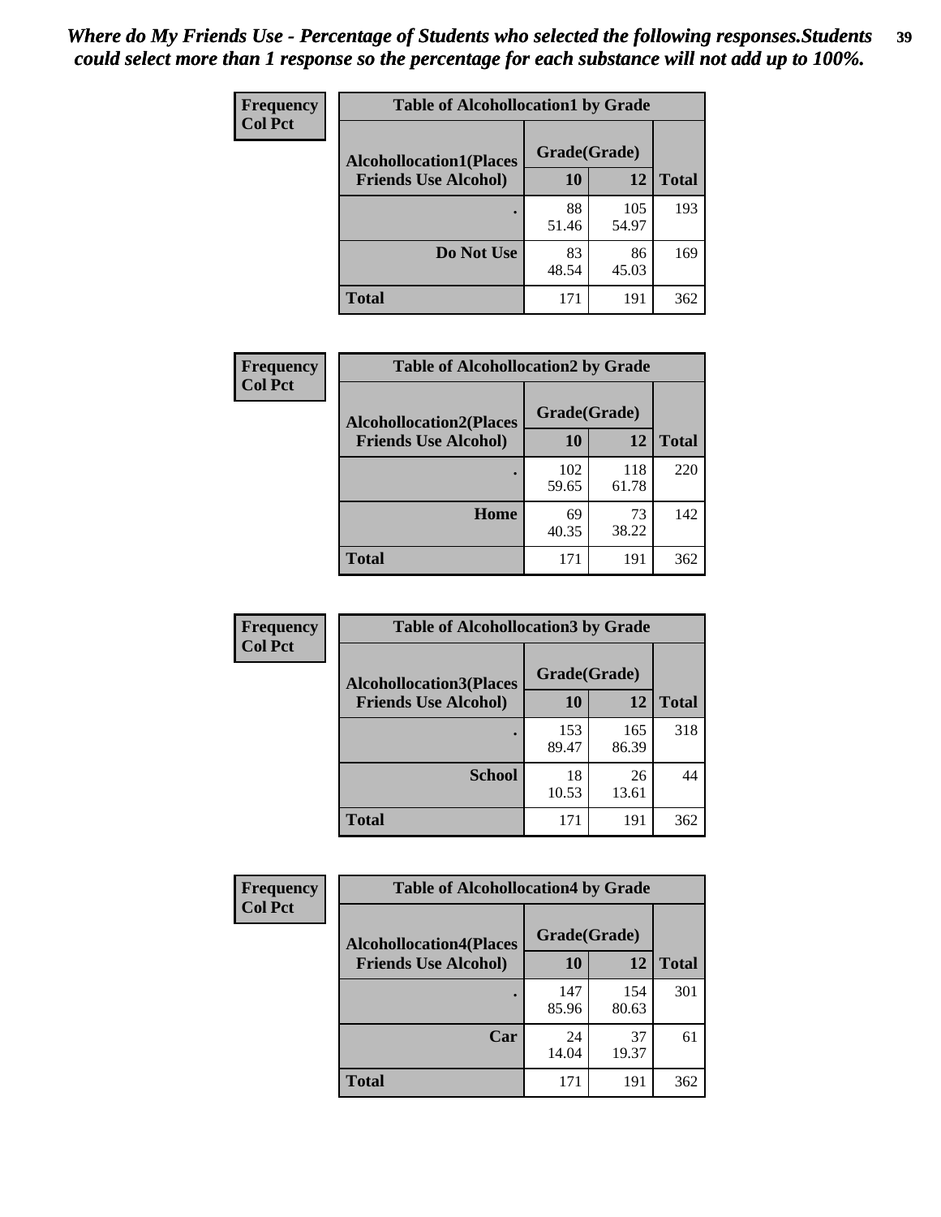*Where do My Friends Use - Percentage of Students who selected the following responses.Students could select more than 1 response so the percentage for each substance will not add up to 100%.*

**Frequency**
**Col Pct**

| Table of Alcohollocation1 by Grade | | | |
|---|---|---|---|
| **Alcohollocation1(Places Friends Use Alcohol)** | **Grade(Grade)** | | |
| | **10** | **12** | **Total** |
| **.** | 88<br>51.46 | 105<br>54.97 | 193 |
| **Do Not Use** | 83<br>48.54 | 86<br>45.03 | 169 |
| **Total** | 171 | 191 | 362 |

**Frequency**
**Col Pct**

| Table of Alcohollocation2 by Grade | | | |
|---|---|---|---|
| **Alcohollocation2(Places Friends Use Alcohol)** | **Grade(Grade)** | | |
| | **10** | **12** | **Total** |
| **.** | 102<br>59.65 | 118<br>61.78 | 220 |
| **Home** | 69<br>40.35 | 73<br>38.22 | 142 |
| **Total** | 171 | 191 | 362 |

**Frequency**
**Col Pct**

| Table of Alcohollocation3 by Grade | | | |
|---|---|---|---|
| **Alcohollocation3(Places Friends Use Alcohol)** | **Grade(Grade)** | | |
| | **10** | **12** | **Total** |
| **.** | 153<br>89.47 | 165<br>86.39 | 318 |
| **School** | 18<br>10.53 | 26<br>13.61 | 44 |
| **Total** | 171 | 191 | 362 |

**Frequency**
**Col Pct**

| Table of Alcohollocation4 by Grade | | | |
|---|---|---|---|
| **Alcohollocation4(Places Friends Use Alcohol)** | **Grade(Grade)** | | |
| | **10** | **12** | **Total** |
| **.** | 147<br>85.96 | 154<br>80.63 | 301 |
| **Car** | 24<br>14.04 | 37<br>19.37 | 61 |
| **Total** | 171 | 191 | 362 |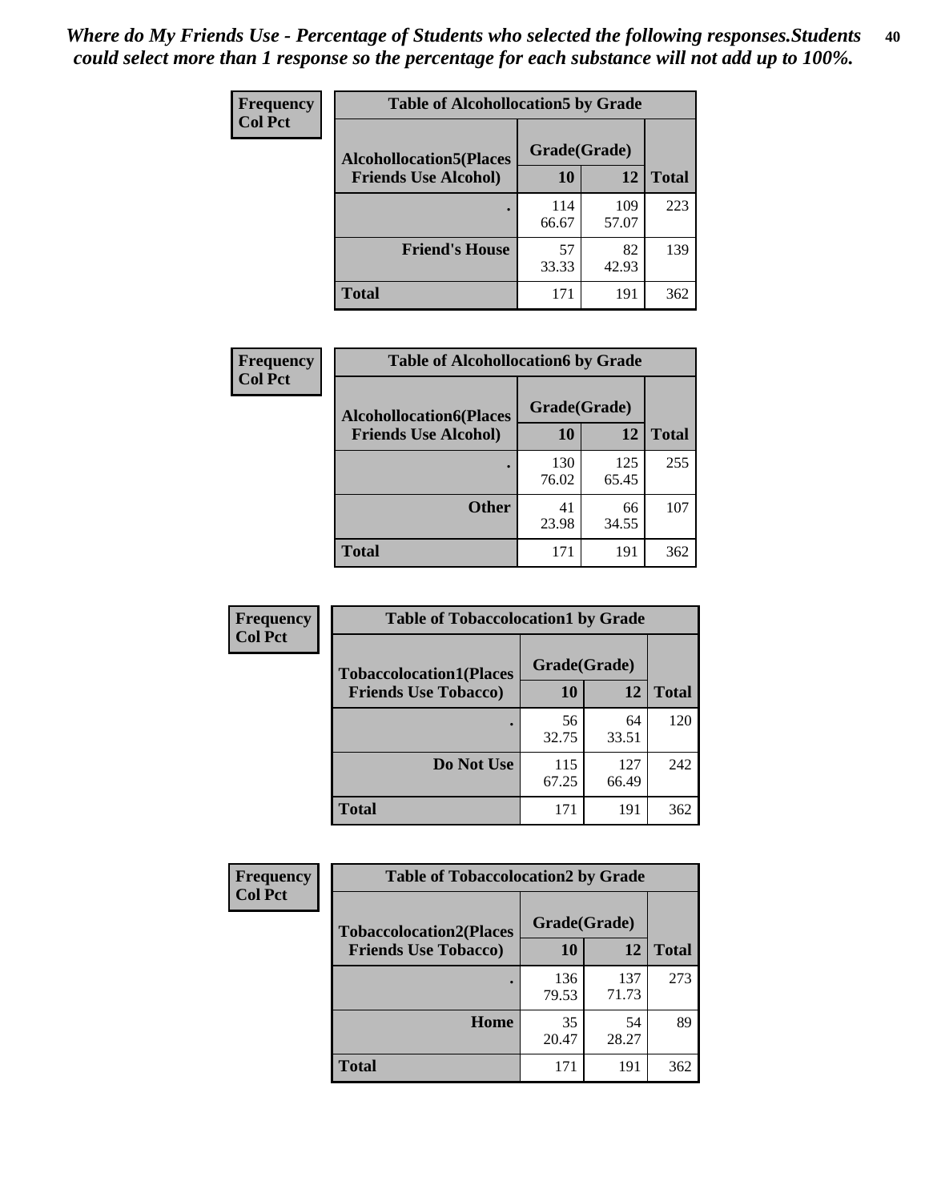*Where do My Friends Use - Percentage of Students who selected the following responses.Students could select more than 1 response so the percentage for each substance will not add up to 100%.*

**Frequency**
**Col Pct**

| Table of Alcohollocation5 by Grade | | | |
|---|---|---|---|
| **Alcohollocation5(Places Friends Use Alcohol)** | **Grade(Grade)** | | **Total** |
| | **10** | **12** | |
| **.** | 114<br>66.67 | 109<br>57.07 | 223 |
| **Friend's House** | 57<br>33.33 | 82<br>42.93 | 139 |
| **Total** | 171 | 191 | 362 |

**Frequency**
**Col Pct**

| Table of Alcohollocation6 by Grade | | | |
|---|---|---|---|
| **Alcohollocation6(Places Friends Use Alcohol)** | **Grade(Grade)** | | **Total** |
| | **10** | **12** | |
| **.** | 130<br>76.02 | 125<br>65.45 | 255 |
| **Other** | 41<br>23.98 | 66<br>34.55 | 107 |
| **Total** | 171 | 191 | 362 |

**Frequency**
**Col Pct**

| Table of Tobaccolocation1 by Grade | | | |
|---|---|---|---|
| **Tobaccolocation1(Places Friends Use Tobacco)** | **Grade(Grade)** | | **Total** |
| | **10** | **12** | |
| **.** | 56<br>32.75 | 64<br>33.51 | 120 |
| **Do Not Use** | 115<br>67.25 | 127<br>66.49 | 242 |
| **Total** | 171 | 191 | 362 |

**Frequency**
**Col Pct**

| Table of Tobaccolocation2 by Grade | | | |
|---|---|---|---|
| **Tobaccolocation2(Places Friends Use Tobacco)** | **Grade(Grade)** | | **Total** |
| | **10** | **12** | |
| **.** | 136<br>79.53 | 137<br>71.73 | 273 |
| **Home** | 35<br>20.47 | 54<br>28.27 | 89 |
| **Total** | 171 | 191 | 362 |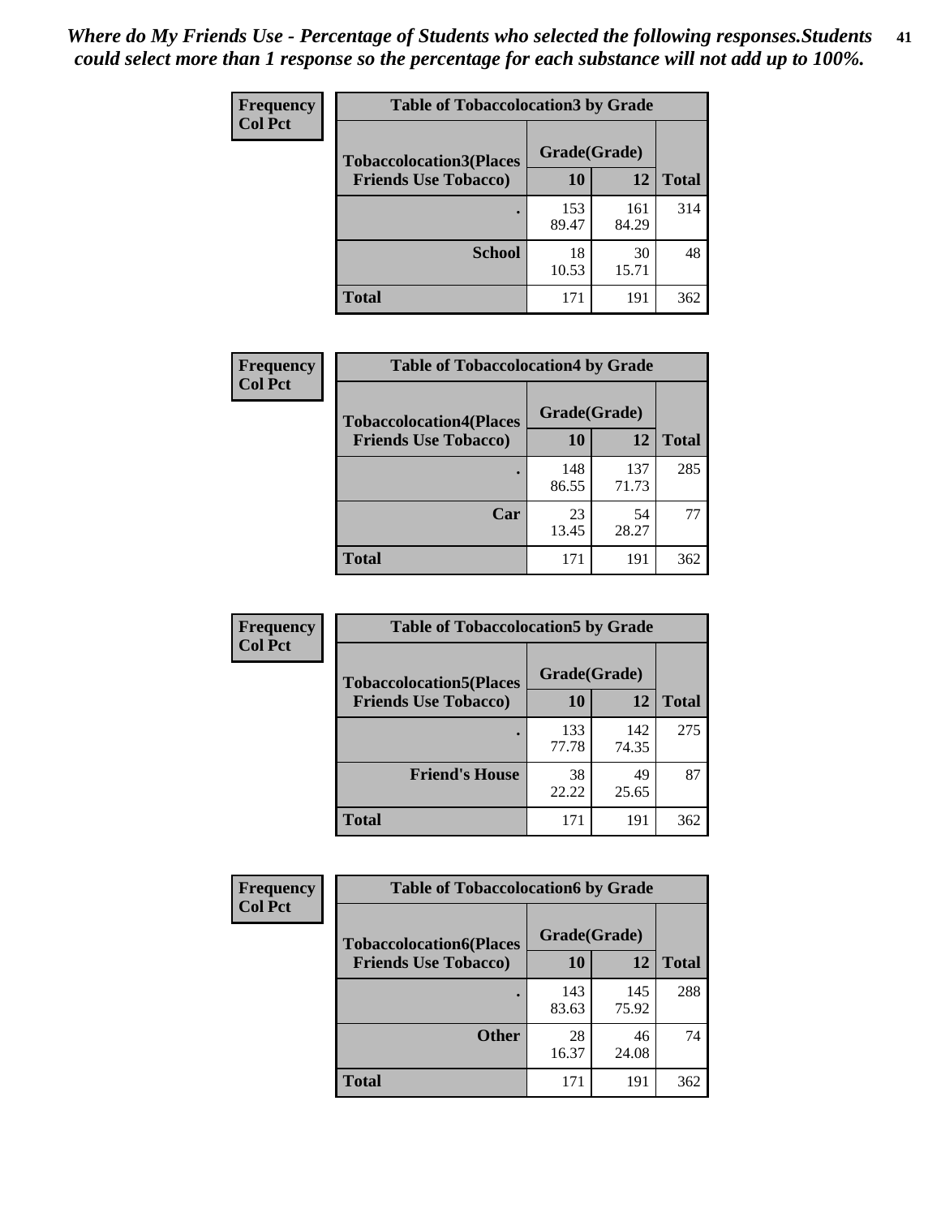*Where do My Friends Use - Percentage of Students who selected the following responses.Students could select more than 1 response so the percentage for each substance will not add up to 100%.*

**Frequency**
**Col Pct**

**Table of Tobaccolocation3 by Grade**

| Tobaccolocation3(Places Friends Use Tobacco) | Grade(Grade) 10 | 12 | Total |
|---|---|---|---|
| . | 153<br>89.47 | 161<br>84.29 | 314 |
| School | 18<br>10.53 | 30<br>15.71 | 48 |
| Total | 171 | 191 | 362 |

**Frequency**
**Col Pct**

**Table of Tobaccolocation4 by Grade**

| Tobaccolocation4(Places Friends Use Tobacco) | Grade(Grade) 10 | 12 | Total |
|---|---|---|---|
| . | 148<br>86.55 | 137<br>71.73 | 285 |
| Car | 23<br>13.45 | 54<br>28.27 | 77 |
| Total | 171 | 191 | 362 |

**Frequency**
**Col Pct**

**Table of Tobaccolocation5 by Grade**

| Tobaccolocation5(Places Friends Use Tobacco) | Grade(Grade) 10 | 12 | Total |
|---|---|---|---|
| . | 133<br>77.78 | 142<br>74.35 | 275 |
| Friend's House | 38<br>22.22 | 49<br>25.65 | 87 |
| Total | 171 | 191 | 362 |

**Frequency**
**Col Pct**

**Table of Tobaccolocation6 by Grade**

| Tobaccolocation6(Places Friends Use Tobacco) | Grade(Grade) 10 | 12 | Total |
|---|---|---|---|
| . | 143<br>83.63 | 145<br>75.92 | 288 |
| Other | 28<br>16.37 | 46<br>24.08 | 74 |
| Total | 171 | 191 | 362 |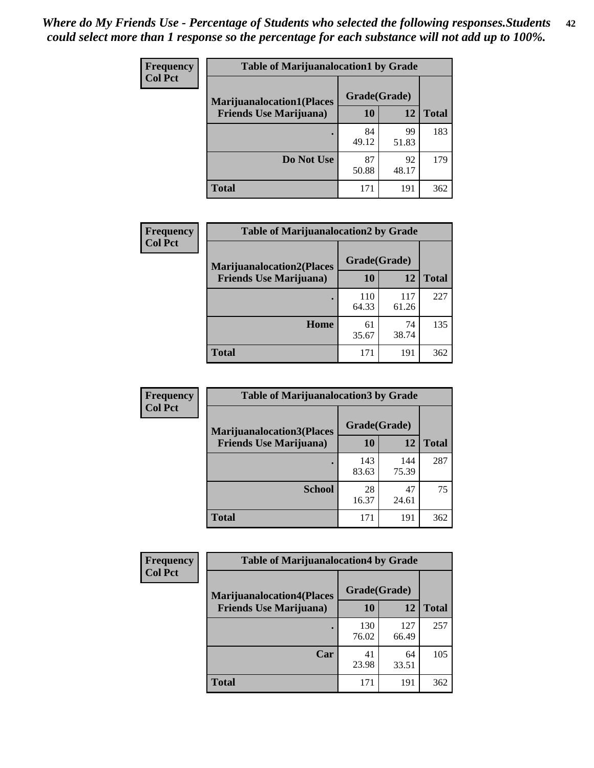*Where do My Friends Use - Percentage of Students who selected the following responses.Students could select more than 1 response so the percentage for each substance will not add up to 100%.*

**Frequency**
**Col Pct**

| Table of Marijuanalocation1 by Grade | | | |
|---|---|---|---|
| Marijuanalocation1(Places Friends Use Marijuana) | Grade(Grade) | | |
| | 10 | 12 | Total |
| . | 84<br>49.12 | 99<br>51.83 | 183 |
| Do Not Use | 87<br>50.88 | 92<br>48.17 | 179 |
| Total | 171 | 191 | 362 |

**Frequency**
**Col Pct**

| Table of Marijuanalocation2 by Grade | | | |
|---|---|---|---|
| Marijuanalocation2(Places Friends Use Marijuana) | Grade(Grade) | | |
| | 10 | 12 | Total |
| . | 110<br>64.33 | 117<br>61.26 | 227 |
| Home | 61<br>35.67 | 74<br>38.74 | 135 |
| Total | 171 | 191 | 362 |

**Frequency**
**Col Pct**

| Table of Marijuanalocation3 by Grade | | | |
|---|---|---|---|
| Marijuanalocation3(Places Friends Use Marijuana) | Grade(Grade) | | |
| | 10 | 12 | Total |
| . | 143<br>83.63 | 144<br>75.39 | 287 |
| School | 28<br>16.37 | 47<br>24.61 | 75 |
| Total | 171 | 191 | 362 |

**Frequency**
**Col Pct**

| Table of Marijuanalocation4 by Grade | | | |
|---|---|---|---|
| Marijuanalocation4(Places Friends Use Marijuana) | Grade(Grade) | | |
| | 10 | 12 | Total |
| . | 130<br>76.02 | 127<br>66.49 | 257 |
| Car | 41<br>23.98 | 64<br>33.51 | 105 |
| Total | 171 | 191 | 362 |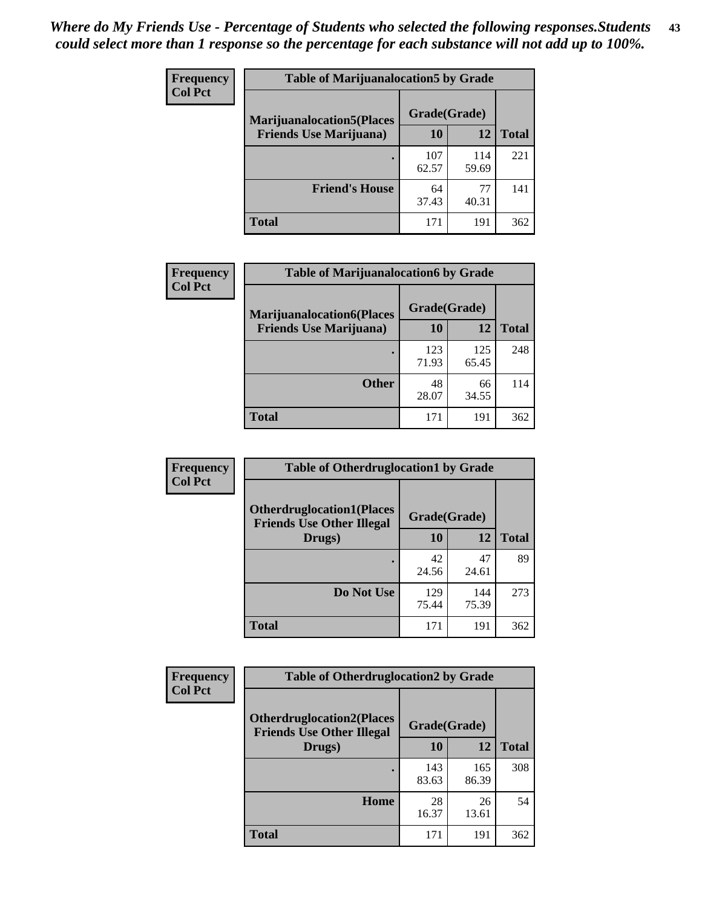*Where do My Friends Use - Percentage of Students who selected the following responses.Students could select more than 1 response so the percentage for each substance will not add up to 100%.*

**Frequency**
**Col Pct**

| Table of Marijuanalocation5 by Grade | | | |
|---|---|---|---|
| **Marijuanalocation5(Places Friends Use Marijuana)** | **Grade(Grade)** | | **Total** |
| | **10** | **12** | |
| **.** | 107<br>62.57 | 114<br>59.69 | 221 |
| **Friend's House** | 64<br>37.43 | 77<br>40.31 | 141 |
| **Total** | 171 | 191 | 362 |

**Frequency**
**Col Pct**

| Table of Marijuanalocation6 by Grade | | | |
|---|---|---|---|
| **Marijuanalocation6(Places Friends Use Marijuana)** | **Grade(Grade)** | | **Total** |
| | **10** | **12** | |
| **.** | 123<br>71.93 | 125<br>65.45 | 248 |
| **Other** | 48<br>28.07 | 66<br>34.55 | 114 |
| **Total** | 171 | 191 | 362 |

**Frequency**
**Col Pct**

| Table of Otherdruglocation1 by Grade | | | |
|---|---|---|---|
| **Otherdruglocation1(Places Friends Use Other Illegal Drugs)** | **Grade(Grade)** | | **Total** |
| | **10** | **12** | |
| **.** | 42<br>24.56 | 47<br>24.61 | 89 |
| **Do Not Use** | 129<br>75.44 | 144<br>75.39 | 273 |
| **Total** | 171 | 191 | 362 |

**Frequency**
**Col Pct**

| Table of Otherdruglocation2 by Grade | | | |
|---|---|---|---|
| **Otherdruglocation2(Places Friends Use Other Illegal Drugs)** | **Grade(Grade)** | | **Total** |
| | **10** | **12** | |
| **.** | 143<br>83.63 | 165<br>86.39 | 308 |
| **Home** | 28<br>16.37 | 26<br>13.61 | 54 |
| **Total** | 171 | 191 | 362 |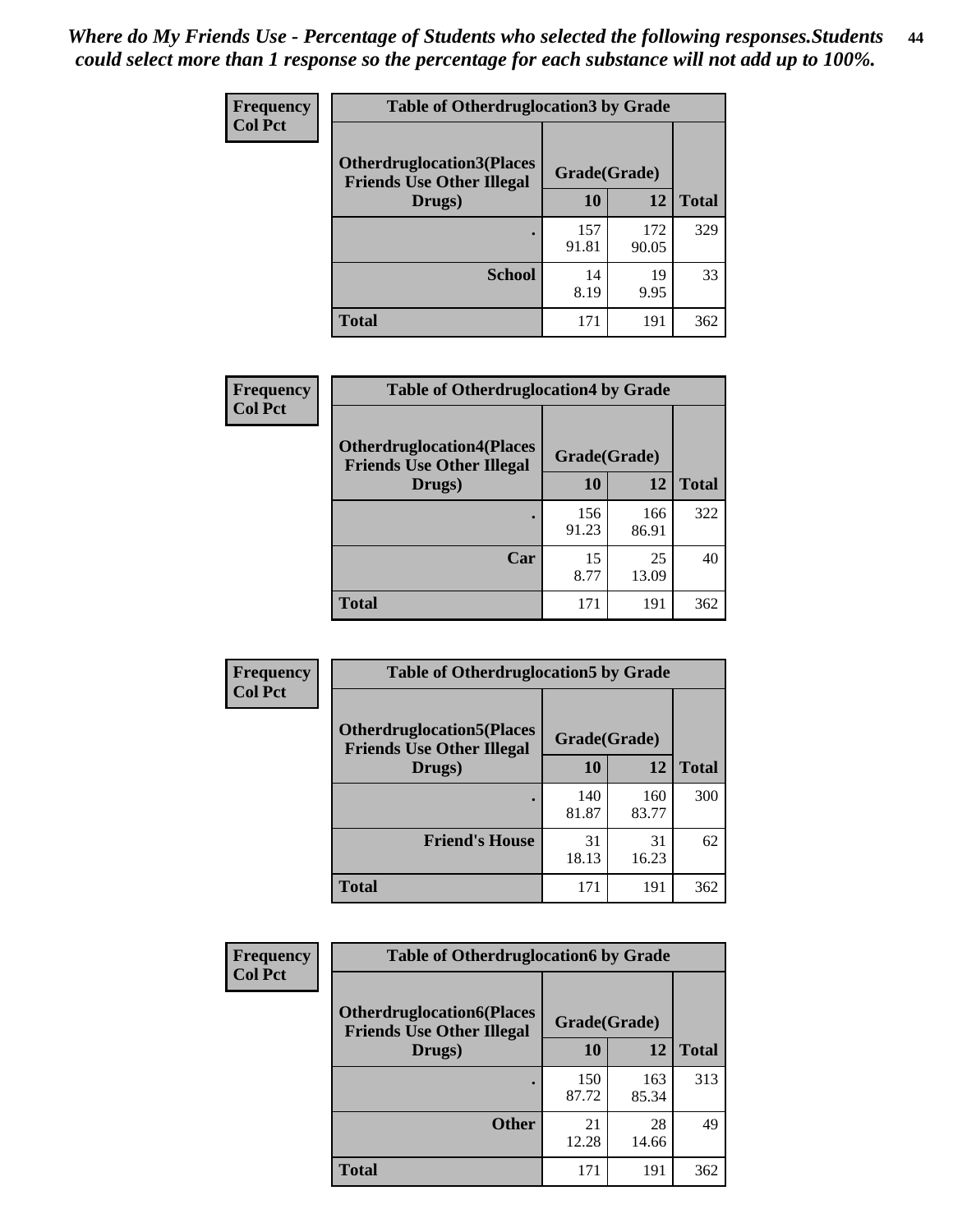*Where do My Friends Use - Percentage of Students who selected the following responses.Students could select more than 1 response so the percentage for each substance will not add up to 100%.*

**Frequency / Col Pct**

**Table of Otherdruglocation3 by Grade**

| Otherdruglocation3(Places Friends Use Other Illegal Drugs) | Grade(Grade) 10 | 12 | Total |
|---|---|---|---|
| . | 157<br>91.81 | 172<br>90.05 | 329 |
| School | 14<br>8.19 | 19<br>9.95 | 33 |
| Total | 171 | 191 | 362 |

**Frequency / Col Pct**

**Table of Otherdruglocation4 by Grade**

| Otherdruglocation4(Places Friends Use Other Illegal Drugs) | Grade(Grade) 10 | 12 | Total |
|---|---|---|---|
| . | 156<br>91.23 | 166<br>86.91 | 322 |
| Car | 15<br>8.77 | 25<br>13.09 | 40 |
| Total | 171 | 191 | 362 |

**Frequency / Col Pct**

**Table of Otherdruglocation5 by Grade**

| Otherdruglocation5(Places Friends Use Other Illegal Drugs) | Grade(Grade) 10 | 12 | Total |
|---|---|---|---|
| . | 140<br>81.87 | 160<br>83.77 | 300 |
| Friend's House | 31<br>18.13 | 31<br>16.23 | 62 |
| Total | 171 | 191 | 362 |

**Frequency / Col Pct**

**Table of Otherdruglocation6 by Grade**

| Otherdruglocation6(Places Friends Use Other Illegal Drugs) | Grade(Grade) 10 | 12 | Total |
|---|---|---|---|
| . | 150<br>87.72 | 163<br>85.34 | 313 |
| Other | 21<br>12.28 | 28<br>14.66 | 49 |
| Total | 171 | 191 | 362 |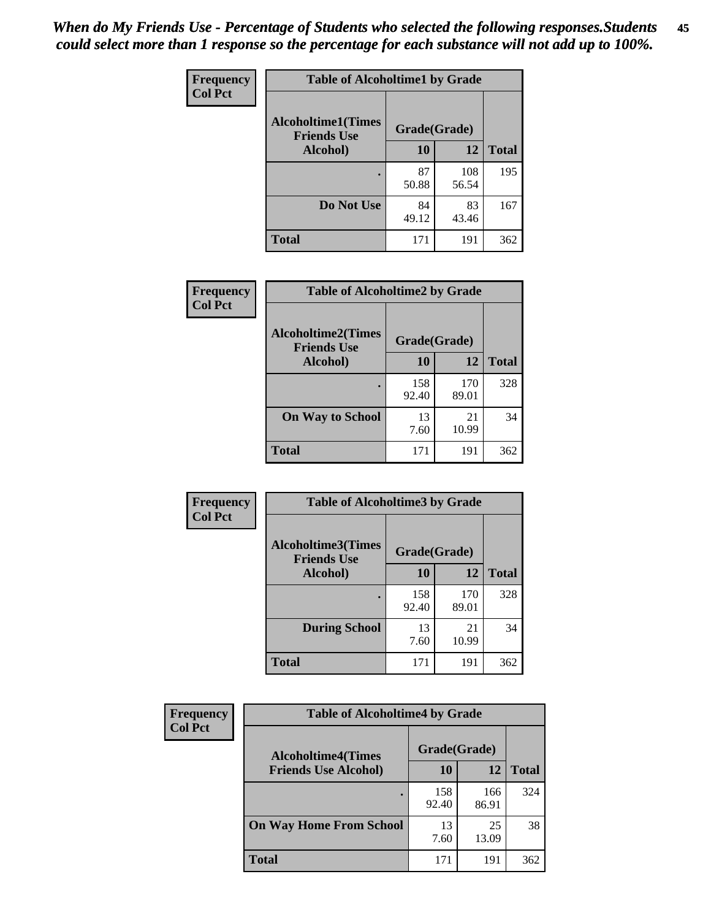*When do My Friends Use - Percentage of Students who selected the following responses.Students could select more than 1 response so the percentage for each substance will not add up to 100%.*

**Frequency**
**Col Pct**

| Table of Alcoholtime1 by Grade | | | |
|---|---|---|---|
| **Alcoholtime1(Times Friends Use Alcohol)** | **Grade(Grade)** | | |
| | **10** | **12** | **Total** |
| **.** | 87<br>50.88 | 108<br>56.54 | 195 |
| **Do Not Use** | 84<br>49.12 | 83<br>43.46 | 167 |
| **Total** | 171 | 191 | 362 |

**Frequency**
**Col Pct**

| Table of Alcoholtime2 by Grade | | | |
|---|---|---|---|
| **Alcoholtime2(Times Friends Use Alcohol)** | **Grade(Grade)** | | |
| | **10** | **12** | **Total** |
| **.** | 158<br>92.40 | 170<br>89.01 | 328 |
| **On Way to School** | 13<br>7.60 | 21<br>10.99 | 34 |
| **Total** | 171 | 191 | 362 |

**Frequency**
**Col Pct**

| Table of Alcoholtime3 by Grade | | | |
|---|---|---|---|
| **Alcoholtime3(Times Friends Use Alcohol)** | **Grade(Grade)** | | |
| | **10** | **12** | **Total** |
| **.** | 158<br>92.40 | 170<br>89.01 | 328 |
| **During School** | 13<br>7.60 | 21<br>10.99 | 34 |
| **Total** | 171 | 191 | 362 |

**Frequency**
**Col Pct**

| Table of Alcoholtime4 by Grade | | | |
|---|---|---|---|
| **Alcoholtime4(Times Friends Use Alcohol)** | **Grade(Grade)** | | |
| | **10** | **12** | **Total** |
| **.** | 158<br>92.40 | 166<br>86.91 | 324 |
| **On Way Home From School** | 13<br>7.60 | 25<br>13.09 | 38 |
| **Total** | 171 | 191 | 362 |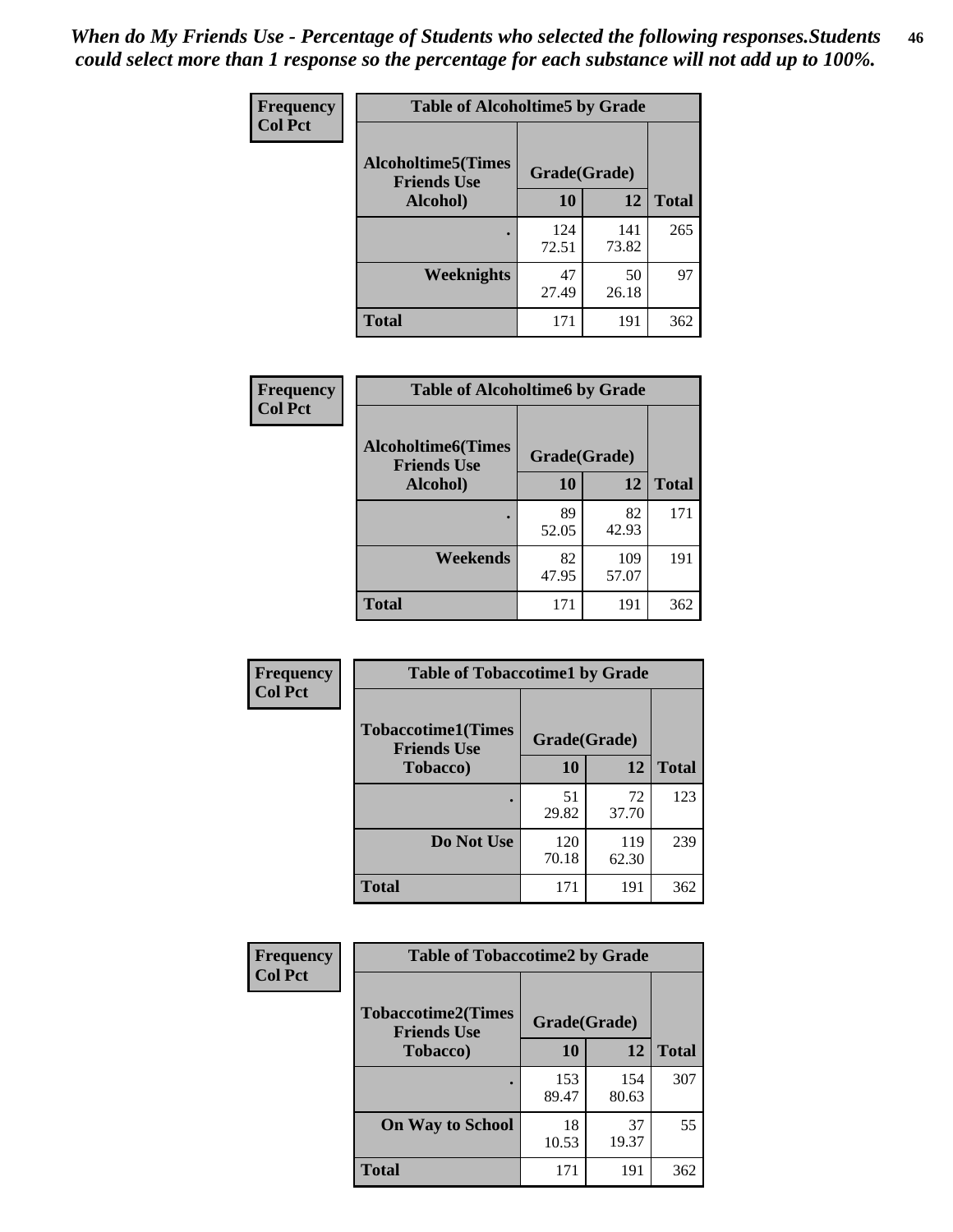*When do My Friends Use - Percentage of Students who selected the following responses.Students could select more than 1 response so the percentage for each substance will not add up to 100%.*

**Frequency**
**Col Pct**

| Table of Alcoholtime5 by Grade | | | |
|---|---|---|---|
| **Alcoholtime5(Times Friends Use Alcohol)** | **Grade(Grade)** | | **Total** |
| | **10** | **12** | |
| **.** | 124<br>72.51 | 141<br>73.82 | 265 |
| **Weeknights** | 47<br>27.49 | 50<br>26.18 | 97 |
| **Total** | 171 | 191 | 362 |

**Frequency**
**Col Pct**

| Table of Alcoholtime6 by Grade | | | |
|---|---|---|---|
| **Alcoholtime6(Times Friends Use Alcohol)** | **Grade(Grade)** | | **Total** |
| | **10** | **12** | |
| **.** | 89<br>52.05 | 82<br>42.93 | 171 |
| **Weekends** | 82<br>47.95 | 109<br>57.07 | 191 |
| **Total** | 171 | 191 | 362 |

**Frequency**
**Col Pct**

| Table of Tobaccotime1 by Grade | | | |
|---|---|---|---|
| **Tobaccotime1(Times Friends Use Tobacco)** | **Grade(Grade)** | | **Total** |
| | **10** | **12** | |
| **.** | 51<br>29.82 | 72<br>37.70 | 123 |
| **Do Not Use** | 120<br>70.18 | 119<br>62.30 | 239 |
| **Total** | 171 | 191 | 362 |

**Frequency**
**Col Pct**

| Table of Tobaccotime2 by Grade | | | |
|---|---|---|---|
| **Tobaccotime2(Times Friends Use Tobacco)** | **Grade(Grade)** | | **Total** |
| | **10** | **12** | |
| **.** | 153<br>89.47 | 154<br>80.63 | 307 |
| **On Way to School** | 18<br>10.53 | 37<br>19.37 | 55 |
| **Total** | 171 | 191 | 362 |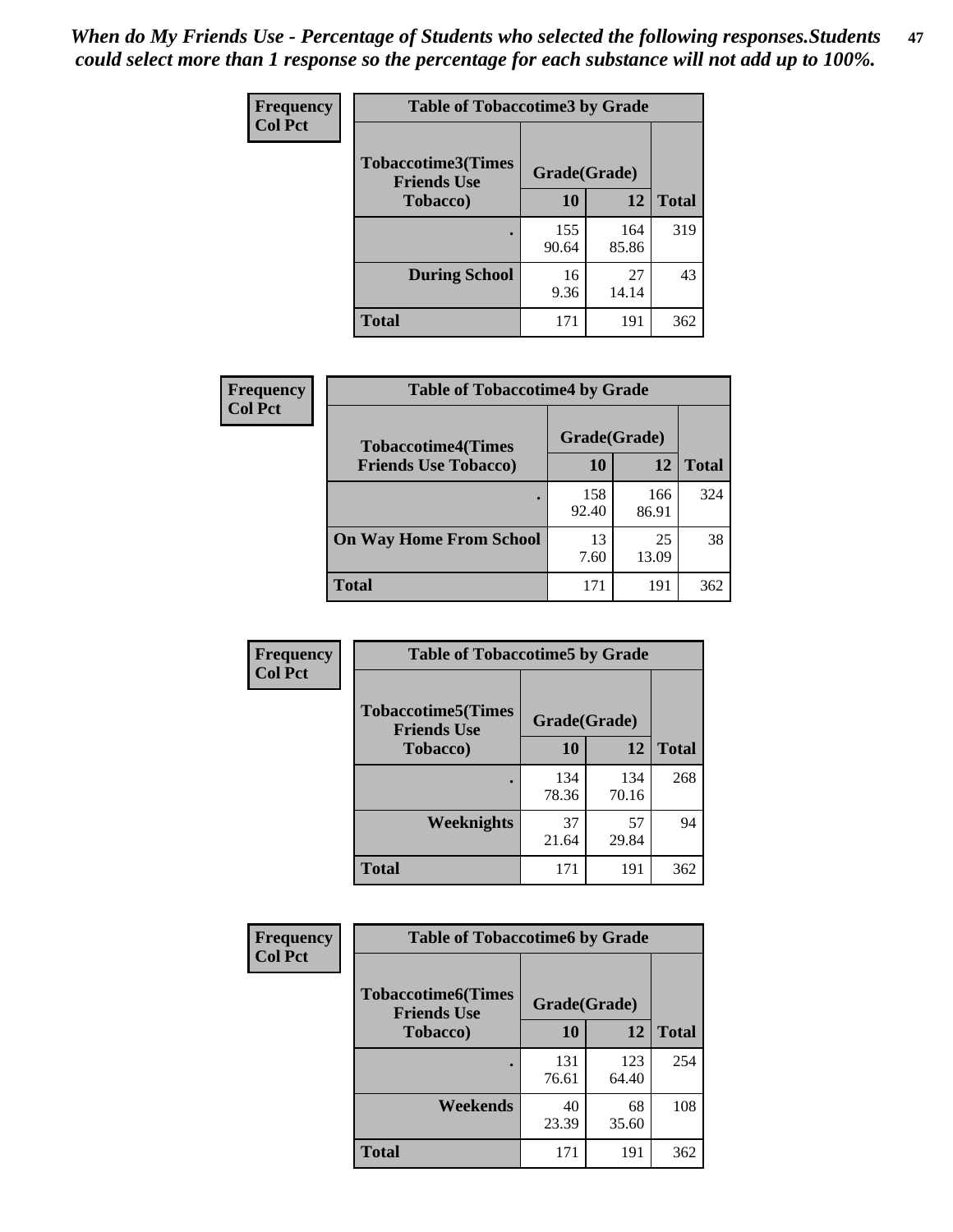*When do My Friends Use - Percentage of Students who selected the following responses.Students could select more than 1 response so the percentage for each substance will not add up to 100%.*

**Frequency**
**Col Pct**

| Table of Tobaccotime3 by Grade | | | |
|---|---|---|---|
| Tobaccotime3(Times Friends Use Tobacco) | Grade(Grade) | | |
| | 10 | 12 | Total |
| . | 155<br>90.64 | 164<br>85.86 | 319 |
| During School | 16<br>9.36 | 27<br>14.14 | 43 |
| Total | 171 | 191 | 362 |

**Frequency**
**Col Pct**

| Table of Tobaccotime4 by Grade | | | |
|---|---|---|---|
| Tobaccotime4(Times Friends Use Tobacco) | Grade(Grade) | | |
| | 10 | 12 | Total |
| . | 158<br>92.40 | 166<br>86.91 | 324 |
| On Way Home From School | 13<br>7.60 | 25<br>13.09 | 38 |
| Total | 171 | 191 | 362 |

**Frequency**
**Col Pct**

| Table of Tobaccotime5 by Grade | | | |
|---|---|---|---|
| Tobaccotime5(Times Friends Use Tobacco) | Grade(Grade) | | |
| | 10 | 12 | Total |
| . | 134<br>78.36 | 134<br>70.16 | 268 |
| Weeknights | 37<br>21.64 | 57<br>29.84 | 94 |
| Total | 171 | 191 | 362 |

**Frequency**
**Col Pct**

| Table of Tobaccotime6 by Grade | | | |
|---|---|---|---|
| Tobaccotime6(Times Friends Use Tobacco) | Grade(Grade) | | |
| | 10 | 12 | Total |
| . | 131<br>76.61 | 123<br>64.40 | 254 |
| Weekends | 40<br>23.39 | 68<br>35.60 | 108 |
| Total | 171 | 191 | 362 |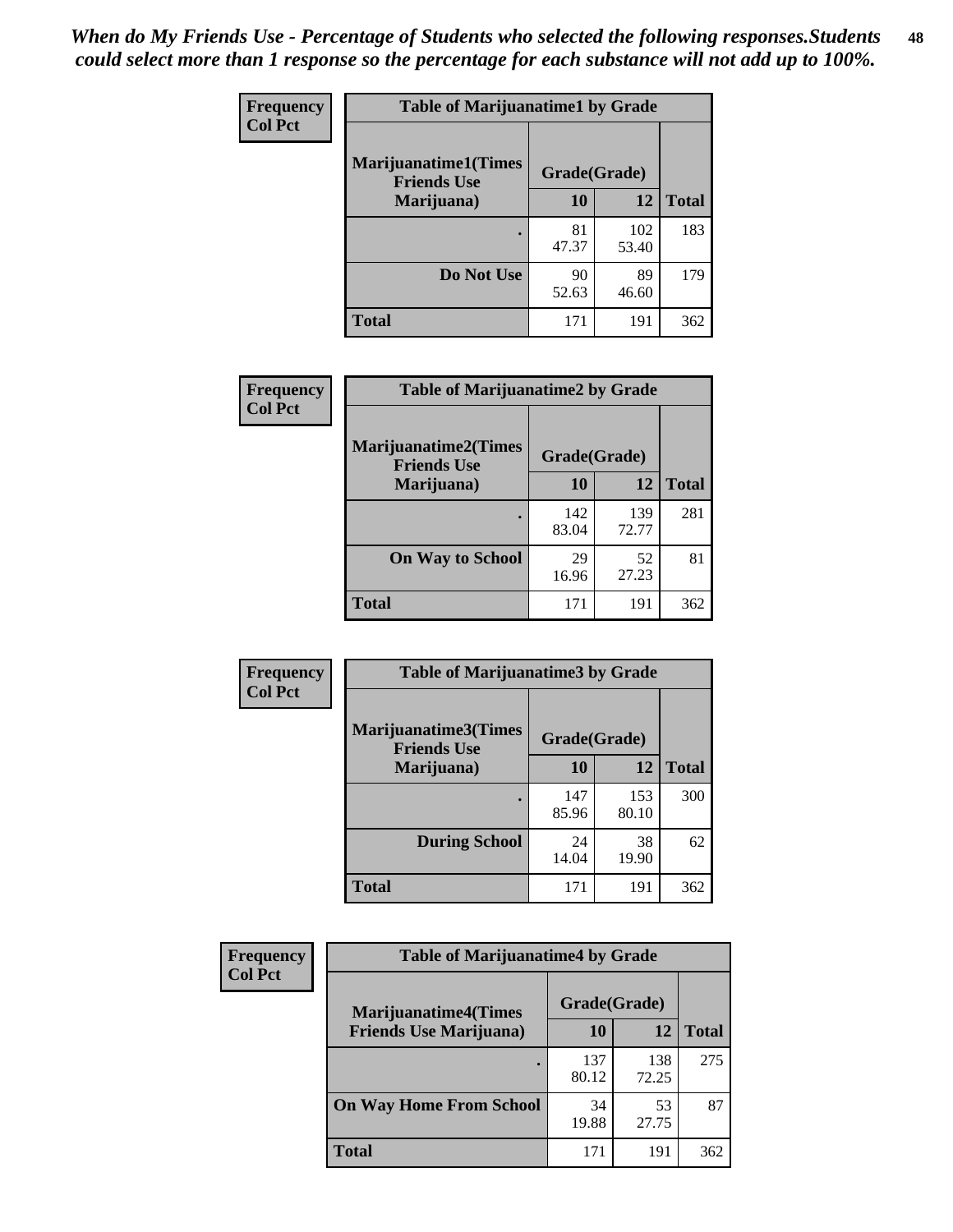*When do My Friends Use - Percentage of Students who selected the following responses.Students could select more than 1 response so the percentage for each substance will not add up to 100%.*

**Frequency**
**Col Pct**

| Table of Marijuanatime1 by Grade | | | |
|---|---|---|---|
| **Marijuanatime1(Times Friends Use Marijuana)** | **Grade(Grade)** | | |
| | **10** | **12** | **Total** |
| **.** | 81<br>47.37 | 102<br>53.40 | 183 |
| **Do Not Use** | 90<br>52.63 | 89<br>46.60 | 179 |
| **Total** | 171 | 191 | 362 |

**Frequency**
**Col Pct**

| Table of Marijuanatime2 by Grade | | | |
|---|---|---|---|
| **Marijuanatime2(Times Friends Use Marijuana)** | **Grade(Grade)** | | |
| | **10** | **12** | **Total** |
| **.** | 142<br>83.04 | 139<br>72.77 | 281 |
| **On Way to School** | 29<br>16.96 | 52<br>27.23 | 81 |
| **Total** | 171 | 191 | 362 |

**Frequency**
**Col Pct**

| Table of Marijuanatime3 by Grade | | | |
|---|---|---|---|
| **Marijuanatime3(Times Friends Use Marijuana)** | **Grade(Grade)** | | |
| | **10** | **12** | **Total** |
| **.** | 147<br>85.96 | 153<br>80.10 | 300 |
| **During School** | 24<br>14.04 | 38<br>19.90 | 62 |
| **Total** | 171 | 191 | 362 |

**Frequency**
**Col Pct**

| Table of Marijuanatime4 by Grade | | | |
|---|---|---|---|
| **Marijuanatime4(Times Friends Use Marijuana)** | **Grade(Grade)** | | |
| | **10** | **12** | **Total** |
| **.** | 137<br>80.12 | 138<br>72.25 | 275 |
| **On Way Home From School** | 34<br>19.88 | 53<br>27.75 | 87 |
| **Total** | 171 | 191 | 362 |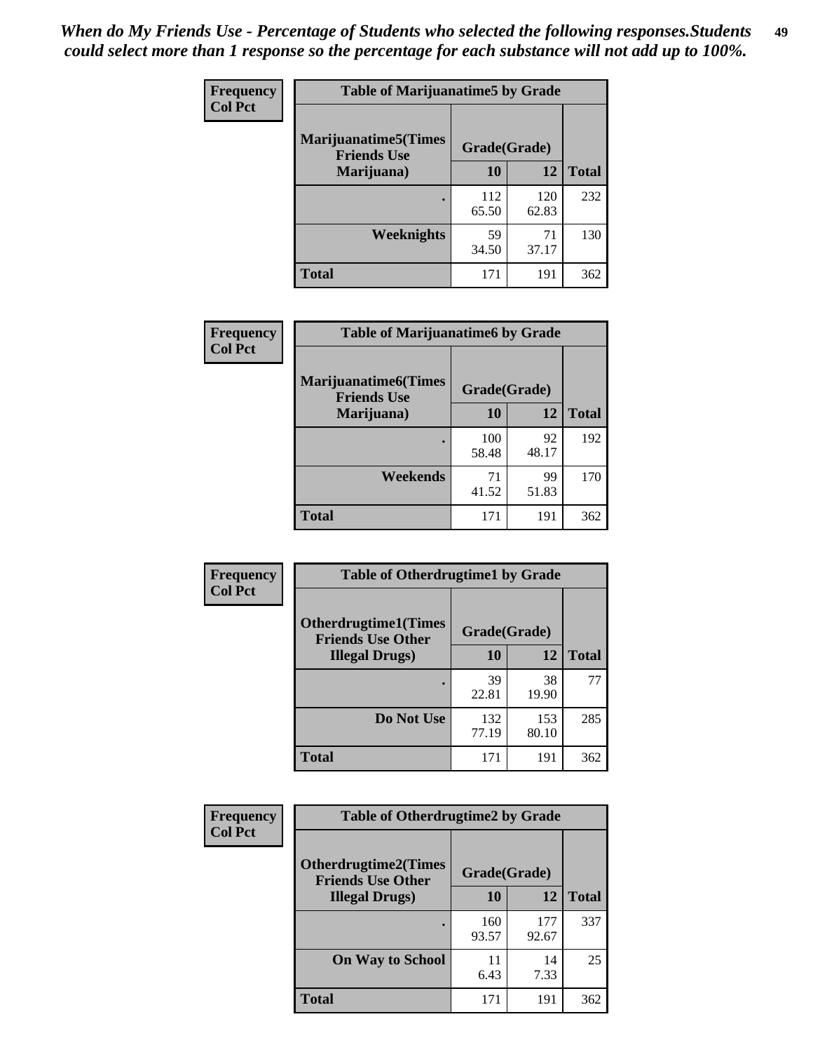*When do My Friends Use - Percentage of Students who selected the following responses.Students could select more than 1 response so the percentage for each substance will not add up to 100%.*

**Frequency Col Pct**

**Table of Marijuanatime5 by Grade**

| Marijuanatime5(Times Friends Use Marijuana) | Grade(Grade) | | Total |
|---|---|---|---|
| | 10 | 12 | |
| . | 112<br>65.50 | 120<br>62.83 | 232 |
| Weeknights | 59<br>34.50 | 71<br>37.17 | 130 |
| Total | 171 | 191 | 362 |

**Frequency Col Pct**

**Table of Marijuanatime6 by Grade**

| Marijuanatime6(Times Friends Use Marijuana) | Grade(Grade) | | Total |
|---|---|---|---|
| | 10 | 12 | |
| . | 100<br>58.48 | 92<br>48.17 | 192 |
| Weekends | 71<br>41.52 | 99<br>51.83 | 170 |
| Total | 171 | 191 | 362 |

**Frequency Col Pct**

**Table of Otherdrugtime1 by Grade**

| Otherdrugtime1(Times Friends Use Other Illegal Drugs) | Grade(Grade) | | Total |
|---|---|---|---|
| | 10 | 12 | |
| . | 39<br>22.81 | 38<br>19.90 | 77 |
| Do Not Use | 132<br>77.19 | 153<br>80.10 | 285 |
| Total | 171 | 191 | 362 |

**Frequency Col Pct**

**Table of Otherdrugtime2 by Grade**

| Otherdrugtime2(Times Friends Use Other Illegal Drugs) | Grade(Grade) | | Total |
|---|---|---|---|
| | 10 | 12 | |
| . | 160<br>93.57 | 177<br>92.67 | 337 |
| On Way to School | 11<br>6.43 | 14<br>7.33 | 25 |
| Total | 171 | 191 | 362 |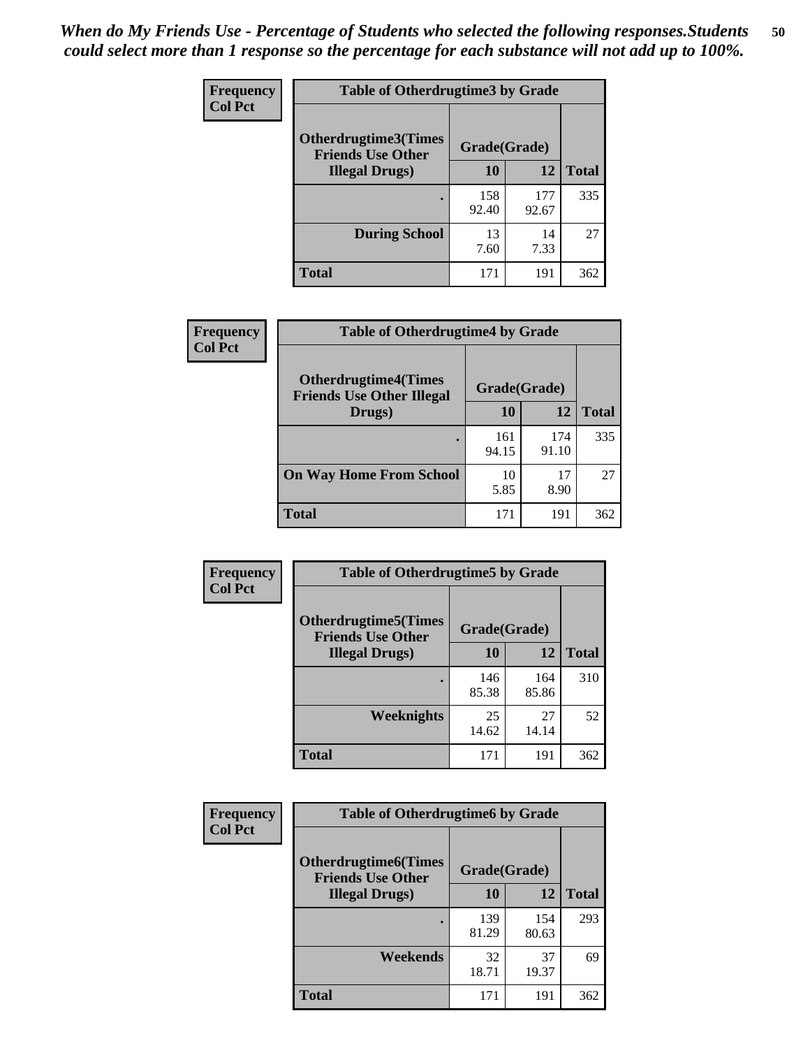*When do My Friends Use - Percentage of Students who selected the following responses.Students could select more than 1 response so the percentage for each substance will not add up to 100%.*

**Frequency**
**Col Pct**

| Table of Otherdrugtime3 by Grade | | | |
|---|---|---|---|
| Otherdrugtime3(Times Friends Use Other Illegal Drugs) | Grade(Grade) | | |
| | 10 | 12 | Total |
| . | 158<br>92.40 | 177<br>92.67 | 335 |
| During School | 13<br>7.60 | 14<br>7.33 | 27 |
| Total | 171 | 191 | 362 |

**Frequency**
**Col Pct**

| Table of Otherdrugtime4 by Grade | | | |
|---|---|---|---|
| Otherdrugtime4(Times Friends Use Other Illegal Drugs) | Grade(Grade) | | |
| | 10 | 12 | Total |
| . | 161<br>94.15 | 174<br>91.10 | 335 |
| On Way Home From School | 10<br>5.85 | 17<br>8.90 | 27 |
| Total | 171 | 191 | 362 |

**Frequency**
**Col Pct**

| Table of Otherdrugtime5 by Grade | | | |
|---|---|---|---|
| Otherdrugtime5(Times Friends Use Other Illegal Drugs) | Grade(Grade) | | |
| | 10 | 12 | Total |
| . | 146<br>85.38 | 164<br>85.86 | 310 |
| Weeknights | 25<br>14.62 | 27<br>14.14 | 52 |
| Total | 171 | 191 | 362 |

**Frequency**
**Col Pct**

| Table of Otherdrugtime6 by Grade | | | |
|---|---|---|---|
| Otherdrugtime6(Times Friends Use Other Illegal Drugs) | Grade(Grade) | | |
| | 10 | 12 | Total |
| . | 139<br>81.29 | 154<br>80.63 | 293 |
| Weekends | 32<br>18.71 | 37<br>19.37 | 69 |
| Total | 171 | 191 | 362 |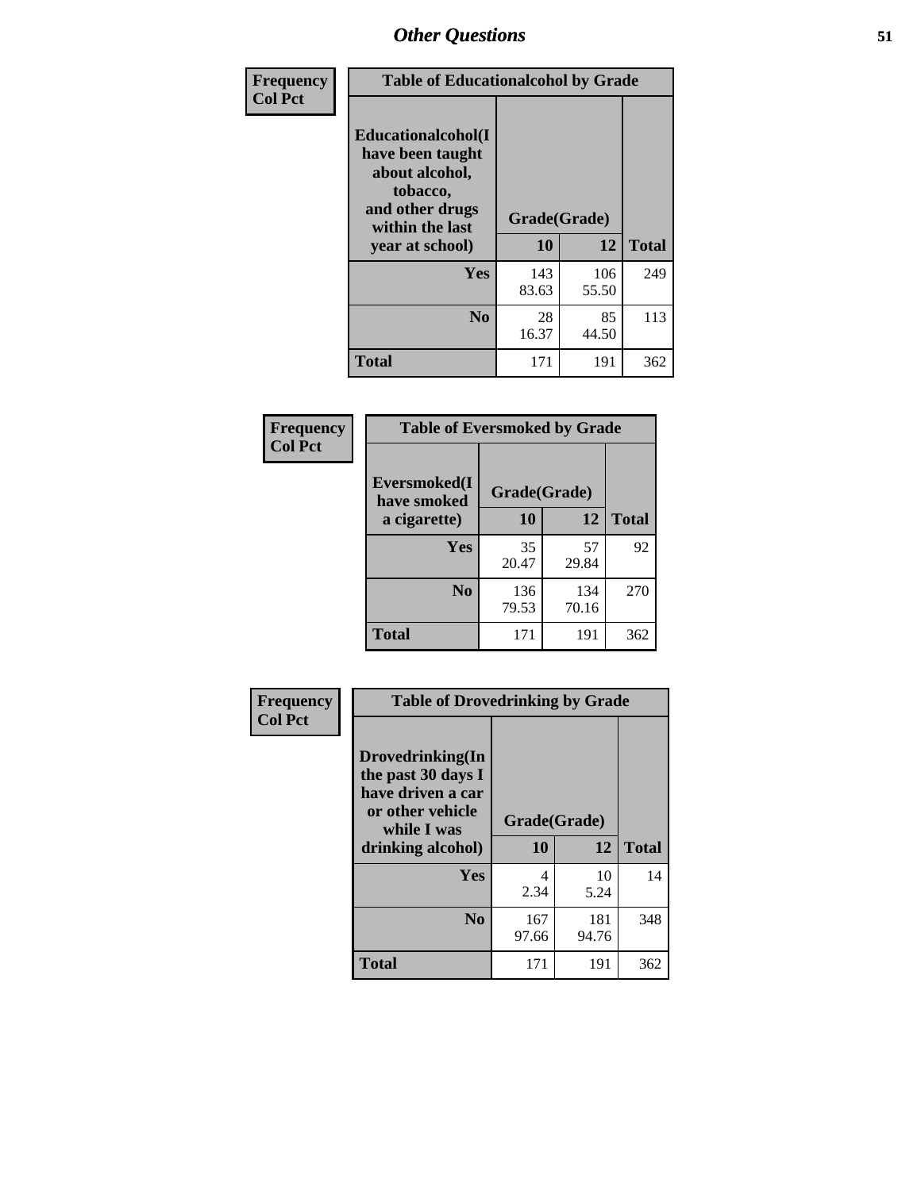## Other Questions

**Frequency / Col Pct**

| Table of Educationalalcohol by Grade | | | |
|---|---|---|---|
| **Educationalalcohol(I have been taught about alcohol, tobacco, and other drugs within the last year at school)** | **Grade(Grade)** | | |
| | **10** | **12** | **Total** |
| **Yes** | 143<br>83.63 | 106<br>55.50 | 249 |
| **No** | 28<br>16.37 | 85<br>44.50 | 113 |
| **Total** | 171 | 191 | 362 |

**Frequency / Col Pct**

| Table of Eversmoked by Grade | | | |
|---|---|---|---|
| **Eversmoked(I have smoked a cigarette)** | **Grade(Grade)** | | |
| | **10** | **12** | **Total** |
| **Yes** | 35<br>20.47 | 57<br>29.84 | 92 |
| **No** | 136<br>79.53 | 134<br>70.16 | 270 |
| **Total** | 171 | 191 | 362 |

**Frequency / Col Pct**

| Table of Drovedrinking by Grade | | | |
|---|---|---|---|
| **Drovedrinking(In the past 30 days I have driven a car or other vehicle while I was drinking alcohol)** | **Grade(Grade)** | | |
| | **10** | **12** | **Total** |
| **Yes** | 4<br>2.34 | 10<br>5.24 | 14 |
| **No** | 167<br>97.66 | 181<br>94.76 | 348 |
| **Total** | 171 | 191 | 362 |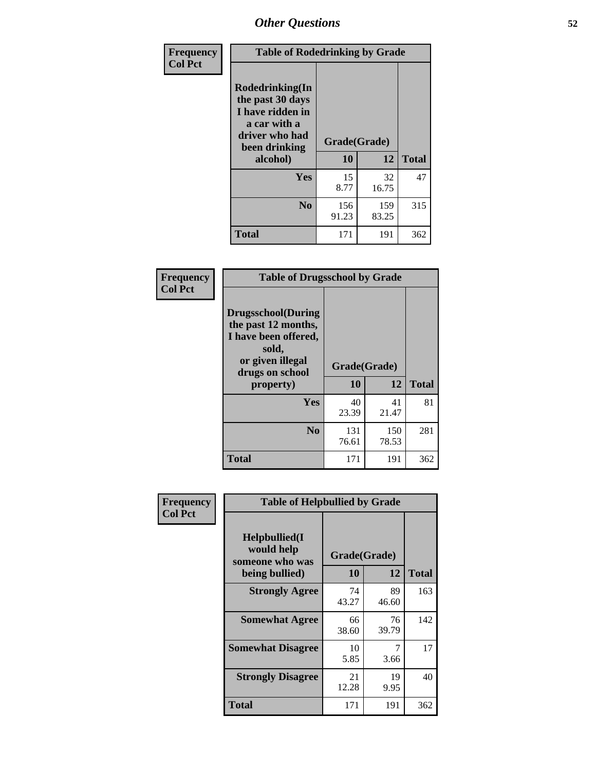# Other Questions

**Frequency**
**Col Pct**

| Table of Rodedrinking by Grade | | | |
|---|---|---|---|
| **Rodedrinking(In the past 30 days I have ridden in a car with a driver who had been drinking alcohol)** | **Grade(Grade)** | | |
| | **10** | **12** | **Total** |
| **Yes** | 15<br>8.77 | 32<br>16.75 | 47 |
| **No** | 156<br>91.23 | 159<br>83.25 | 315 |
| **Total** | 171 | 191 | 362 |

**Frequency**
**Col Pct**

| Table of Drugsschool by Grade | | | |
|---|---|---|---|
| **Drugsschool(During the past 12 months, I have been offered, sold, or given illegal drugs on school property)** | **Grade(Grade)** | | |
| | **10** | **12** | **Total** |
| **Yes** | 40<br>23.39 | 41<br>21.47 | 81 |
| **No** | 131<br>76.61 | 150<br>78.53 | 281 |
| **Total** | 171 | 191 | 362 |

**Frequency**
**Col Pct**

| Table of Helpbullied by Grade | | | |
|---|---|---|---|
| **Helpbullied(I would help someone who was being bullied)** | **Grade(Grade)** | | |
| | **10** | **12** | **Total** |
| **Strongly Agree** | 74<br>43.27 | 89<br>46.60 | 163 |
| **Somewhat Agree** | 66<br>38.60 | 76<br>39.79 | 142 |
| **Somewhat Disagree** | 10<br>5.85 | 7<br>3.66 | 17 |
| **Strongly Disagree** | 21<br>12.28 | 19<br>9.95 | 40 |
| **Total** | 171 | 191 | 362 |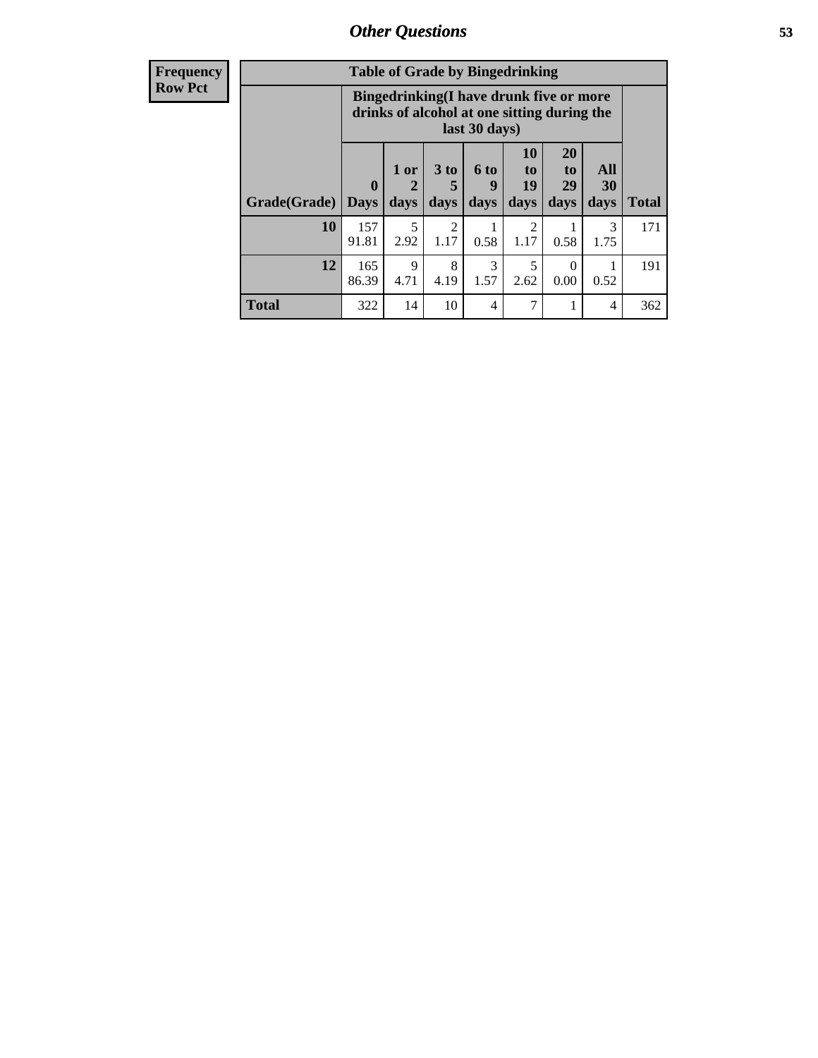| Frequency Row Pct |
|---|

**Table of Grade by Bingedrinking**

| | Bingedrinking(I have drunk five or more drinks of alcohol at one sitting during the last 30 days) | | | | | | | |
|---|---|---|---|---|---|---|---|---|
| Grade(Grade) | 0 Days | 1 or 2 days | 3 to 5 days | 6 to 9 days | 10 to 19 days | 20 to 29 days | All 30 days | Total |
| 10 | 157<br>91.81 | 5<br>2.92 | 2<br>1.17 | 1<br>0.58 | 2<br>1.17 | 1<br>0.58 | 3<br>1.75 | 171 |
| 12 | 165<br>86.39 | 9<br>4.71 | 8<br>4.19 | 3<br>1.57 | 5<br>2.62 | 0<br>0.00 | 1<br>0.52 | 191 |
| Total | 322 | 14 | 10 | 4 | 7 | 1 | 4 | 362 |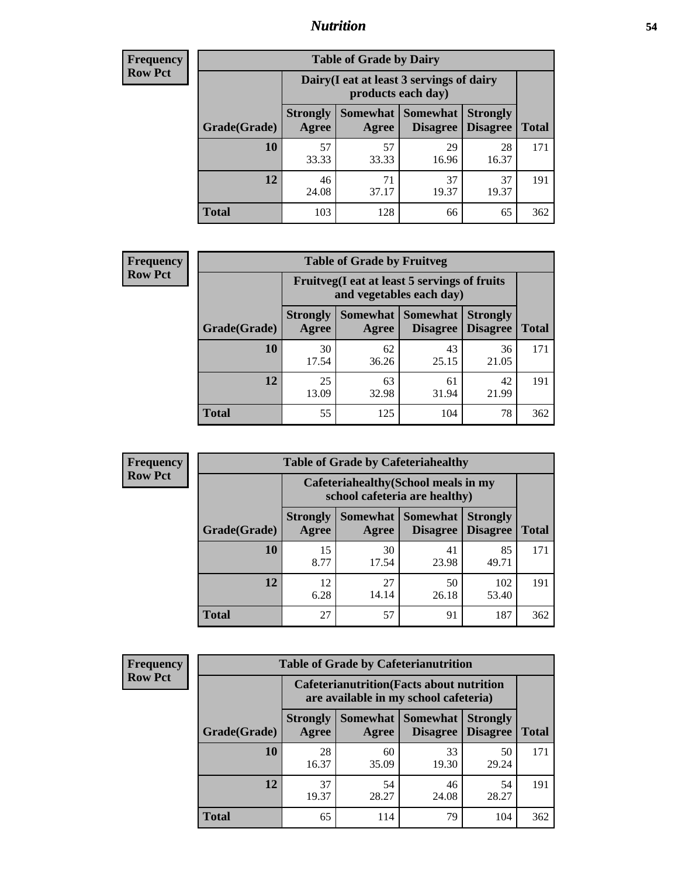# Nutrition

**Frequency**
**Row Pct**

| Table of Grade by Dairy | | | | | |
|---|---|---|---|---|---|
| | Dairy(I eat at least 3 servings of dairy products each day) | | | | |
| Grade(Grade) | Strongly Agree | Somewhat Agree | Somewhat Disagree | Strongly Disagree | Total |
| 10 | 57<br>33.33 | 57<br>33.33 | 29<br>16.96 | 28<br>16.37 | 171 |
| 12 | 46<br>24.08 | 71<br>37.17 | 37<br>19.37 | 37<br>19.37 | 191 |
| Total | 103 | 128 | 66 | 65 | 362 |

**Frequency**
**Row Pct**

| Table of Grade by Fruitveg | | | | | |
|---|---|---|---|---|---|
| | Fruitveg(I eat at least 5 servings of fruits and vegetables each day) | | | | |
| Grade(Grade) | Strongly Agree | Somewhat Agree | Somewhat Disagree | Strongly Disagree | Total |
| 10 | 30<br>17.54 | 62<br>36.26 | 43<br>25.15 | 36<br>21.05 | 171 |
| 12 | 25<br>13.09 | 63<br>32.98 | 61<br>31.94 | 42<br>21.99 | 191 |
| Total | 55 | 125 | 104 | 78 | 362 |

**Frequency**
**Row Pct**

| Table of Grade by Cafeteriahealthy | | | | | |
|---|---|---|---|---|---|
| | Cafeteriahealthy(School meals in my school cafeteria are healthy) | | | | |
| Grade(Grade) | Strongly Agree | Somewhat Agree | Somewhat Disagree | Strongly Disagree | Total |
| 10 | 15<br>8.77 | 30<br>17.54 | 41<br>23.98 | 85<br>49.71 | 171 |
| 12 | 12<br>6.28 | 27<br>14.14 | 50<br>26.18 | 102<br>53.40 | 191 |
| Total | 27 | 57 | 91 | 187 | 362 |

**Frequency**
**Row Pct**

| Table of Grade by Cafeterianutrition | | | | | |
|---|---|---|---|---|---|
| | Cafeterianutrition(Facts about nutrition are available in my school cafeteria) | | | | |
| Grade(Grade) | Strongly Agree | Somewhat Agree | Somewhat Disagree | Strongly Disagree | Total |
| 10 | 28<br>16.37 | 60<br>35.09 | 33<br>19.30 | 50<br>29.24 | 171 |
| 12 | 37<br>19.37 | 54<br>28.27 | 46<br>24.08 | 54<br>28.27 | 191 |
| Total | 65 | 114 | 79 | 104 | 362 |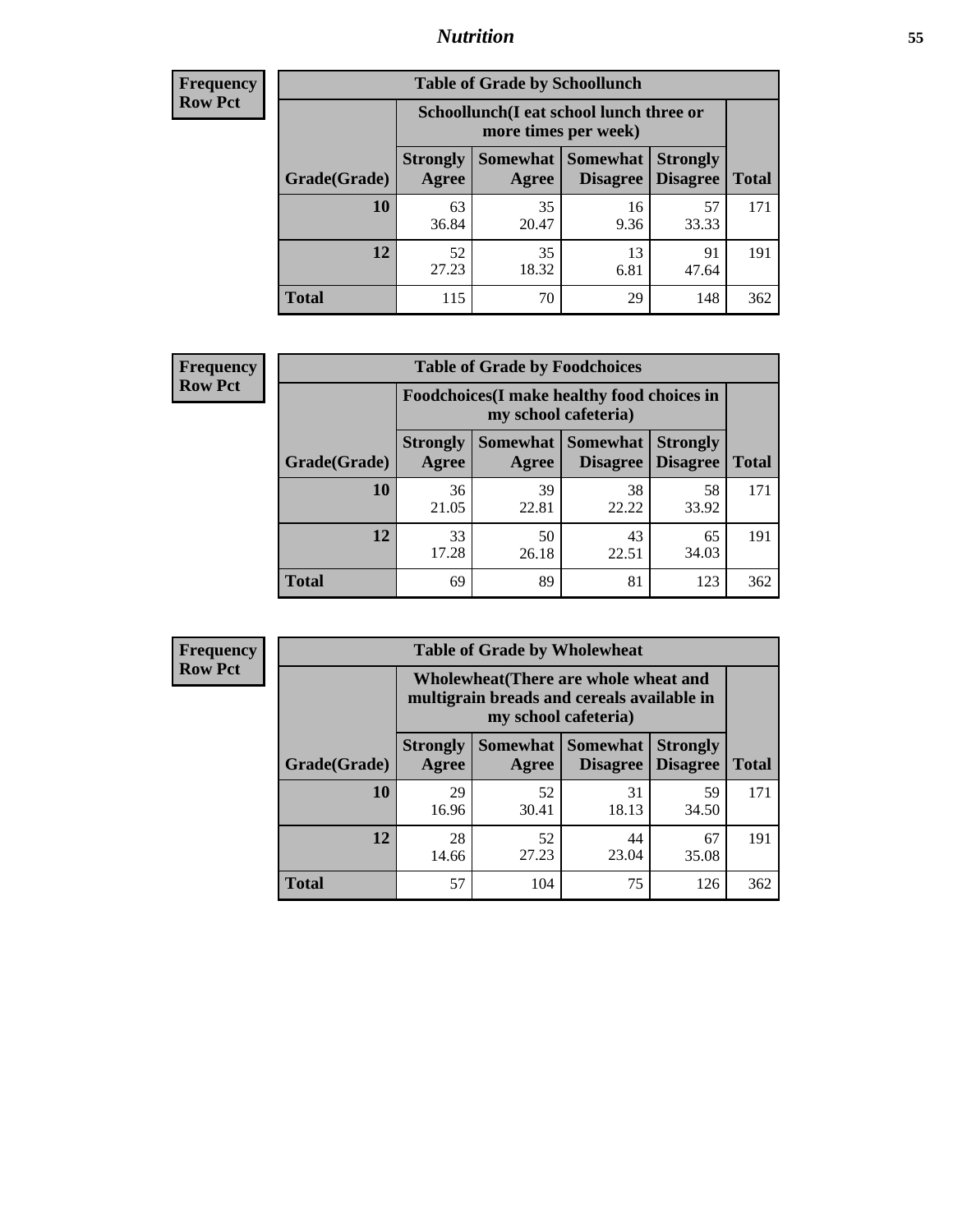| Frequency Row Pct |
|---|

| Table of Grade by Schoollunch | | | | | |
|---|---|---|---|---|---|
| | Schoollunch(I eat school lunch three or more times per week) | | | | |
| Grade(Grade) | Strongly Agree | Somewhat Agree | Somewhat Disagree | Strongly Disagree | Total |
| 10 | 63<br>36.84 | 35<br>20.47 | 16<br>9.36 | 57<br>33.33 | 171 |
| 12 | 52<br>27.23 | 35<br>18.32 | 13<br>6.81 | 91<br>47.64 | 191 |
| Total | 115 | 70 | 29 | 148 | 362 |

| Frequency Row Pct |
|---|

| Table of Grade by Foodchoices | | | | | |
|---|---|---|---|---|---|
| | Foodchoices(I make healthy food choices in my school cafeteria) | | | | |
| Grade(Grade) | Strongly Agree | Somewhat Agree | Somewhat Disagree | Strongly Disagree | Total |
| 10 | 36<br>21.05 | 39<br>22.81 | 38<br>22.22 | 58<br>33.92 | 171 |
| 12 | 33<br>17.28 | 50<br>26.18 | 43<br>22.51 | 65<br>34.03 | 191 |
| Total | 69 | 89 | 81 | 123 | 362 |

| Frequency Row Pct |
|---|

| Table of Grade by Wholewheat | | | | | |
|---|---|---|---|---|---|
| | Wholewheat(There are whole wheat and multigrain breads and cereals available in my school cafeteria) | | | | |
| Grade(Grade) | Strongly Agree | Somewhat Agree | Somewhat Disagree | Strongly Disagree | Total |
| 10 | 29<br>16.96 | 52<br>30.41 | 31<br>18.13 | 59<br>34.50 | 171 |
| 12 | 28<br>14.66 | 52<br>27.23 | 44<br>23.04 | 67<br>35.08 | 191 |
| Total | 57 | 104 | 75 | 126 | 362 |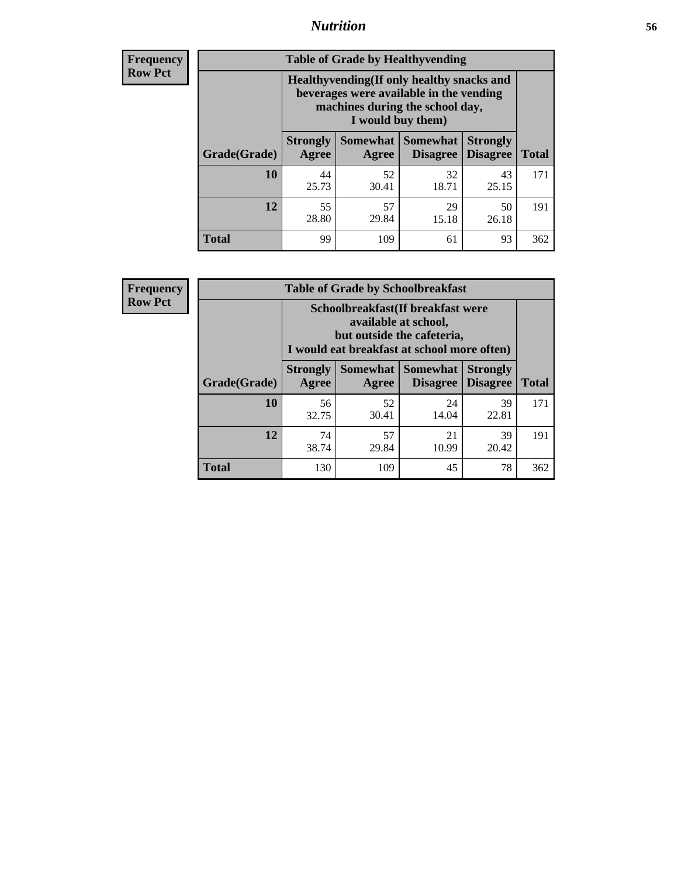| Frequency |
| --- |
| Row Pct |

**Table of Grade by Healthyvending**

| Grade(Grade) | Healthyvending(If only healthy snacks and beverages were available in the vending machines during the school day, I would buy them) | | | | Total |
| --- | --- | --- | --- | --- | --- |
| | Strongly Agree | Somewhat Agree | Somewhat Disagree | Strongly Disagree | |
| 10 | 44<br>25.73 | 52<br>30.41 | 32<br>18.71 | 43<br>25.15 | 171 |
| 12 | 55<br>28.80 | 57<br>29.84 | 29<br>15.18 | 50<br>26.18 | 191 |
| Total | 99 | 109 | 61 | 93 | 362 |

| Frequency |
| --- |
| Row Pct |

**Table of Grade by Schoolbreakfast**

| Grade(Grade) | Schoolbreakfast(If breakfast were available at school, but outside the cafeteria, I would eat breakfast at school more often) | | | | Total |
| --- | --- | --- | --- | --- | --- |
| | Strongly Agree | Somewhat Agree | Somewhat Disagree | Strongly Disagree | |
| 10 | 56<br>32.75 | 52<br>30.41 | 24<br>14.04 | 39<br>22.81 | 171 |
| 12 | 74<br>38.74 | 57<br>29.84 | 21<br>10.99 | 39<br>20.42 | 191 |
| Total | 130 | 109 | 45 | 78 | 362 |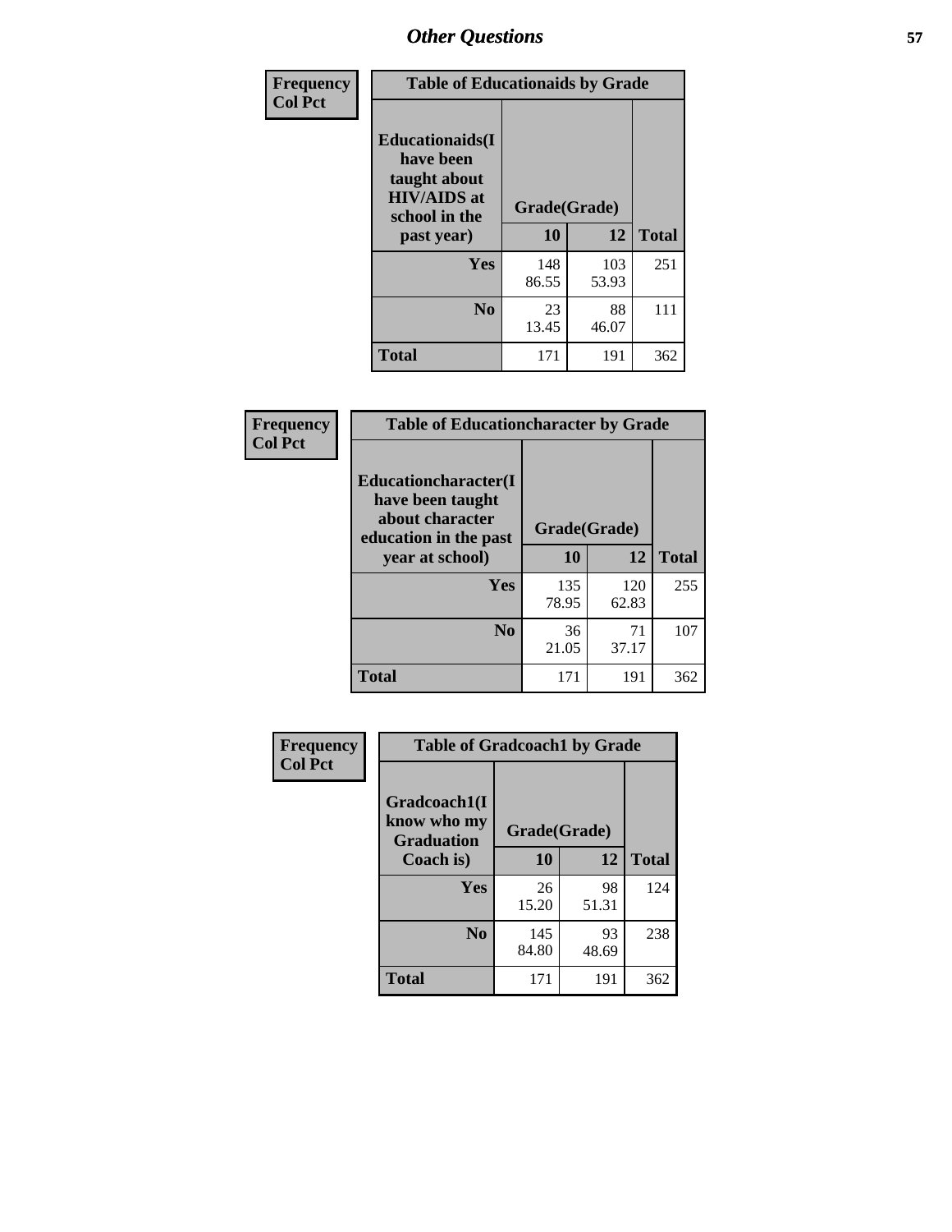| Frequency Col Pct | Table of Educationaids by Grade | | |
|---|---|---|---|
| Educationaids(I have been taught about HIV/AIDS at school in the past year) | Grade(Grade) | | |
| | 10 | 12 | Total |
| Yes | 148<br>86.55 | 103<br>53.93 | 251 |
| No | 23<br>13.45 | 88<br>46.07 | 111 |
| Total | 171 | 191 | 362 |

| Frequency Col Pct | Table of Educationcharacter by Grade | | |
|---|---|---|---|
| Educationcharacter(I have been taught about character education in the past year at school) | Grade(Grade) | | |
| | 10 | 12 | Total |
| Yes | 135<br>78.95 | 120<br>62.83 | 255 |
| No | 36<br>21.05 | 71<br>37.17 | 107 |
| Total | 171 | 191 | 362 |

| Frequency Col Pct | Table of Gradcoach1 by Grade | | |
|---|---|---|---|
| Gradcoach1(I know who my Graduation Coach is) | Grade(Grade) | | |
| | 10 | 12 | Total |
| Yes | 26<br>15.20 | 98<br>51.31 | 124 |
| No | 145<br>84.80 | 93<br>48.69 | 238 |
| Total | 171 | 191 | 362 |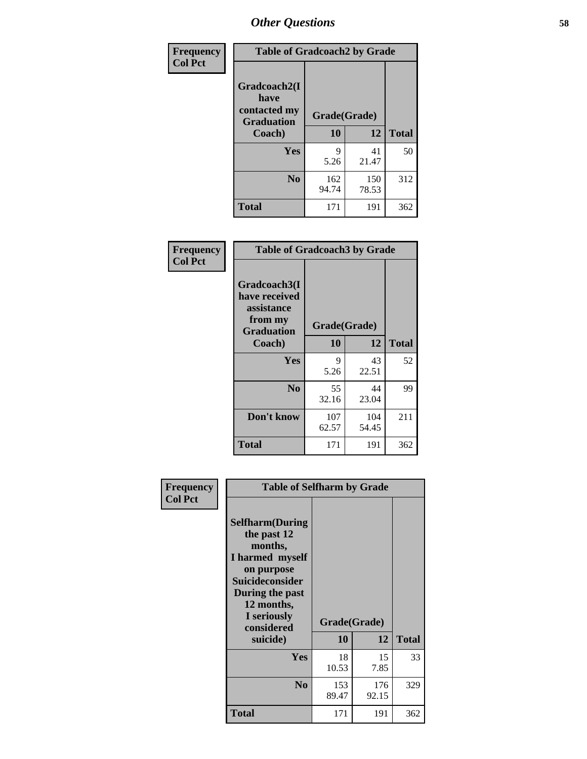Frequency
Col Pct

| Table of Gradcoach2 by Grade | | | |
|---|---|---|---|
| Gradcoach2(I have contacted my Graduation Coach) | Grade(Grade) | | |
| | 10 | 12 | Total |
| **Yes** | 9<br>5.26 | 41<br>21.47 | 50 |
| **No** | 162<br>94.74 | 150<br>78.53 | 312 |
| **Total** | 171 | 191 | 362 |

Frequency
Col Pct

| Table of Gradcoach3 by Grade | | | |
|---|---|---|---|
| Gradcoach3(I have received assistance from my Graduation Coach) | Grade(Grade) | | |
| | 10 | 12 | Total |
| **Yes** | 9<br>5.26 | 43<br>22.51 | 52 |
| **No** | 55<br>32.16 | 44<br>23.04 | 99 |
| **Don't know** | 107<br>62.57 | 104<br>54.45 | 211 |
| **Total** | 171 | 191 | 362 |

Frequency
Col Pct

| Table of Selfharm by Grade | | | |
|---|---|---|---|
| Selfharm(During the past 12 months, I harmed myself on purpose Suicideconsider During the past 12 months, I seriously considered suicide) | Grade(Grade) | | |
| | 10 | 12 | Total |
| **Yes** | 18<br>10.53 | 15<br>7.85 | 33 |
| **No** | 153<br>89.47 | 176<br>92.15 | 329 |
| **Total** | 171 | 191 | 362 |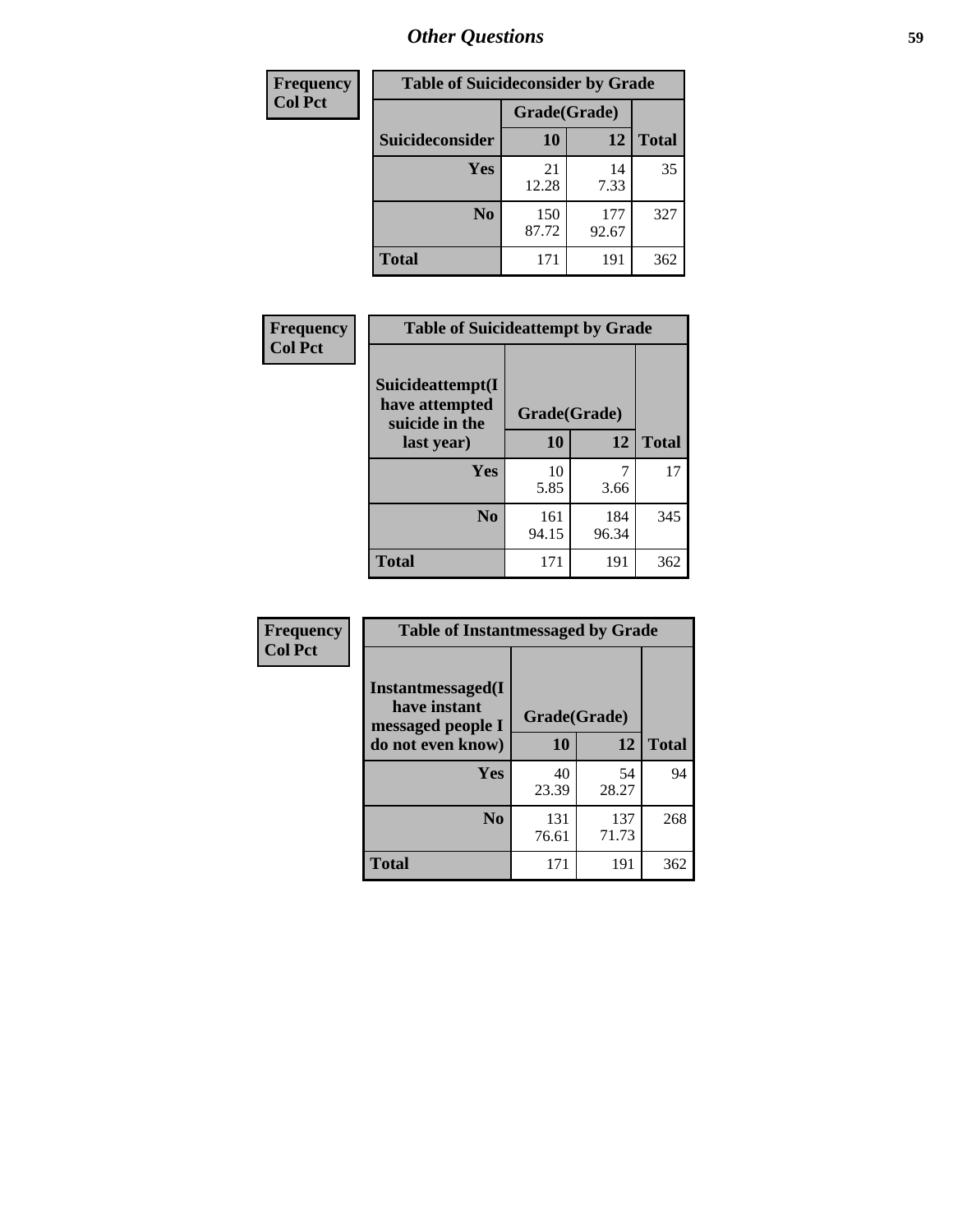# Other Questions

| Frequency<br>Col Pct | Table of Suicideconsider by Grade | | |
|---|---|---|---|
| | Grade(Grade) | | |
| Suicideconsider | 10 | 12 | Total |
| Yes | 21<br>12.28 | 14<br>7.33 | 35 |
| No | 150<br>87.72 | 177<br>92.67 | 327 |
| Total | 171 | 191 | 362 |

| Frequency<br>Col Pct | Table of Suicideattempt by Grade | | |
|---|---|---|---|
| Suicideattempt(I have attempted suicide in the last year) | Grade(Grade) | | |
| | 10 | 12 | Total |
| Yes | 10<br>5.85 | 7<br>3.66 | 17 |
| No | 161<br>94.15 | 184<br>96.34 | 345 |
| Total | 171 | 191 | 362 |

| Frequency<br>Col Pct | Table of Instantmessaged by Grade | | |
|---|---|---|---|
| Instantmessaged(I have instant messaged people I do not even know) | Grade(Grade) | | |
| | 10 | 12 | Total |
| Yes | 40<br>23.39 | 54<br>28.27 | 94 |
| No | 131<br>76.61 | 137<br>71.73 | 268 |
| Total | 171 | 191 | 362 |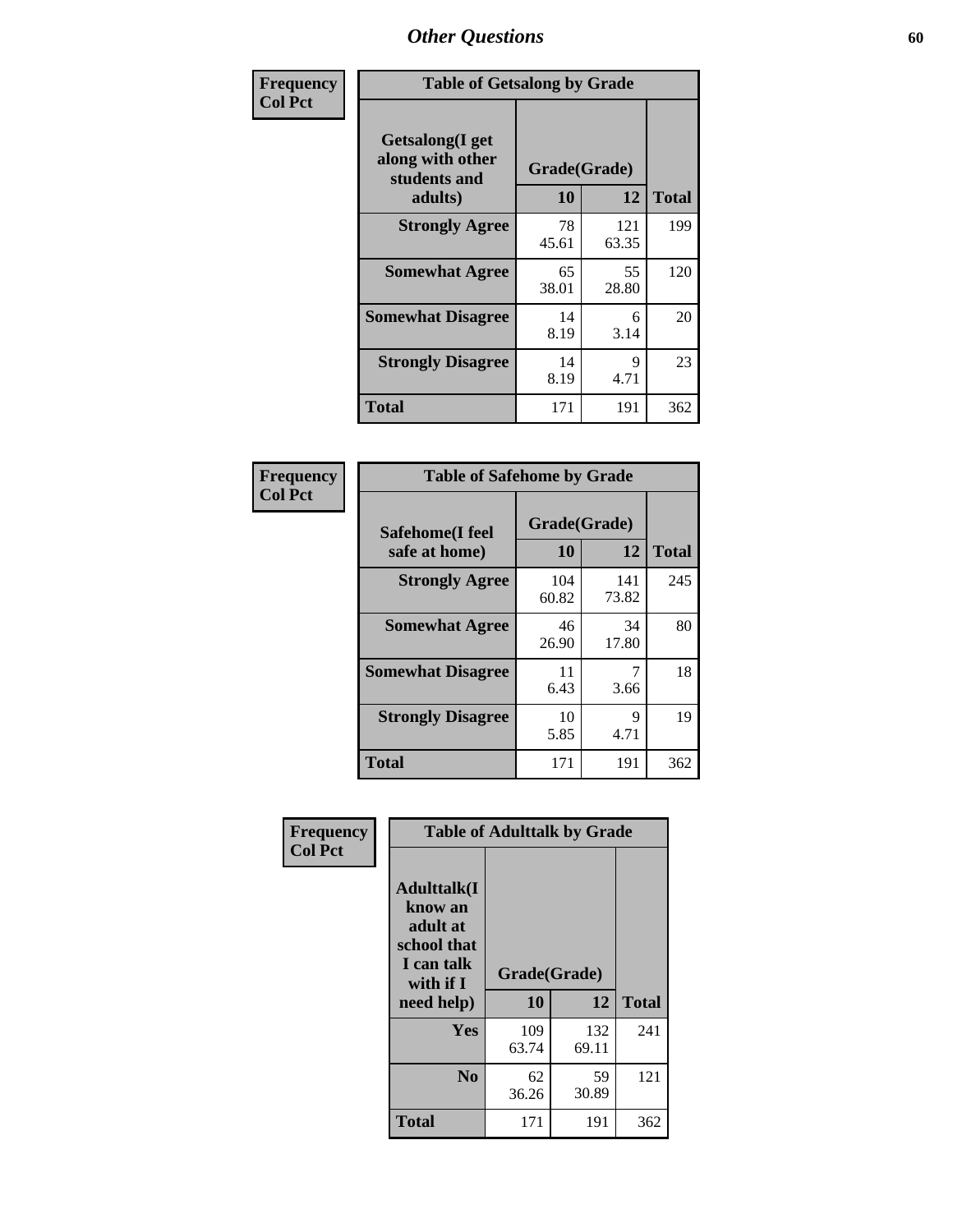## Other Questions

**Frequency / Col Pct**

| Getsalong(I get along with other students and adults) | Grade(Grade) | | Total |
|---|---|---|---|
| | 10 | 12 | |
| **Strongly Agree** | 78<br>45.61 | 121<br>63.35 | 199 |
| **Somewhat Agree** | 65<br>38.01 | 55<br>28.80 | 120 |
| **Somewhat Disagree** | 14<br>8.19 | 6<br>3.14 | 20 |
| **Strongly Disagree** | 14<br>8.19 | 9<br>4.71 | 23 |
| **Total** | 171 | 191 | 362 |

Table of Getsalong by Grade

**Frequency / Col Pct**

| Safehome(I feel safe at home) | Grade(Grade) | | Total |
|---|---|---|---|
| | 10 | 12 | |
| **Strongly Agree** | 104<br>60.82 | 141<br>73.82 | 245 |
| **Somewhat Agree** | 46<br>26.90 | 34<br>17.80 | 80 |
| **Somewhat Disagree** | 11<br>6.43 | 7<br>3.66 | 18 |
| **Strongly Disagree** | 10<br>5.85 | 9<br>4.71 | 19 |
| **Total** | 171 | 191 | 362 |

Table of Safehome by Grade

**Frequency / Col Pct**

| Adulttalk(I know an adult at school that I can talk with if I need help) | Grade(Grade) | | Total |
|---|---|---|---|
| | 10 | 12 | |
| **Yes** | 109<br>63.74 | 132<br>69.11 | 241 |
| **No** | 62<br>36.26 | 59<br>30.89 | 121 |
| **Total** | 171 | 191 | 362 |

Table of Adulttalk by Grade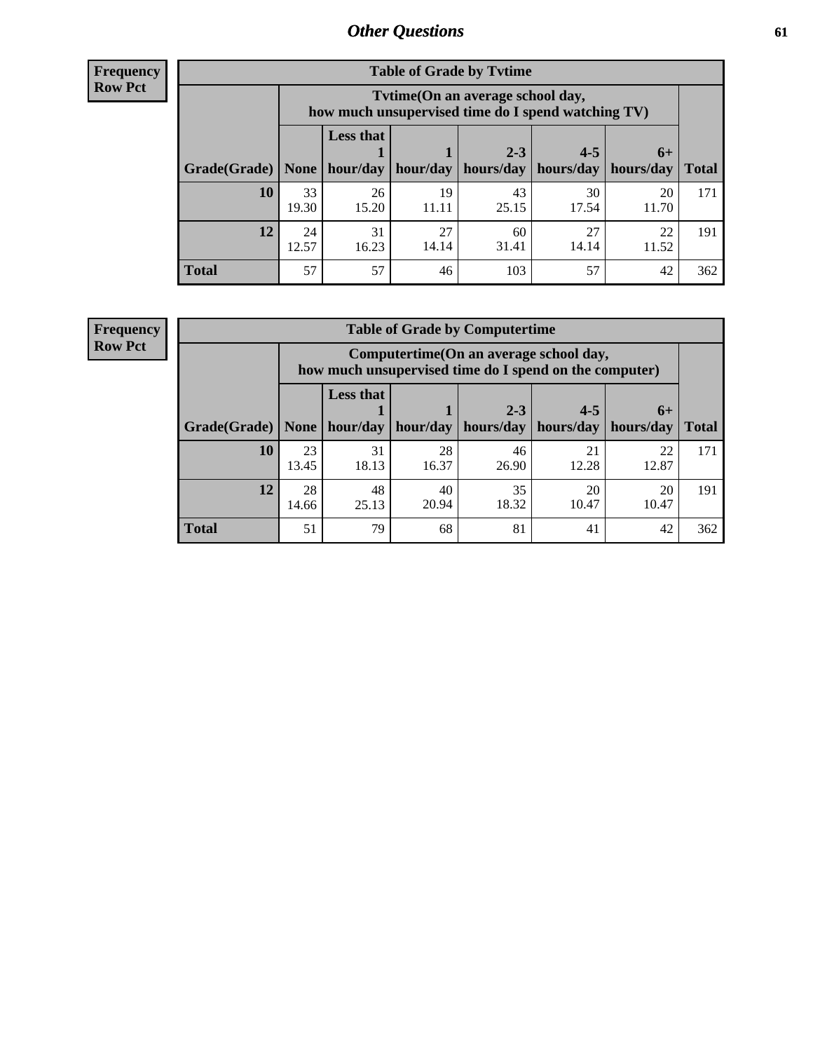## Other Questions

**Frequency**
**Row Pct**

**Table of Grade by Tvtime**

| Grade(Grade) | Tvtime(On an average school day, how much unsupervised time do I spend watching TV) None | Less that 1 hour/day | 1 hour/day | 2-3 hours/day | 4-5 hours/day | 6+ hours/day | Total |
|---|---|---|---|---|---|---|---|
| **10** | 33<br>19.30 | 26<br>15.20 | 19<br>11.11 | 43<br>25.15 | 30<br>17.54 | 20<br>11.70 | 171 |
| **12** | 24<br>12.57 | 31<br>16.23 | 27<br>14.14 | 60<br>31.41 | 27<br>14.14 | 22<br>11.52 | 191 |
| **Total** | 57 | 57 | 46 | 103 | 57 | 42 | 362 |

**Frequency**
**Row Pct**

**Table of Grade by Computertime**

| Grade(Grade) | Computertime(On an average school day, how much unsupervised time do I spend on the computer) None | Less that 1 hour/day | 1 hour/day | 2-3 hours/day | 4-5 hours/day | 6+ hours/day | Total |
|---|---|---|---|---|---|---|---|
| **10** | 23<br>13.45 | 31<br>18.13 | 28<br>16.37 | 46<br>26.90 | 21<br>12.28 | 22<br>12.87 | 171 |
| **12** | 28<br>14.66 | 48<br>25.13 | 40<br>20.94 | 35<br>18.32 | 20<br>10.47 | 20<br>10.47 | 191 |
| **Total** | 51 | 79 | 68 | 81 | 41 | 42 | 362 |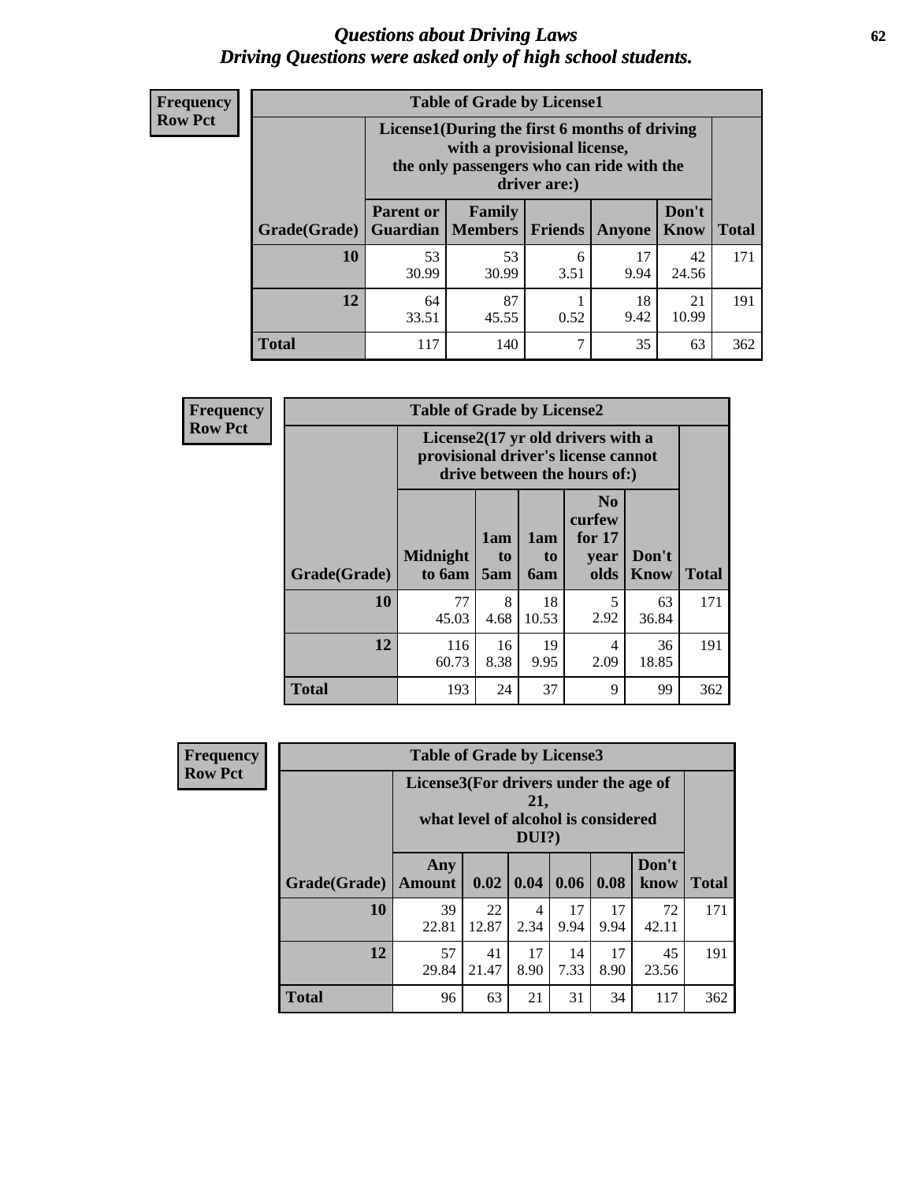# *Questions about Driving Laws*
## *Driving Questions were asked only of high school students.*

**Frequency**
**Row Pct**

**Table of Grade by License1**

| Grade(Grade) | License1(During the first 6 months of driving with a provisional license, the only passengers who can ride with the driver are:) | | | | | Total |
|---|---|---|---|---|---|---|
| | Parent or Guardian | Family Members | Friends | Anyone | Don't Know | |
| 10 | 53<br>30.99 | 53<br>30.99 | 6<br>3.51 | 17<br>9.94 | 42<br>24.56 | 171 |
| 12 | 64<br>33.51 | 87<br>45.55 | 1<br>0.52 | 18<br>9.42 | 21<br>10.99 | 191 |
| Total | 117 | 140 | 7 | 35 | 63 | 362 |

**Frequency**
**Row Pct**

**Table of Grade by License2**

| Grade(Grade) | License2(17 yr old drivers with a provisional driver's license cannot drive between the hours of:) | | | | | Total |
|---|---|---|---|---|---|---|
| | Midnight to 6am | 1am to 5am | 1am to 6am | No curfew for 17 year olds | Don't Know | |
| 10 | 77<br>45.03 | 8<br>4.68 | 18<br>10.53 | 5<br>2.92 | 63<br>36.84 | 171 |
| 12 | 116<br>60.73 | 16<br>8.38 | 19<br>9.95 | 4<br>2.09 | 36<br>18.85 | 191 |
| Total | 193 | 24 | 37 | 9 | 99 | 362 |

**Frequency**
**Row Pct**

**Table of Grade by License3**

| Grade(Grade) | License3(For drivers under the age of 21, what level of alcohol is considered DUI?) | | | | | | Total |
|---|---|---|---|---|---|---|---|
| | Any Amount | 0.02 | 0.04 | 0.06 | 0.08 | Don't know | |
| 10 | 39<br>22.81 | 22<br>12.87 | 4<br>2.34 | 17<br>9.94 | 17<br>9.94 | 72<br>42.11 | 171 |
| 12 | 57<br>29.84 | 41<br>21.47 | 17<br>8.90 | 14<br>7.33 | 17<br>8.90 | 45<br>23.56 | 191 |
| Total | 96 | 63 | 21 | 31 | 34 | 117 | 362 |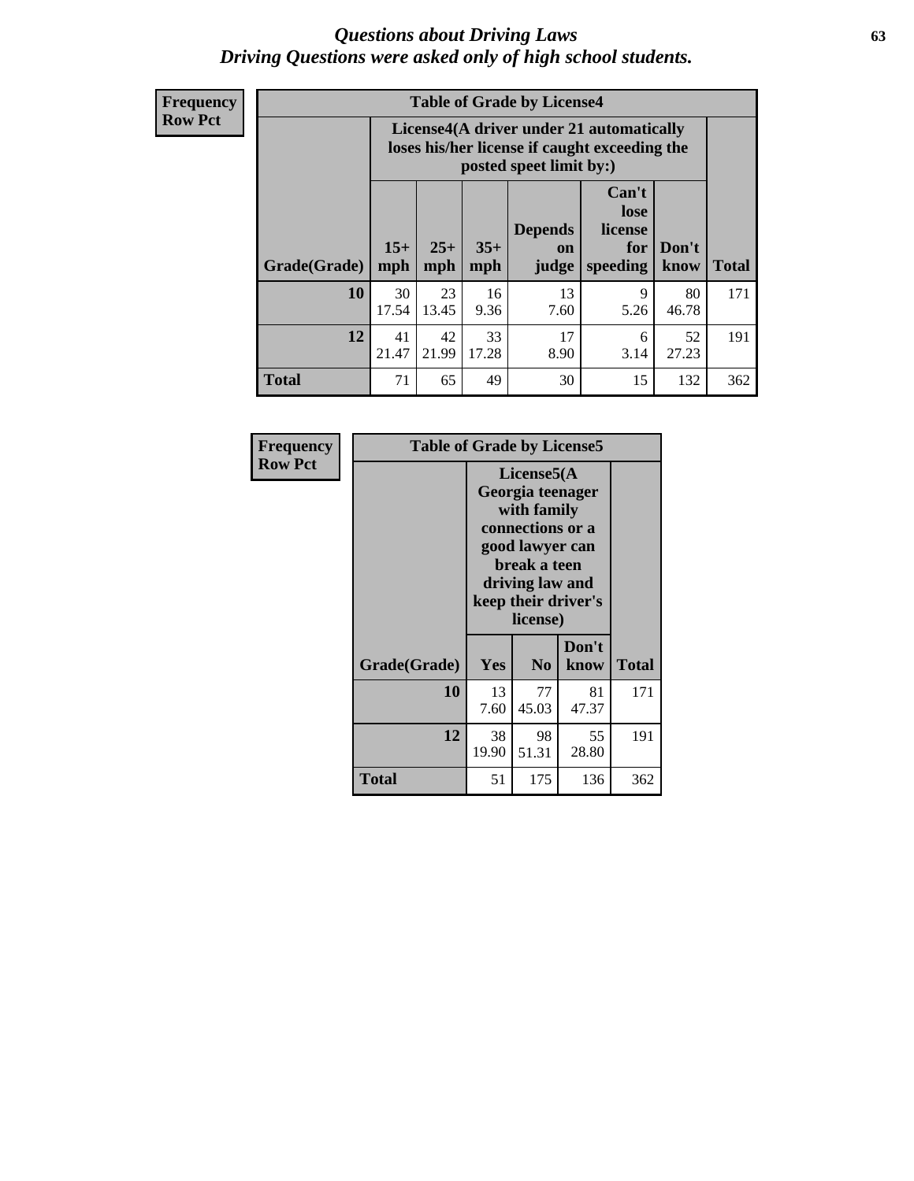# Questions about Driving Laws
# Driving Questions were asked only of high school students.

**Frequency**
**Row Pct**

| Table of Grade by License4 | | | | | | | |
|---|---|---|---|---|---|---|---|
| | License4(A driver under 21 automatically loses his/her license if caught exceeding the posted speet limit by:) | | | | | | |
| Grade(Grade) | 15+ mph | 25+ mph | 35+ mph | Depends on judge | Can't lose license for speeding | Don't know | Total |
| **10** | 30<br>17.54 | 23<br>13.45 | 16<br>9.36 | 13<br>7.60 | 9<br>5.26 | 80<br>46.78 | 171 |
| **12** | 41<br>21.47 | 42<br>21.99 | 33<br>17.28 | 17<br>8.90 | 6<br>3.14 | 52<br>27.23 | 191 |
| **Total** | 71 | 65 | 49 | 30 | 15 | 132 | 362 |

**Frequency**
**Row Pct**

| Table of Grade by License5 | | | | |
|---|---|---|---|---|
| | License5(A Georgia teenager with family connections or a good lawyer can break a teen driving law and keep their driver's license) | | | |
| Grade(Grade) | Yes | No | Don't know | Total |
| **10** | 13<br>7.60 | 77<br>45.03 | 81<br>47.37 | 171 |
| **12** | 38<br>19.90 | 98<br>51.31 | 55<br>28.80 | 191 |
| **Total** | 51 | 175 | 136 | 362 |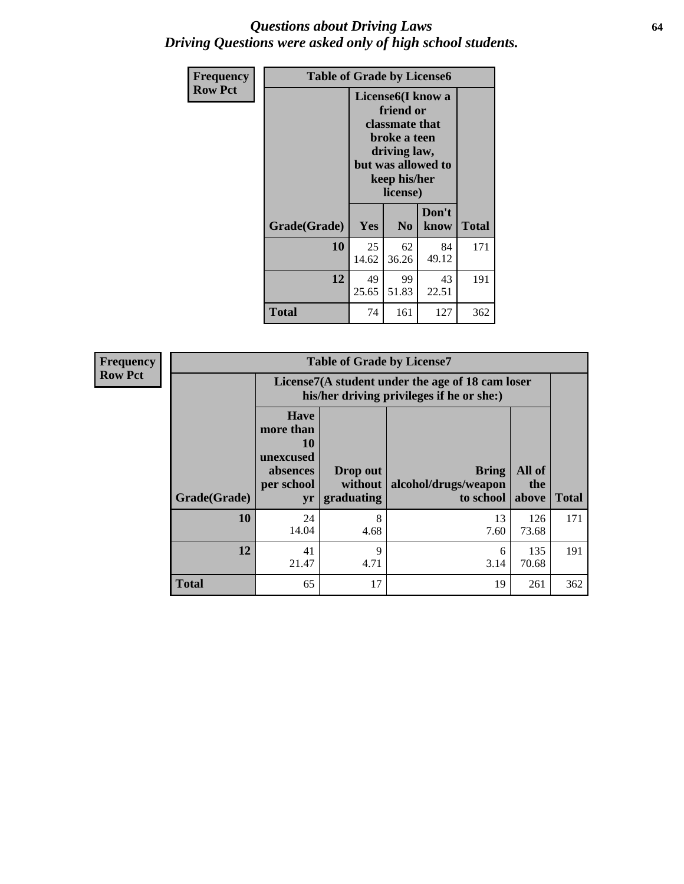# *Questions about Driving Laws*
## *Driving Questions were asked only of high school students.*

**Frequency**
**Row Pct**

| Table of Grade by License6 | | | | |
|---|---|---|---|---|
| | License6(I know a friend or classmate that broke a teen driving law, but was allowed to keep his/her license) | | | |
| Grade(Grade) | Yes | No | Don't know | Total |
| 10 | 25<br>14.62 | 62<br>36.26 | 84<br>49.12 | 171 |
| 12 | 49<br>25.65 | 99<br>51.83 | 43<br>22.51 | 191 |
| Total | 74 | 161 | 127 | 362 |

**Frequency**
**Row Pct**

| Table of Grade by License7 | | | | | |
|---|---|---|---|---|---|
| | License7(A student under the age of 18 cam loser his/her driving privileges if he or she:) | | | | |
| Grade(Grade) | Have more than 10 unexcused absences per school yr | Drop out without graduating | Bring alcohol/drugs/weapon to school | All of the above | Total |
| 10 | 24<br>14.04 | 8<br>4.68 | 13<br>7.60 | 126<br>73.68 | 171 |
| 12 | 41<br>21.47 | 9<br>4.71 | 6<br>3.14 | 135<br>70.68 | 191 |
| Total | 65 | 17 | 19 | 261 | 362 |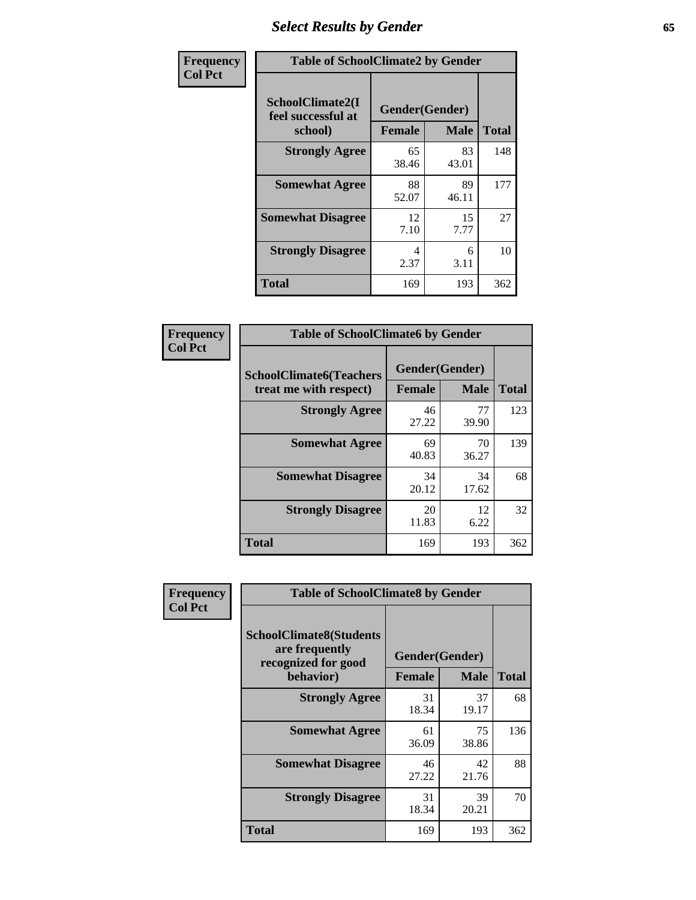# Select Results by Gender

| Frequency<br>Col Pct |
|---|

**Table of SchoolClimate2 by Gender**

| SchoolClimate2(I feel successful at school) | Gender(Gender) | | Total |
|---|---|---|---|
| | Female | Male | |
| Strongly Agree | 65<br>38.46 | 83<br>43.01 | 148 |
| Somewhat Agree | 88<br>52.07 | 89<br>46.11 | 177 |
| Somewhat Disagree | 12<br>7.10 | 15<br>7.77 | 27 |
| Strongly Disagree | 4<br>2.37 | 6<br>3.11 | 10 |
| Total | 169 | 193 | 362 |

| Frequency<br>Col Pct |
|---|

**Table of SchoolClimate6 by Gender**

| SchoolClimate6(Teachers treat me with respect) | Gender(Gender) | | Total |
|---|---|---|---|
| | Female | Male | |
| Strongly Agree | 46<br>27.22 | 77<br>39.90 | 123 |
| Somewhat Agree | 69<br>40.83 | 70<br>36.27 | 139 |
| Somewhat Disagree | 34<br>20.12 | 34<br>17.62 | 68 |
| Strongly Disagree | 20<br>11.83 | 12<br>6.22 | 32 |
| Total | 169 | 193 | 362 |

| Frequency<br>Col Pct |
|---|

**Table of SchoolClimate8 by Gender**

| SchoolClimate8(Students are frequently recognized for good behavior) | Gender(Gender) | | Total |
|---|---|---|---|
| | Female | Male | |
| Strongly Agree | 31<br>18.34 | 37<br>19.17 | 68 |
| Somewhat Agree | 61<br>36.09 | 75<br>38.86 | 136 |
| Somewhat Disagree | 46<br>27.22 | 42<br>21.76 | 88 |
| Strongly Disagree | 31<br>18.34 | 39<br>20.21 | 70 |
| Total | 169 | 193 | 362 |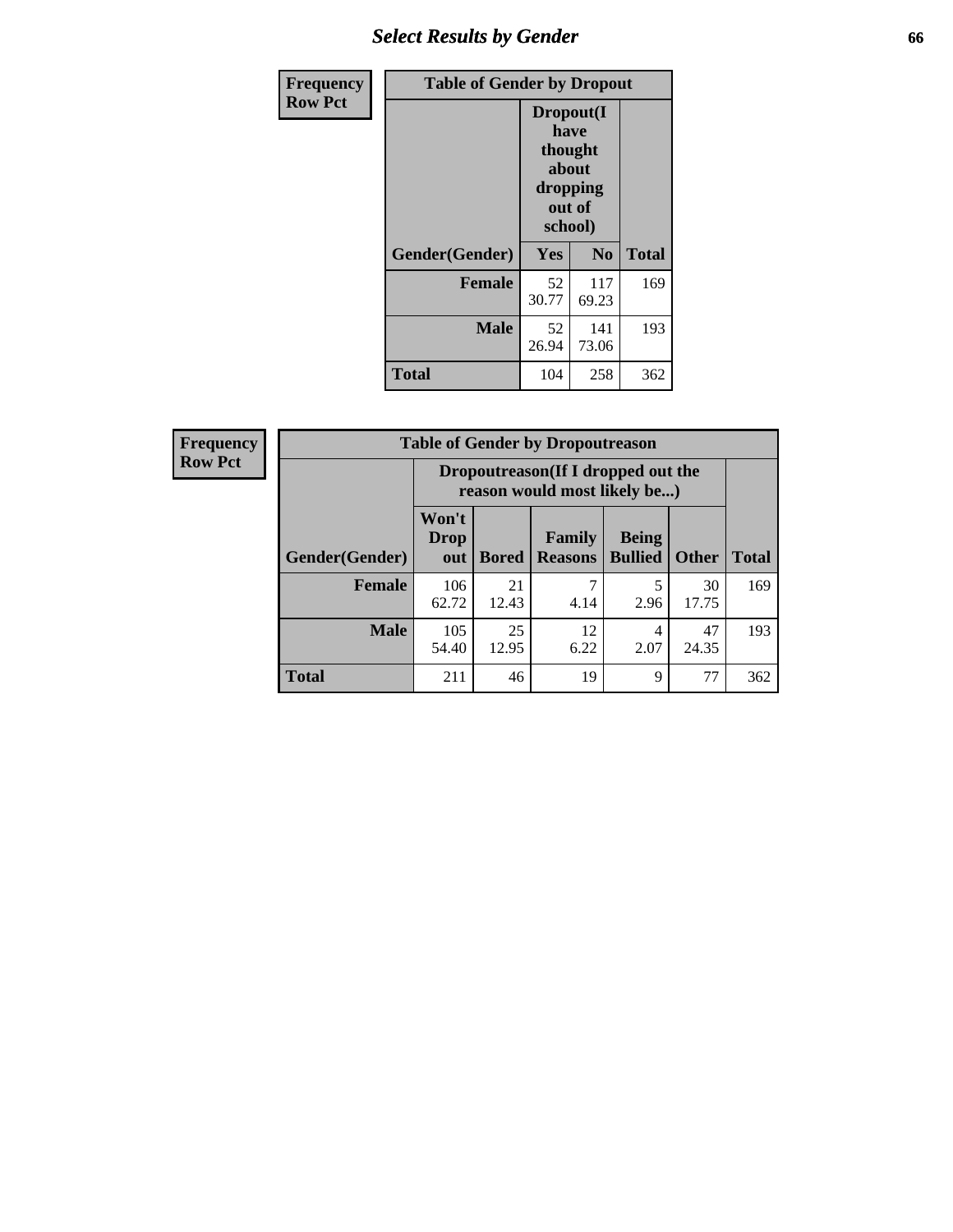| Frequency<br>Row Pct | Table of Gender by Dropout | | |
|---|---|---|---|
| | Dropout(I have thought about dropping out of school) | | |
| Gender(Gender) | Yes | No | Total |
| Female | 52<br>30.77 | 117<br>69.23 | 169 |
| Male | 52<br>26.94 | 141<br>73.06 | 193 |
| Total | 104 | 258 | 362 |

| Frequency<br>Row Pct | Table of Gender by Dropoutreason | | | | | |
|---|---|---|---|---|---|---|
| | Dropoutreason(If I dropped out the reason would most likely be...) | | | | | |
| Gender(Gender) | Won't Drop out | Bored | Family Reasons | Being Bullied | Other | Total |
| Female | 106<br>62.72 | 21<br>12.43 | 7<br>4.14 | 5<br>2.96 | 30<br>17.75 | 169 |
| Male | 105<br>54.40 | 25<br>12.95 | 12<br>6.22 | 4<br>2.07 | 47<br>24.35 | 193 |
| Total | 211 | 46 | 19 | 9 | 77 | 362 |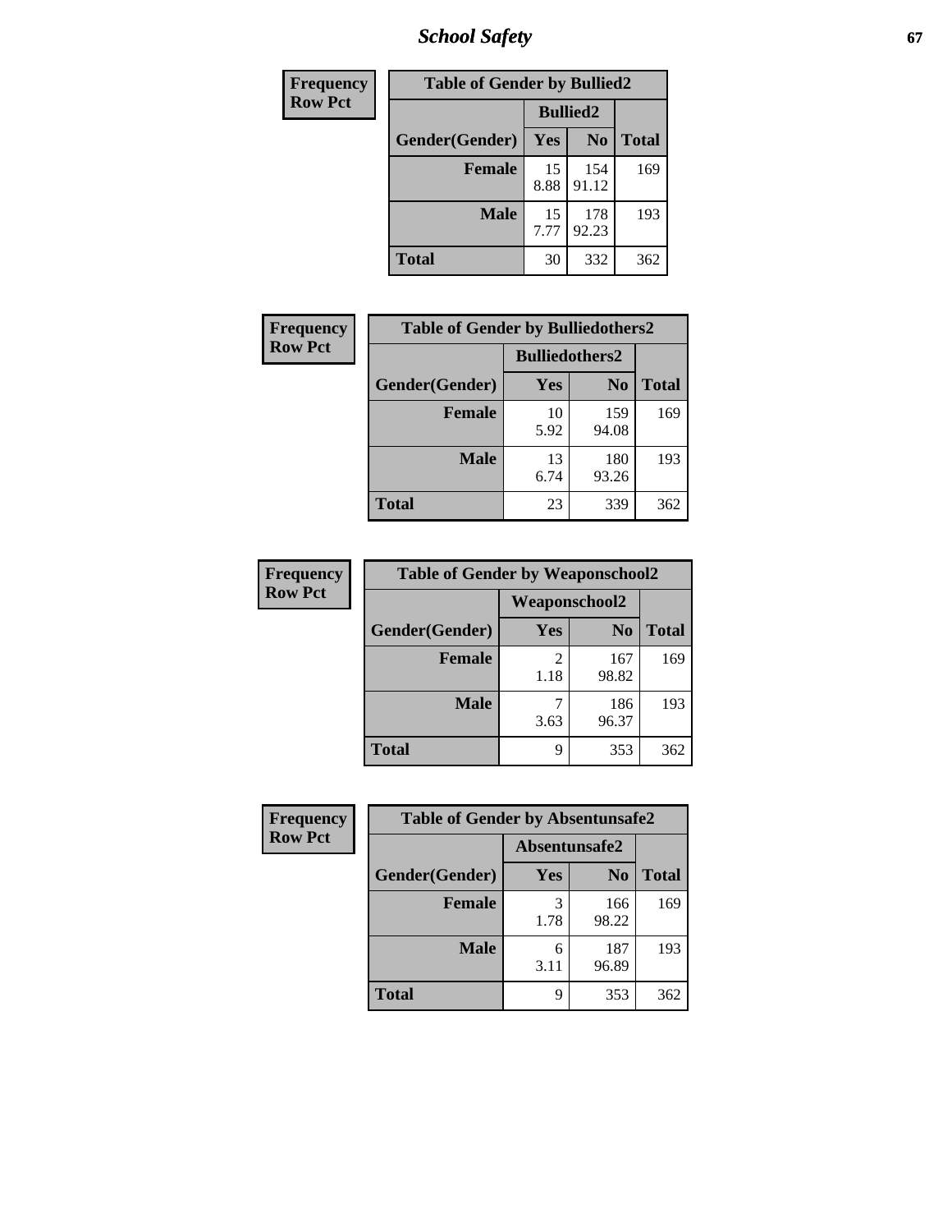| Frequency<br>Row Pct |
|---|

**Table of Gender by Bullied2**

| Gender(Gender) | Bullied2 Yes | Bullied2 No | Total |
|---|---|---|---|
| **Female** | 15<br>8.88 | 154<br>91.12 | 169 |
| **Male** | 15<br>7.77 | 178<br>92.23 | 193 |
| **Total** | 30 | 332 | 362 |

| Frequency<br>Row Pct |
|---|

**Table of Gender by Bulliedothers2**

| Gender(Gender) | Bulliedothers2 Yes | Bulliedothers2 No | Total |
|---|---|---|---|
| **Female** | 10<br>5.92 | 159<br>94.08 | 169 |
| **Male** | 13<br>6.74 | 180<br>93.26 | 193 |
| **Total** | 23 | 339 | 362 |

| Frequency<br>Row Pct |
|---|

**Table of Gender by Weaponschool2**

| Gender(Gender) | Weaponschool2 Yes | Weaponschool2 No | Total |
|---|---|---|---|
| **Female** | 2<br>1.18 | 167<br>98.82 | 169 |
| **Male** | 7<br>3.63 | 186<br>96.37 | 193 |
| **Total** | 9 | 353 | 362 |

| Frequency<br>Row Pct |
|---|

**Table of Gender by Absentunsafe2**

| Gender(Gender) | Absentunsafe2 Yes | Absentunsafe2 No | Total |
|---|---|---|---|
| **Female** | 3<br>1.78 | 166<br>98.22 | 169 |
| **Male** | 6<br>3.11 | 187<br>96.89 | 193 |
| **Total** | 9 | 353 | 362 |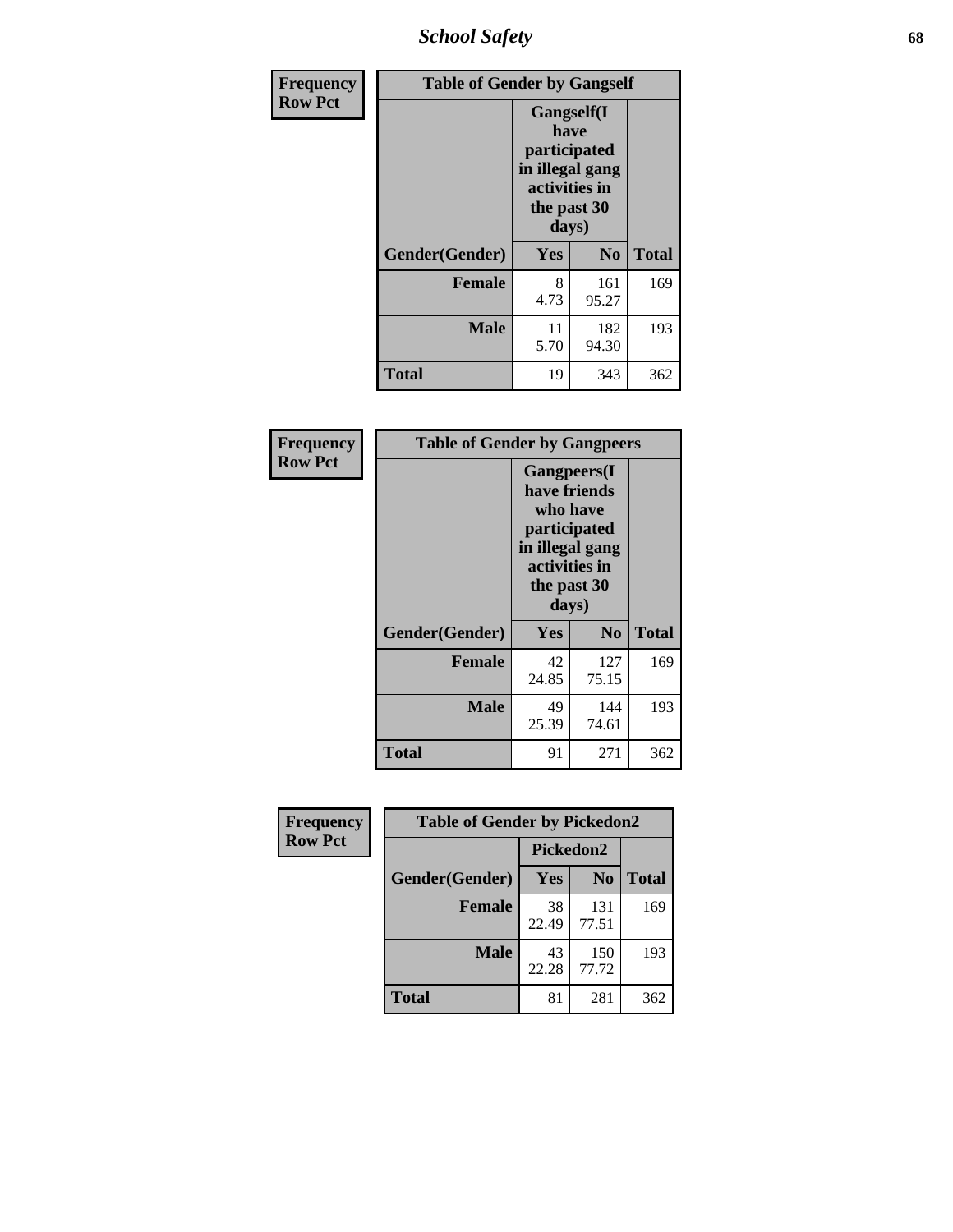# School Safety

**Frequency**
**Row Pct**

| Table of Gender by Gangself | | | |
|---|---|---|---|
| | Gangself(I have participated in illegal gang activities in the past 30 days) | | |
| Gender(Gender) | Yes | No | Total |
| Female | 8<br>4.73 | 161<br>95.27 | 169 |
| Male | 11<br>5.70 | 182<br>94.30 | 193 |
| Total | 19 | 343 | 362 |

**Frequency**
**Row Pct**

| Table of Gender by Gangpeers | | | |
|---|---|---|---|
| | Gangpeers(I have friends who have participated in illegal gang activities in the past 30 days) | | |
| Gender(Gender) | Yes | No | Total |
| Female | 42<br>24.85 | 127<br>75.15 | 169 |
| Male | 49<br>25.39 | 144<br>74.61 | 193 |
| Total | 91 | 271 | 362 |

**Frequency**
**Row Pct**

| Table of Gender by Pickedon2 | | | |
|---|---|---|---|
| | Pickedon2 | | |
| Gender(Gender) | Yes | No | Total |
| Female | 38<br>22.49 | 131<br>77.51 | 169 |
| Male | 43<br>22.28 | 150<br>77.72 | 193 |
| Total | 81 | 281 | 362 |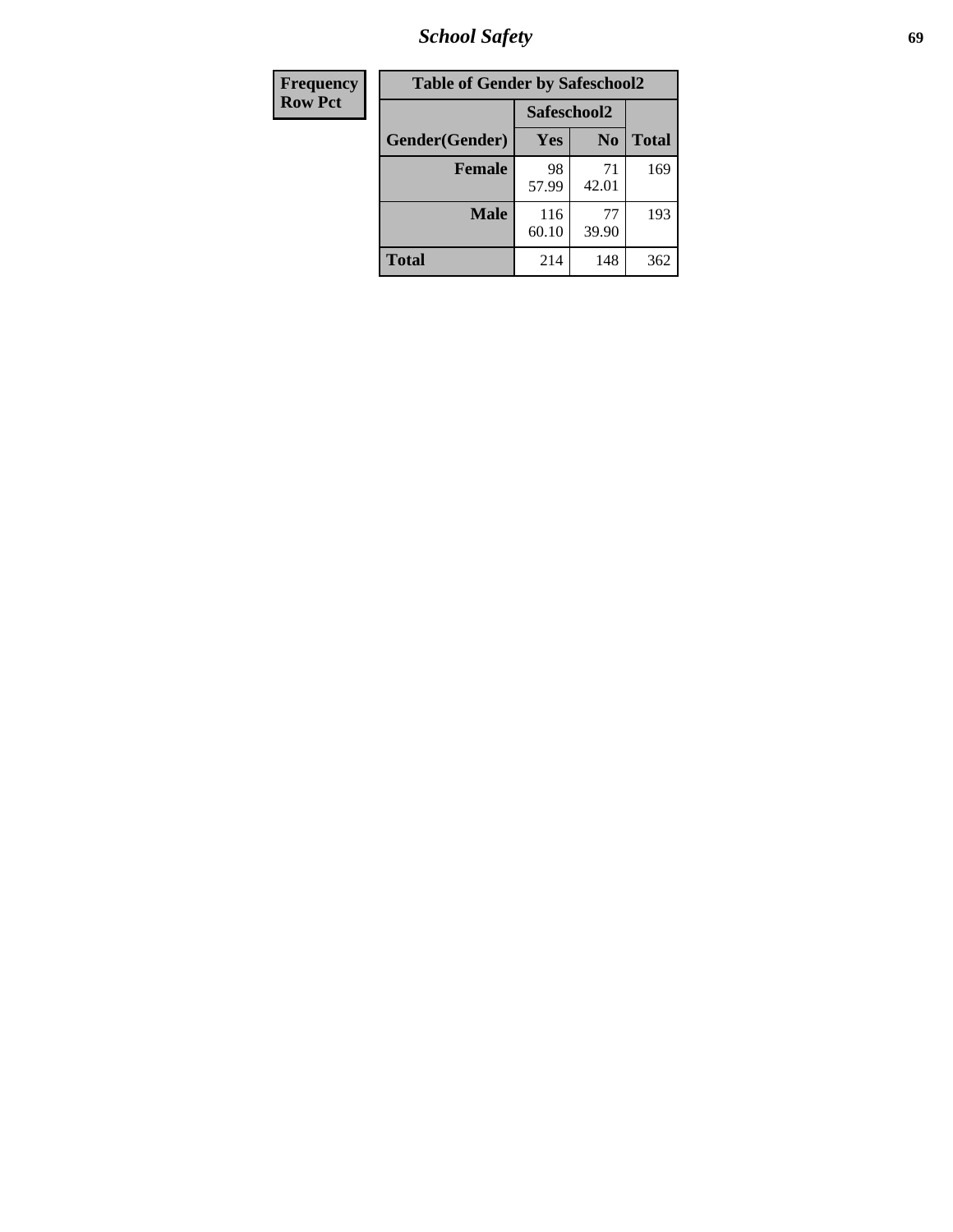| Frequency |
|---|
| Row Pct |

| Table of Gender by Safeschool2 | | | |
|---|---|---|---|
| | Safeschool2 | | |
| Gender(Gender) | Yes | No | Total |
| Female | 98<br>57.99 | 71<br>42.01 | 169 |
| Male | 116<br>60.10 | 77<br>39.90 | 193 |
| Total | 214 | 148 | 362 |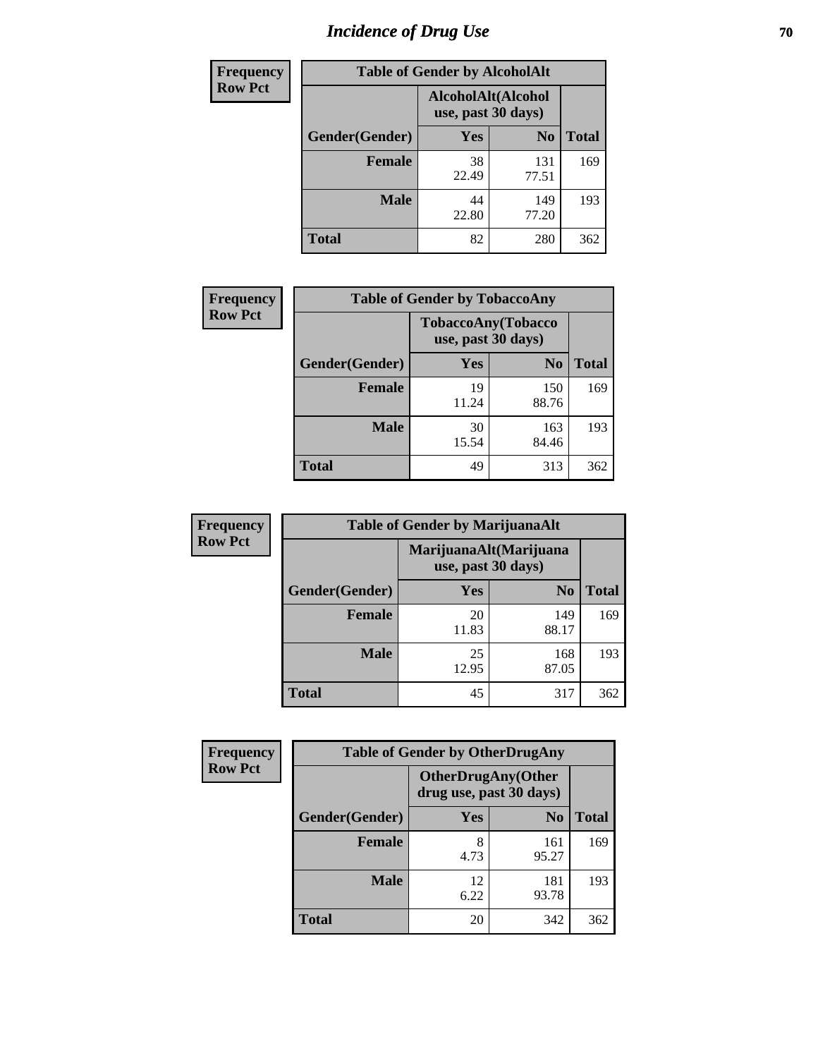# Incidence of Drug Use

**Frequency**
**Row Pct**

| Table of Gender by AlcoholAlt | | | |
|---|---|---|---|
| | AlcoholAlt(Alcohol use, past 30 days) | | |
| Gender(Gender) | Yes | No | Total |
| Female | 38<br>22.49 | 131<br>77.51 | 169 |
| Male | 44<br>22.80 | 149<br>77.20 | 193 |
| Total | 82 | 280 | 362 |

**Frequency**
**Row Pct**

| Table of Gender by TobaccoAny | | | |
|---|---|---|---|
| | TobaccoAny(Tobacco use, past 30 days) | | |
| Gender(Gender) | Yes | No | Total |
| Female | 19<br>11.24 | 150<br>88.76 | 169 |
| Male | 30<br>15.54 | 163<br>84.46 | 193 |
| Total | 49 | 313 | 362 |

**Frequency**
**Row Pct**

| Table of Gender by MarijuanaAlt | | | |
|---|---|---|---|
| | MarijuanaAlt(Marijuana use, past 30 days) | | |
| Gender(Gender) | Yes | No | Total |
| Female | 20<br>11.83 | 149<br>88.17 | 169 |
| Male | 25<br>12.95 | 168<br>87.05 | 193 |
| Total | 45 | 317 | 362 |

**Frequency**
**Row Pct**

| Table of Gender by OtherDrugAny | | | |
|---|---|---|---|
| | OtherDrugAny(Other drug use, past 30 days) | | |
| Gender(Gender) | Yes | No | Total |
| Female | 8<br>4.73 | 161<br>95.27 | 169 |
| Male | 12<br>6.22 | 181<br>93.78 | 193 |
| Total | 20 | 342 | 362 |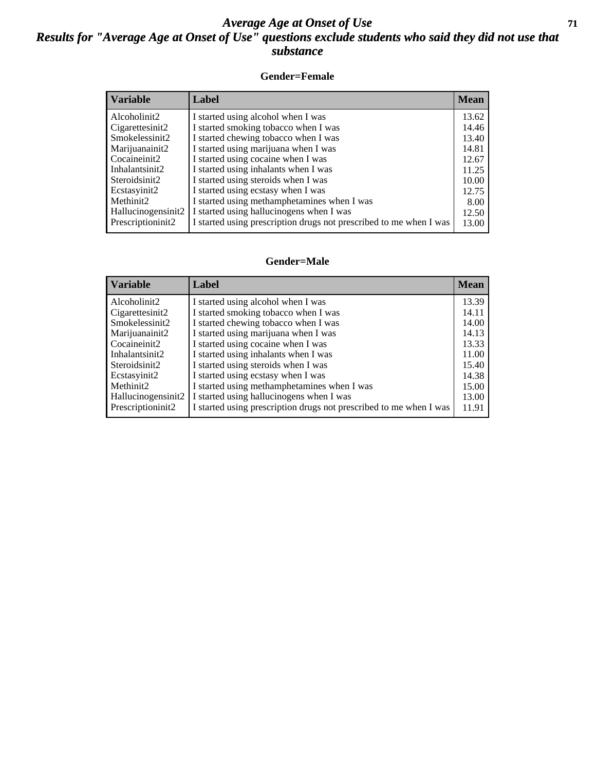# *Average Age at Onset of Use*
## *Results for "Average Age at Onset of Use" questions exclude students who said they did not use that substance*

### Gender=Female

| Variable | Label | Mean |
|---|---|---|
| Alcoholinit2 | I started using alcohol when I was | 13.62 |
| Cigarettesinit2 | I started smoking tobacco when I was | 14.46 |
| Smokelessinit2 | I started chewing tobacco when I was | 13.40 |
| Marijuanainit2 | I started using marijuana when I was | 14.81 |
| Cocaineinit2 | I started using cocaine when I was | 12.67 |
| Inhalantsinit2 | I started using inhalants when I was | 11.25 |
| Steroidsinit2 | I started using steroids when I was | 10.00 |
| Ecstasyinit2 | I started using ecstasy when I was | 12.75 |
| Methinit2 | I started using methamphetamines when I was | 8.00 |
| Hallucinogensinit2 | I started using hallucinogens when I was | 12.50 |
| Prescriptioninit2 | I started using prescription drugs not prescribed to me when I was | 13.00 |

### Gender=Male

| Variable | Label | Mean |
|---|---|---|
| Alcoholinit2 | I started using alcohol when I was | 13.39 |
| Cigarettesinit2 | I started smoking tobacco when I was | 14.11 |
| Smokelessinit2 | I started chewing tobacco when I was | 14.00 |
| Marijuanainit2 | I started using marijuana when I was | 14.13 |
| Cocaineinit2 | I started using cocaine when I was | 13.33 |
| Inhalantsinit2 | I started using inhalants when I was | 11.00 |
| Steroidsinit2 | I started using steroids when I was | 15.40 |
| Ecstasyinit2 | I started using ecstasy when I was | 14.38 |
| Methinit2 | I started using methamphetamines when I was | 15.00 |
| Hallucinogensinit2 | I started using hallucinogens when I was | 13.00 |
| Prescriptioninit2 | I started using prescription drugs not prescribed to me when I was | 11.91 |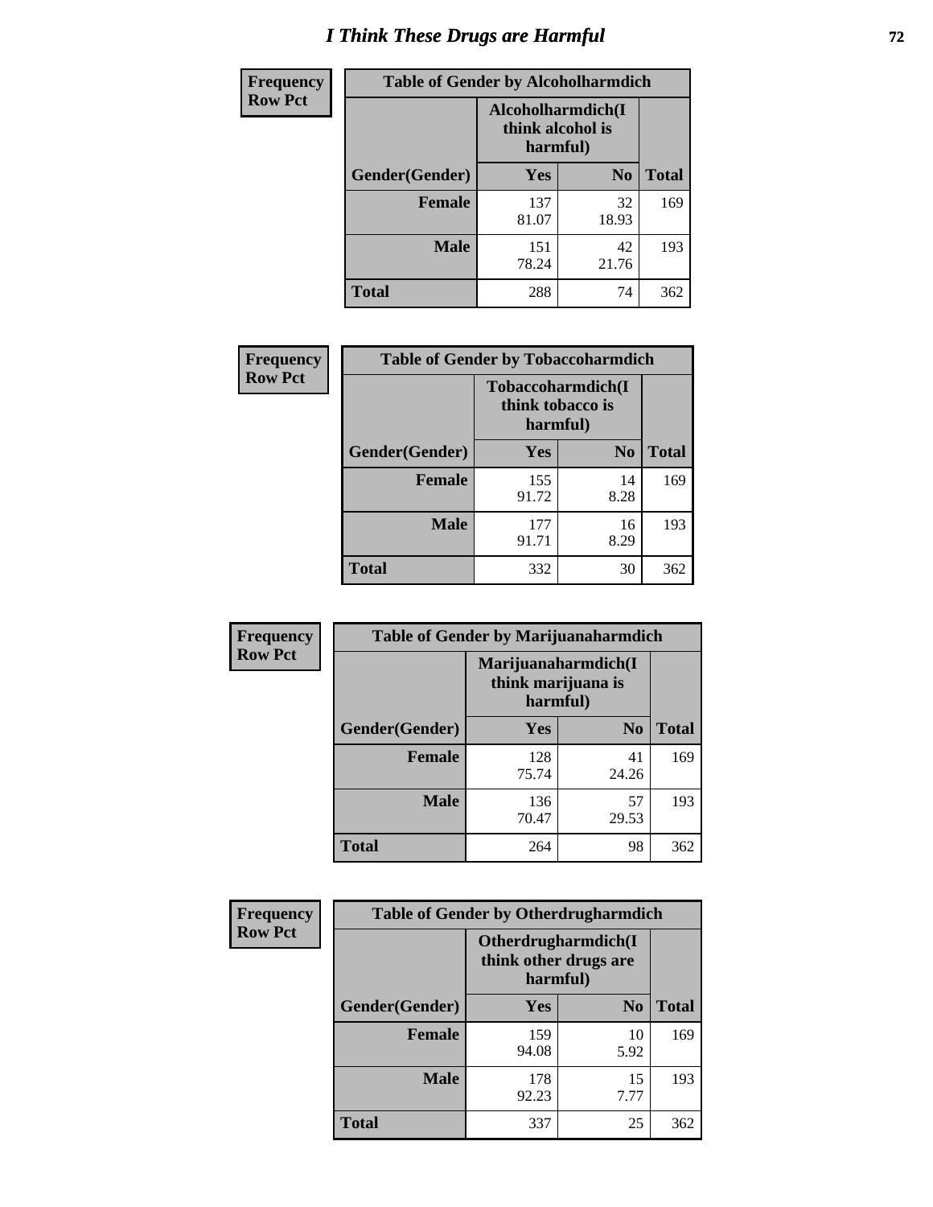# I Think These Drugs are Harmful

| Frequency<br>Row Pct | Table of Gender by Alcoholharmdich | | |
|---|---|---|---|
| | Alcoholharmdich(I think alcohol is harmful) | | |
| Gender(Gender) | Yes | No | Total |
| Female | 137<br>81.07 | 32<br>18.93 | 169 |
| Male | 151<br>78.24 | 42<br>21.76 | 193 |
| Total | 288 | 74 | 362 |

| Frequency<br>Row Pct | Table of Gender by Tobaccoharmdich | | |
|---|---|---|---|
| | Tobaccoharmdich(I think tobacco is harmful) | | |
| Gender(Gender) | Yes | No | Total |
| Female | 155<br>91.72 | 14<br>8.28 | 169 |
| Male | 177<br>91.71 | 16<br>8.29 | 193 |
| Total | 332 | 30 | 362 |

| Frequency<br>Row Pct | Table of Gender by Marijuanaharmdich | | |
|---|---|---|---|
| | Marijuanaharmdich(I think marijuana is harmful) | | |
| Gender(Gender) | Yes | No | Total |
| Female | 128<br>75.74 | 41<br>24.26 | 169 |
| Male | 136<br>70.47 | 57<br>29.53 | 193 |
| Total | 264 | 98 | 362 |

| Frequency<br>Row Pct | Table of Gender by Otherdrugharmdich | | |
|---|---|---|---|
| | Otherdrugharmdich(I think other drugs are harmful) | | |
| Gender(Gender) | Yes | No | Total |
| Female | 159<br>94.08 | 10<br>5.92 | 169 |
| Male | 178<br>92.23 | 15<br>7.77 | 193 |
| Total | 337 | 25 | 362 |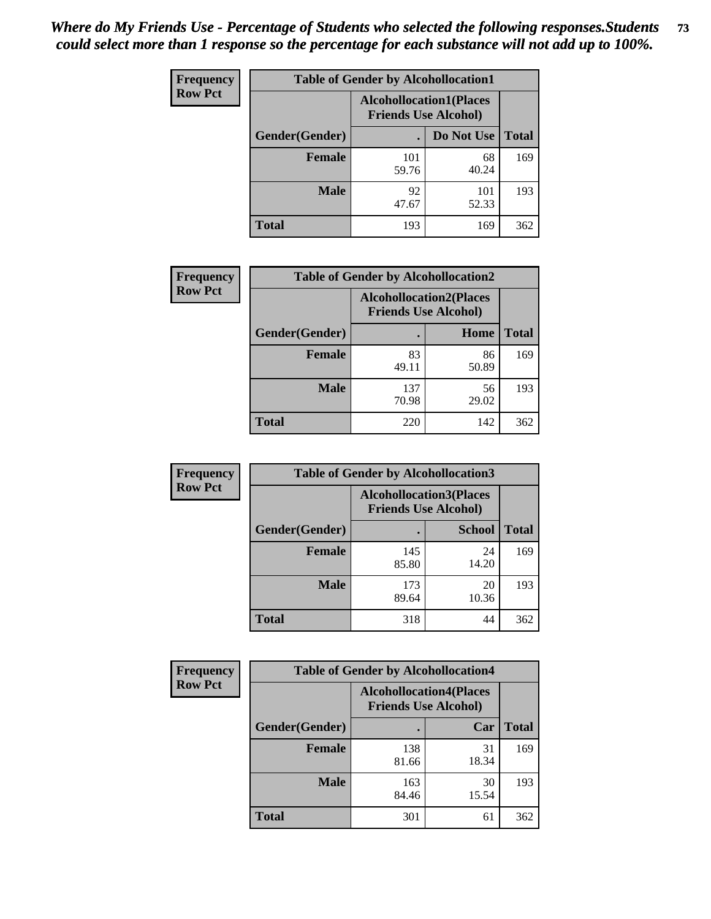*Where do My Friends Use - Percentage of Students who selected the following responses.Students could select more than 1 response so the percentage for each substance will not add up to 100%.*

**Frequency**
**Row Pct**

| Table of Gender by Alcohollocation1 | | | |
|---|---|---|---|
| | Alcohollocation1(Places Friends Use Alcohol) | | |
| Gender(Gender) | . | Do Not Use | Total |
| **Female** | 101<br>59.76 | 68<br>40.24 | 169 |
| **Male** | 92<br>47.67 | 101<br>52.33 | 193 |
| **Total** | 193 | 169 | 362 |

**Frequency**
**Row Pct**

| Table of Gender by Alcohollocation2 | | | |
|---|---|---|---|
| | Alcohollocation2(Places Friends Use Alcohol) | | |
| Gender(Gender) | . | Home | Total |
| **Female** | 83<br>49.11 | 86<br>50.89 | 169 |
| **Male** | 137<br>70.98 | 56<br>29.02 | 193 |
| **Total** | 220 | 142 | 362 |

**Frequency**
**Row Pct**

| Table of Gender by Alcohollocation3 | | | |
|---|---|---|---|
| | Alcohollocation3(Places Friends Use Alcohol) | | |
| Gender(Gender) | . | School | Total |
| **Female** | 145<br>85.80 | 24<br>14.20 | 169 |
| **Male** | 173<br>89.64 | 20<br>10.36 | 193 |
| **Total** | 318 | 44 | 362 |

**Frequency**
**Row Pct**

| Table of Gender by Alcohollocation4 | | | |
|---|---|---|---|
| | Alcohollocation4(Places Friends Use Alcohol) | | |
| Gender(Gender) | . | Car | Total |
| **Female** | 138<br>81.66 | 31<br>18.34 | 169 |
| **Male** | 163<br>84.46 | 30<br>15.54 | 193 |
| **Total** | 301 | 61 | 362 |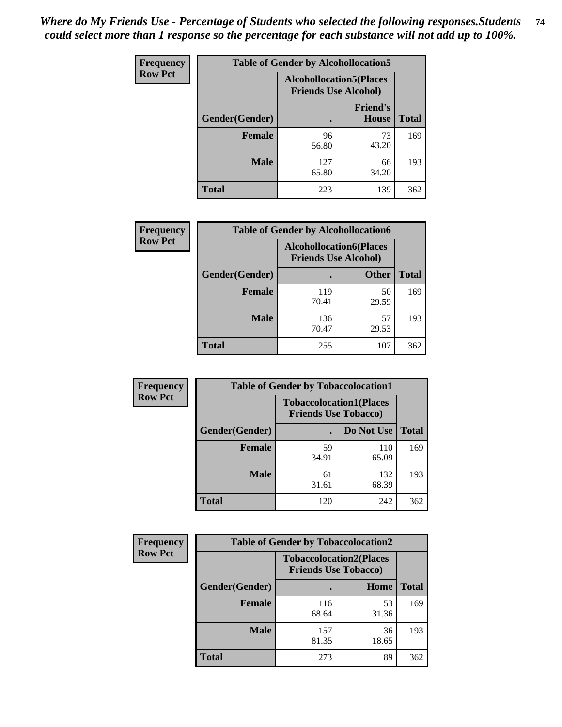*Where do My Friends Use - Percentage of Students who selected the following responses.Students could select more than 1 response so the percentage for each substance will not add up to 100%.*

| Frequency Row Pct | Table of Gender by Alcohollocation5 | | |
|---|---|---|---|
| | Alcohollocation5(Places Friends Use Alcohol) | | |
| Gender(Gender) | . | Friend's House | Total |
| Female | 96<br>56.80 | 73<br>43.20 | 169 |
| Male | 127<br>65.80 | 66<br>34.20 | 193 |
| Total | 223 | 139 | 362 |

| Frequency Row Pct | Table of Gender by Alcohollocation6 | | |
|---|---|---|---|
| | Alcohollocation6(Places Friends Use Alcohol) | | |
| Gender(Gender) | . | Other | Total |
| Female | 119<br>70.41 | 50<br>29.59 | 169 |
| Male | 136<br>70.47 | 57<br>29.53 | 193 |
| Total | 255 | 107 | 362 |

| Frequency Row Pct | Table of Gender by Tobaccolocation1 | | |
|---|---|---|---|
| | Tobaccolocation1(Places Friends Use Tobacco) | | |
| Gender(Gender) | . | Do Not Use | Total |
| Female | 59<br>34.91 | 110<br>65.09 | 169 |
| Male | 61<br>31.61 | 132<br>68.39 | 193 |
| Total | 120 | 242 | 362 |

| Frequency Row Pct | Table of Gender by Tobaccolocation2 | | |
|---|---|---|---|
| | Tobaccolocation2(Places Friends Use Tobacco) | | |
| Gender(Gender) | . | Home | Total |
| Female | 116<br>68.64 | 53<br>31.36 | 169 |
| Male | 157<br>81.35 | 36<br>18.65 | 193 |
| Total | 273 | 89 | 362 |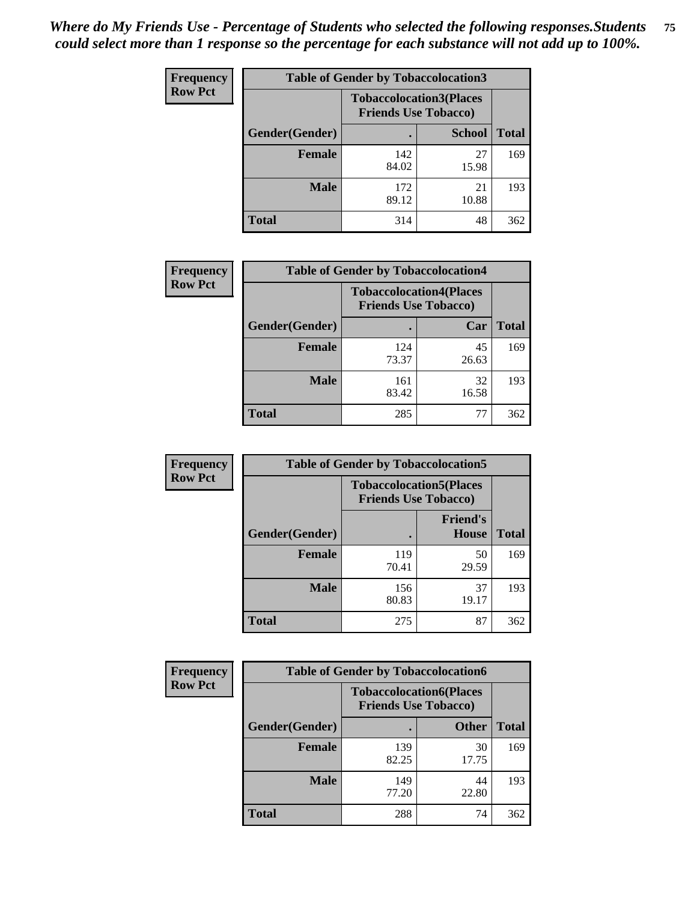*Where do My Friends Use - Percentage of Students who selected the following responses.Students could select more than 1 response so the percentage for each substance will not add up to 100%.*

**Frequency Row Pct**

| Table of Gender by Tobaccolocation3 | | | |
|---|---|---|---|
| | Tobaccolocation3(Places Friends Use Tobacco) | | |
| Gender(Gender) | . | School | Total |
| Female | 142<br>84.02 | 27<br>15.98 | 169 |
| Male | 172<br>89.12 | 21<br>10.88 | 193 |
| Total | 314 | 48 | 362 |

**Frequency Row Pct**

| Table of Gender by Tobaccolocation4 | | | |
|---|---|---|---|
| | Tobaccolocation4(Places Friends Use Tobacco) | | |
| Gender(Gender) | . | Car | Total |
| Female | 124<br>73.37 | 45<br>26.63 | 169 |
| Male | 161<br>83.42 | 32<br>16.58 | 193 |
| Total | 285 | 77 | 362 |

**Frequency Row Pct**

| Table of Gender by Tobaccolocation5 | | | |
|---|---|---|---|
| | Tobaccolocation5(Places Friends Use Tobacco) | | |
| Gender(Gender) | . | Friend's House | Total |
| Female | 119<br>70.41 | 50<br>29.59 | 169 |
| Male | 156<br>80.83 | 37<br>19.17 | 193 |
| Total | 275 | 87 | 362 |

**Frequency Row Pct**

| Table of Gender by Tobaccolocation6 | | | |
|---|---|---|---|
| | Tobaccolocation6(Places Friends Use Tobacco) | | |
| Gender(Gender) | . | Other | Total |
| Female | 139<br>82.25 | 30<br>17.75 | 169 |
| Male | 149<br>77.20 | 44<br>22.80 | 193 |
| Total | 288 | 74 | 362 |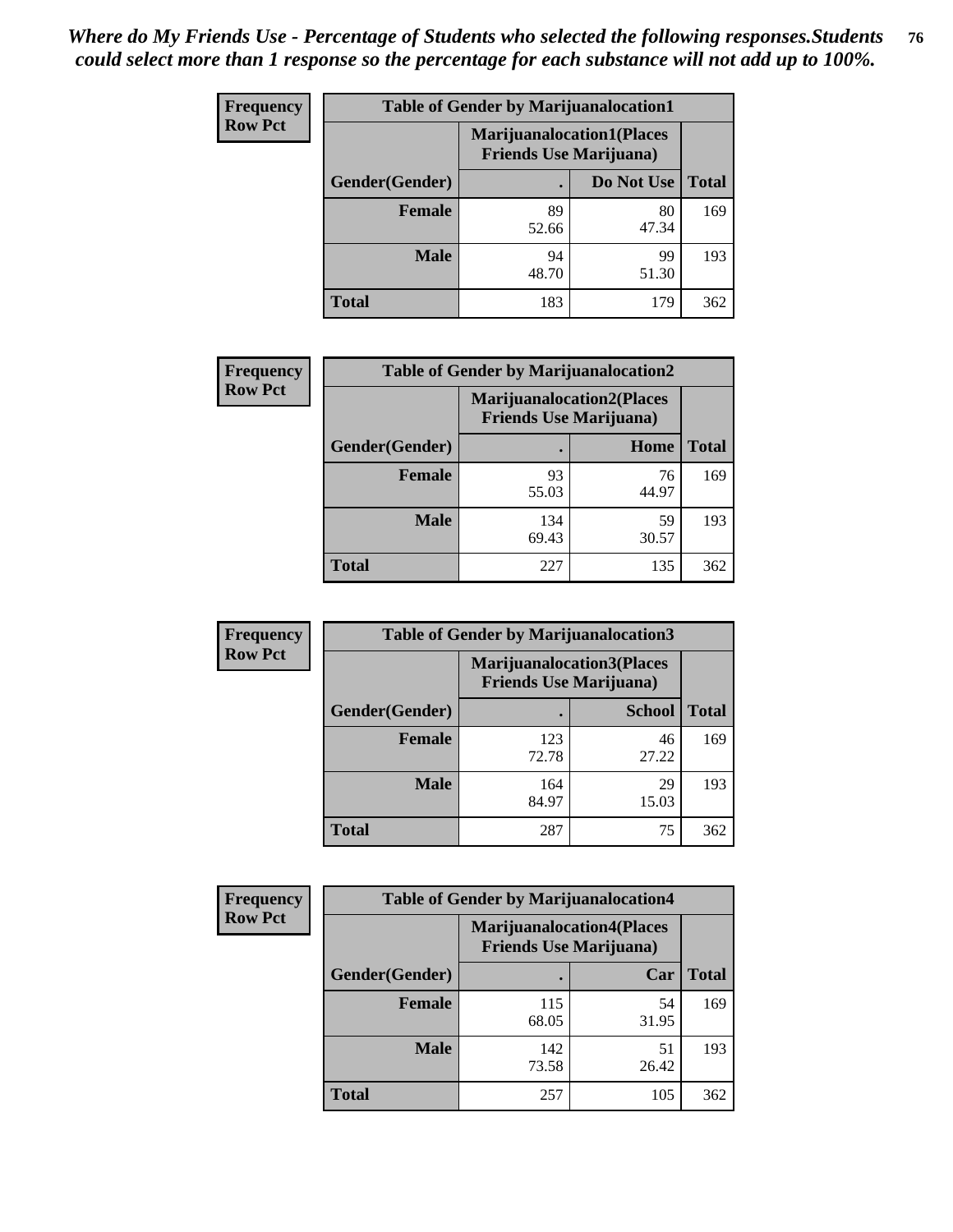*Where do My Friends Use - Percentage of Students who selected the following responses.Students could select more than 1 response so the percentage for each substance will not add up to 100%.*

**Frequency**
**Row Pct**

| Table of Gender by Marijuanalocation1 | | | |
|---|---|---|---|
| | Marijuanalocation1(Places Friends Use Marijuana) | | |
| Gender(Gender) | . | Do Not Use | Total |
| **Female** | 89<br>52.66 | 80<br>47.34 | 169 |
| **Male** | 94<br>48.70 | 99<br>51.30 | 193 |
| **Total** | 183 | 179 | 362 |

**Frequency**
**Row Pct**

| Table of Gender by Marijuanalocation2 | | | |
|---|---|---|---|
| | Marijuanalocation2(Places Friends Use Marijuana) | | |
| Gender(Gender) | . | Home | Total |
| **Female** | 93<br>55.03 | 76<br>44.97 | 169 |
| **Male** | 134<br>69.43 | 59<br>30.57 | 193 |
| **Total** | 227 | 135 | 362 |

**Frequency**
**Row Pct**

| Table of Gender by Marijuanalocation3 | | | |
|---|---|---|---|
| | Marijuanalocation3(Places Friends Use Marijuana) | | |
| Gender(Gender) | . | School | Total |
| **Female** | 123<br>72.78 | 46<br>27.22 | 169 |
| **Male** | 164<br>84.97 | 29<br>15.03 | 193 |
| **Total** | 287 | 75 | 362 |

**Frequency**
**Row Pct**

| Table of Gender by Marijuanalocation4 | | | |
|---|---|---|---|
| | Marijuanalocation4(Places Friends Use Marijuana) | | |
| Gender(Gender) | . | Car | Total |
| **Female** | 115<br>68.05 | 54<br>31.95 | 169 |
| **Male** | 142<br>73.58 | 51<br>26.42 | 193 |
| **Total** | 257 | 105 | 362 |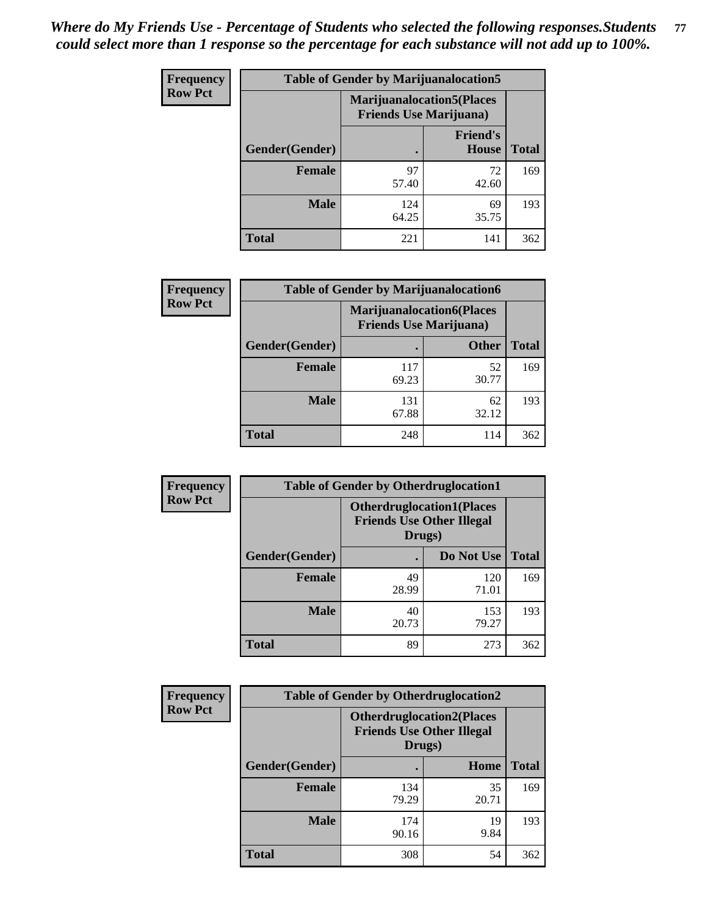*Where do My Friends Use - Percentage of Students who selected the following responses.Students could select more than 1 response so the percentage for each substance will not add up to 100%.*

**Frequency**
**Row Pct**

| Table of Gender by Marijuanalocation5 | | | |
|---|---|---|---|
| | Marijuanalocation5(Places Friends Use Marijuana) | | |
| Gender(Gender) | . | Friend's House | Total |
| **Female** | 97<br>57.40 | 72<br>42.60 | 169 |
| **Male** | 124<br>64.25 | 69<br>35.75 | 193 |
| **Total** | 221 | 141 | 362 |

**Frequency**
**Row Pct**

| Table of Gender by Marijuanalocation6 | | | |
|---|---|---|---|
| | Marijuanalocation6(Places Friends Use Marijuana) | | |
| Gender(Gender) | . | Other | Total |
| **Female** | 117<br>69.23 | 52<br>30.77 | 169 |
| **Male** | 131<br>67.88 | 62<br>32.12 | 193 |
| **Total** | 248 | 114 | 362 |

**Frequency**
**Row Pct**

| Table of Gender by Otherdruglocation1 | | | |
|---|---|---|---|
| | Otherdruglocation1(Places Friends Use Other Illegal Drugs) | | |
| Gender(Gender) | . | Do Not Use | Total |
| **Female** | 49<br>28.99 | 120<br>71.01 | 169 |
| **Male** | 40<br>20.73 | 153<br>79.27 | 193 |
| **Total** | 89 | 273 | 362 |

**Frequency**
**Row Pct**

| Table of Gender by Otherdruglocation2 | | | |
|---|---|---|---|
| | Otherdruglocation2(Places Friends Use Other Illegal Drugs) | | |
| Gender(Gender) | . | Home | Total |
| **Female** | 134<br>79.29 | 35<br>20.71 | 169 |
| **Male** | 174<br>90.16 | 19<br>9.84 | 193 |
| **Total** | 308 | 54 | 362 |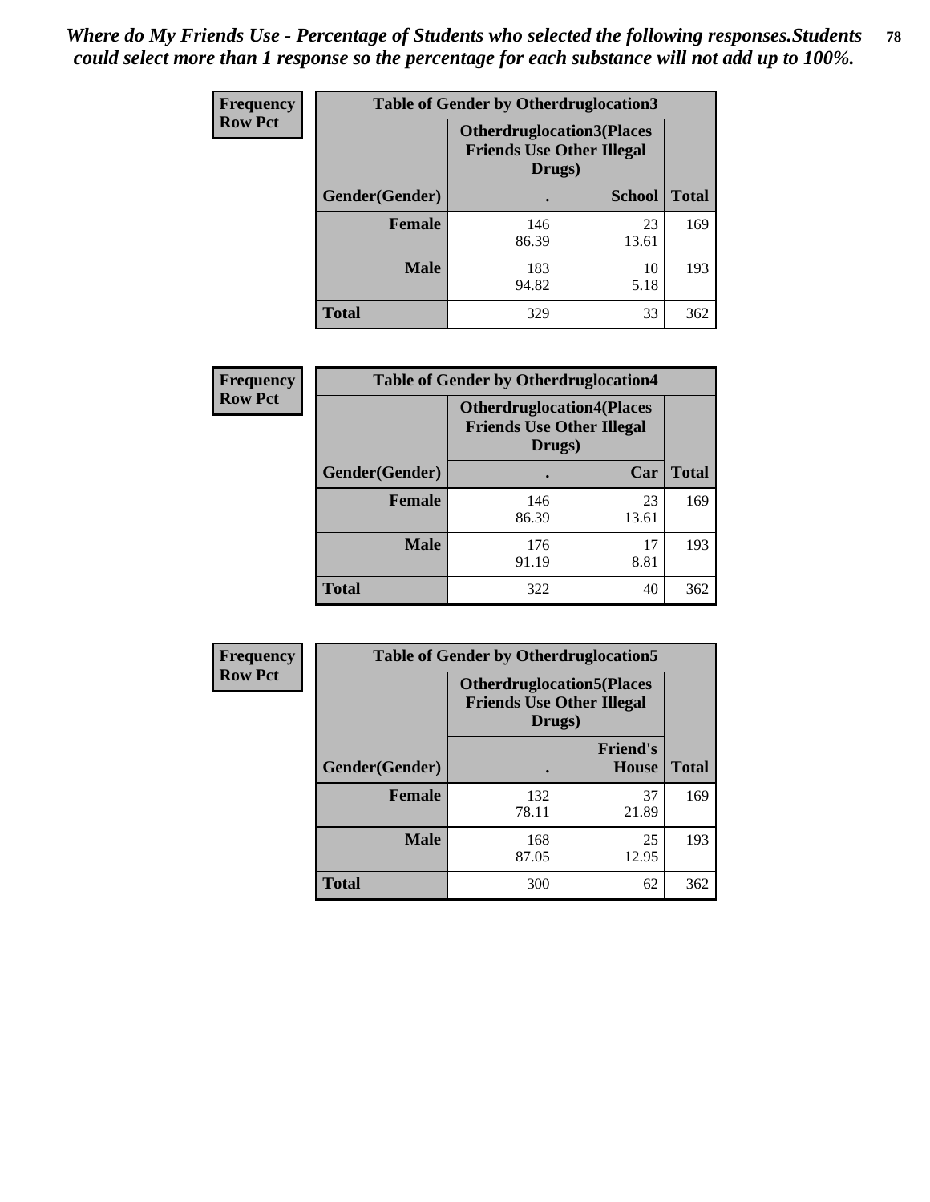*Where do My Friends Use - Percentage of Students who selected the following responses.Students could select more than 1 response so the percentage for each substance will not add up to 100%.*

**Frequency**
**Row Pct**

| Table of Gender by Otherdruglocation3 | | | |
|---|---|---|---|
| | Otherdruglocation3(Places Friends Use Other Illegal Drugs) | | |
| Gender(Gender) | . | School | Total |
| **Female** | 146<br>86.39 | 23<br>13.61 | 169 |
| **Male** | 183<br>94.82 | 10<br>5.18 | 193 |
| **Total** | 329 | 33 | 362 |

**Frequency**
**Row Pct**

| Table of Gender by Otherdruglocation4 | | | |
|---|---|---|---|
| | Otherdruglocation4(Places Friends Use Other Illegal Drugs) | | |
| Gender(Gender) | . | Car | Total |
| **Female** | 146<br>86.39 | 23<br>13.61 | 169 |
| **Male** | 176<br>91.19 | 17<br>8.81 | 193 |
| **Total** | 322 | 40 | 362 |

**Frequency**
**Row Pct**

| Table of Gender by Otherdruglocation5 | | | |
|---|---|---|---|
| | Otherdruglocation5(Places Friends Use Other Illegal Drugs) | | |
| Gender(Gender) | . | Friend's House | Total |
| **Female** | 132<br>78.11 | 37<br>21.89 | 169 |
| **Male** | 168<br>87.05 | 25<br>12.95 | 193 |
| **Total** | 300 | 62 | 362 |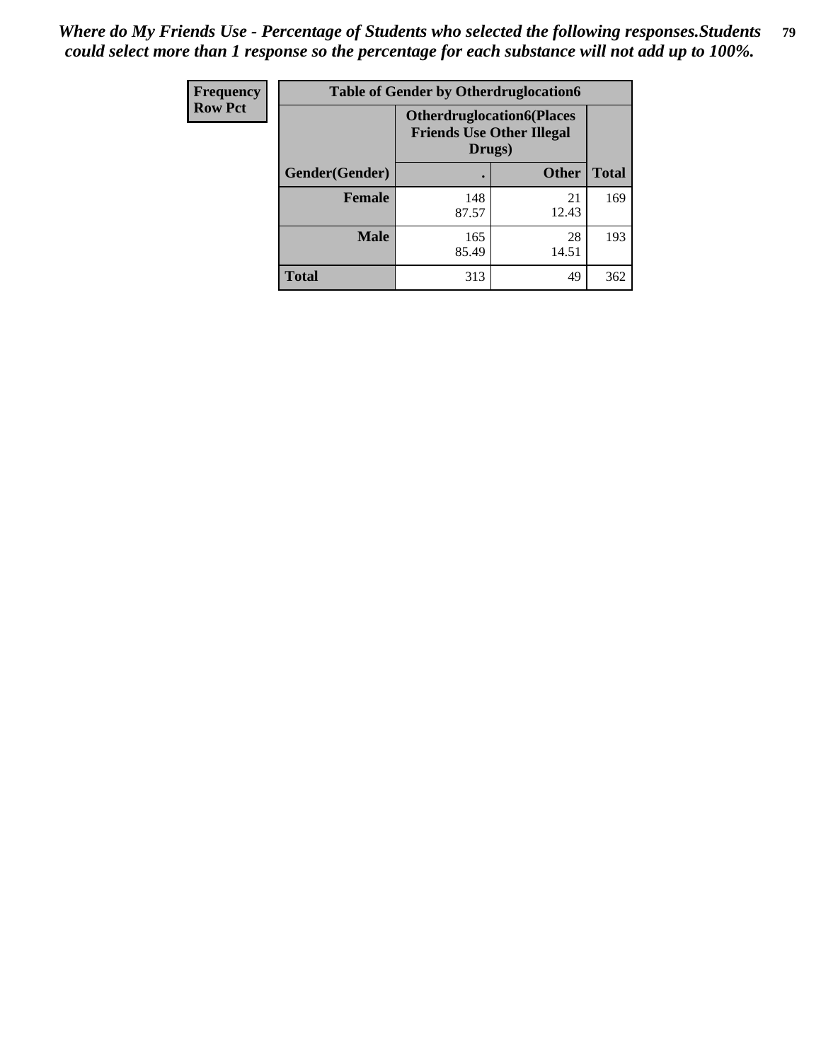*Where do My Friends Use - Percentage of Students who selected the following responses.Students could select more than 1 response so the percentage for each substance will not add up to 100%.*

| Frequency Row Pct | Table of Gender by Otherdruglocation6 | | |
|---|---|---|---|
| | Otherdruglocation6(Places Friends Use Other Illegal Drugs) | | |
| Gender(Gender) | . | Other | Total |
| Female | 148<br>87.57 | 21<br>12.43 | 169 |
| Male | 165<br>85.49 | 28<br>14.51 | 193 |
| Total | 313 | 49 | 362 |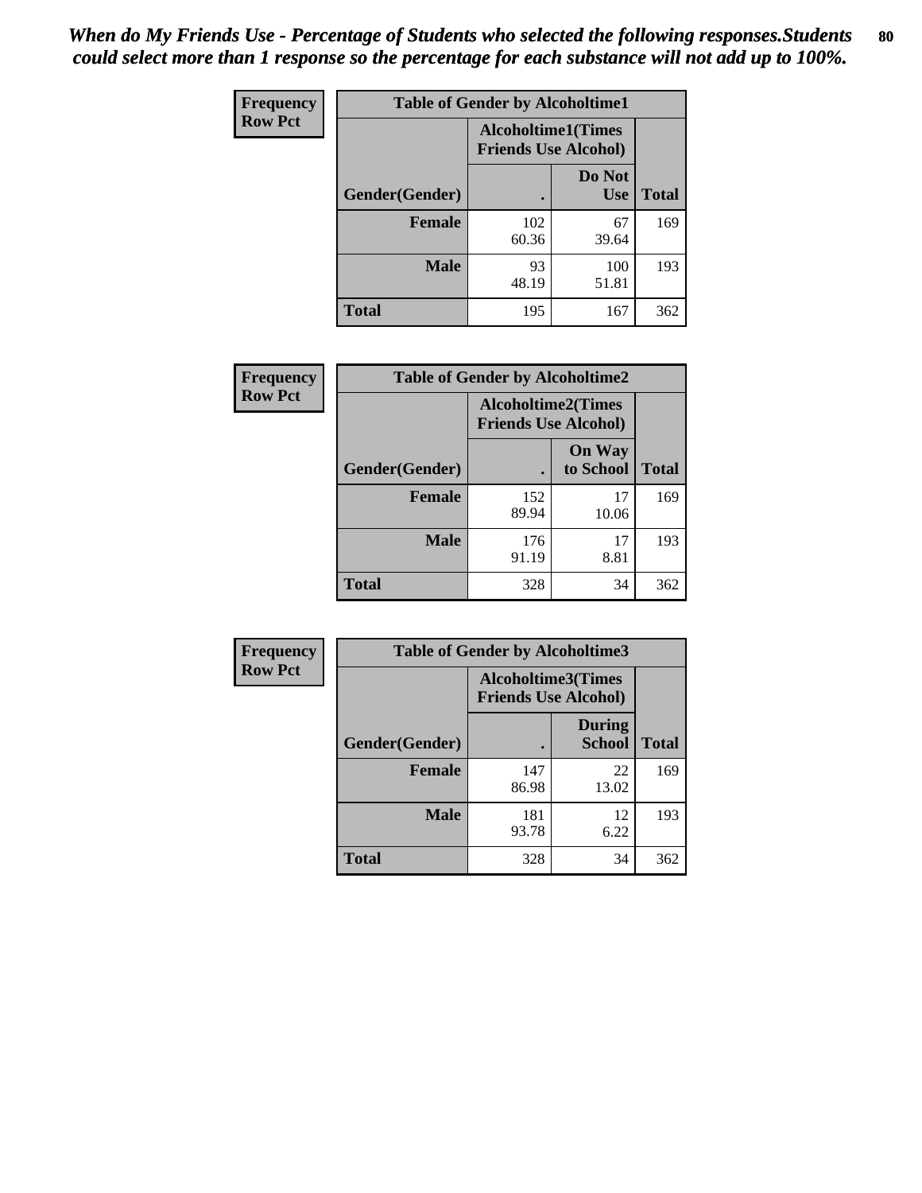*When do My Friends Use - Percentage of Students who selected the following responses.Students could select more than 1 response so the percentage for each substance will not add up to 100%.*

**Frequency**
**Row Pct**

| Table of Gender by Alcoholtime1 | | | |
|---|---|---|---|
| | Alcoholtime1(Times Friends Use Alcohol) | | |
| Gender(Gender) | . | Do Not Use | Total |
| **Female** | 102<br>60.36 | 67<br>39.64 | 169 |
| **Male** | 93<br>48.19 | 100<br>51.81 | 193 |
| **Total** | 195 | 167 | 362 |

**Frequency**
**Row Pct**

| Table of Gender by Alcoholtime2 | | | |
|---|---|---|---|
| | Alcoholtime2(Times Friends Use Alcohol) | | |
| Gender(Gender) | . | On Way to School | Total |
| **Female** | 152<br>89.94 | 17<br>10.06 | 169 |
| **Male** | 176<br>91.19 | 17<br>8.81 | 193 |
| **Total** | 328 | 34 | 362 |

**Frequency**
**Row Pct**

| Table of Gender by Alcoholtime3 | | | |
|---|---|---|---|
| | Alcoholtime3(Times Friends Use Alcohol) | | |
| Gender(Gender) | . | During School | Total |
| **Female** | 147<br>86.98 | 22<br>13.02 | 169 |
| **Male** | 181<br>93.78 | 12<br>6.22 | 193 |
| **Total** | 328 | 34 | 362 |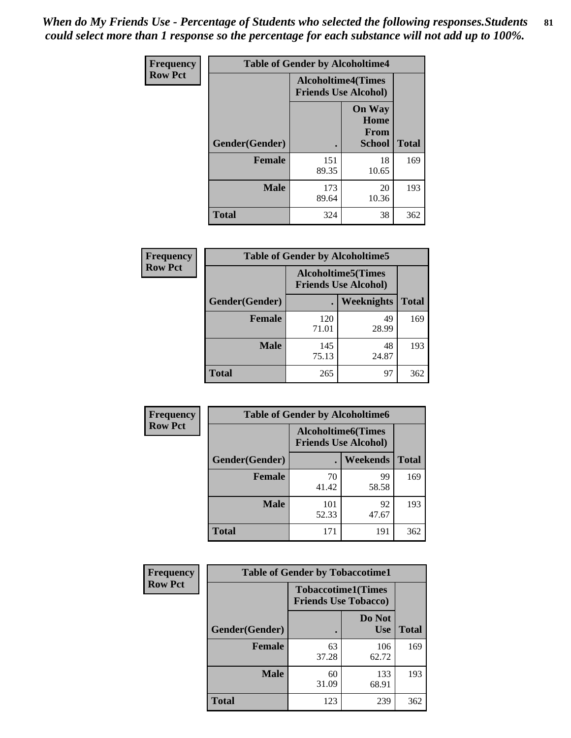*When do My Friends Use - Percentage of Students who selected the following responses.Students could select more than 1 response so the percentage for each substance will not add up to 100%.*

**Frequency**
**Row Pct**

| Table of Gender by Alcoholtime4 | | | |
|---|---|---|---|
| | Alcoholtime4(Times Friends Use Alcohol) | | |
| Gender(Gender) | . | On Way Home From School | Total |
| **Female** | 151<br>89.35 | 18<br>10.65 | 169 |
| **Male** | 173<br>89.64 | 20<br>10.36 | 193 |
| **Total** | 324 | 38 | 362 |

**Frequency**
**Row Pct**

| Table of Gender by Alcoholtime5 | | | |
|---|---|---|---|
| | Alcoholtime5(Times Friends Use Alcohol) | | |
| Gender(Gender) | . | Weeknights | Total |
| **Female** | 120<br>71.01 | 49<br>28.99 | 169 |
| **Male** | 145<br>75.13 | 48<br>24.87 | 193 |
| **Total** | 265 | 97 | 362 |

**Frequency**
**Row Pct**

| Table of Gender by Alcoholtime6 | | | |
|---|---|---|---|
| | Alcoholtime6(Times Friends Use Alcohol) | | |
| Gender(Gender) | . | Weekends | Total |
| **Female** | 70<br>41.42 | 99<br>58.58 | 169 |
| **Male** | 101<br>52.33 | 92<br>47.67 | 193 |
| **Total** | 171 | 191 | 362 |

**Frequency**
**Row Pct**

| Table of Gender by Tobaccotime1 | | | |
|---|---|---|---|
| | Tobaccotime1(Times Friends Use Tobacco) | | |
| Gender(Gender) | . | Do Not Use | Total |
| **Female** | 63<br>37.28 | 106<br>62.72 | 169 |
| **Male** | 60<br>31.09 | 133<br>68.91 | 193 |
| **Total** | 123 | 239 | 362 |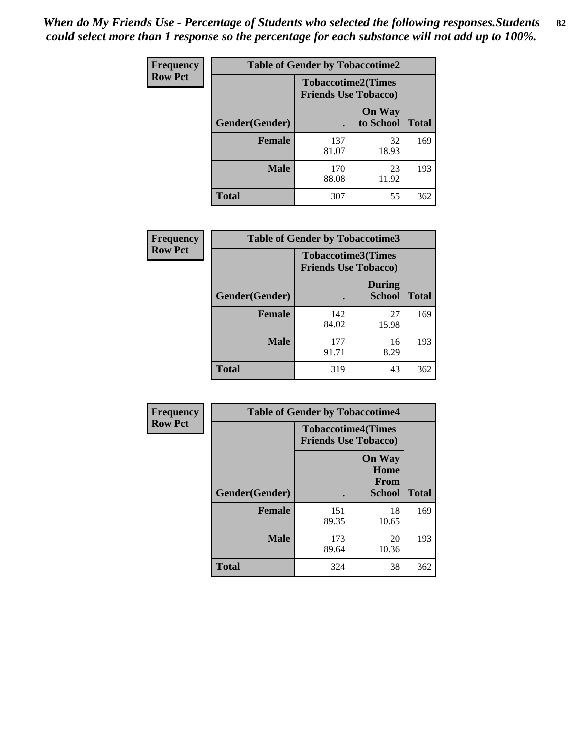*When do My Friends Use - Percentage of Students who selected the following responses.Students could select more than 1 response so the percentage for each substance will not add up to 100%.*

**Frequency**
**Row Pct**

| Table of Gender by Tobaccotime2 | | | |
|---|---|---|---|
| | Tobaccotime2(Times Friends Use Tobacco) | | |
| Gender(Gender) | . | On Way to School | Total |
| **Female** | 137<br>81.07 | 32<br>18.93 | 169 |
| **Male** | 170<br>88.08 | 23<br>11.92 | 193 |
| **Total** | 307 | 55 | 362 |

**Frequency**
**Row Pct**

| Table of Gender by Tobaccotime3 | | | |
|---|---|---|---|
| | Tobaccotime3(Times Friends Use Tobacco) | | |
| Gender(Gender) | . | During School | Total |
| **Female** | 142<br>84.02 | 27<br>15.98 | 169 |
| **Male** | 177<br>91.71 | 16<br>8.29 | 193 |
| **Total** | 319 | 43 | 362 |

**Frequency**
**Row Pct**

| Table of Gender by Tobaccotime4 | | | |
|---|---|---|---|
| | Tobaccotime4(Times Friends Use Tobacco) | | |
| Gender(Gender) | . | On Way Home From School | Total |
| **Female** | 151<br>89.35 | 18<br>10.65 | 169 |
| **Male** | 173<br>89.64 | 20<br>10.36 | 193 |
| **Total** | 324 | 38 | 362 |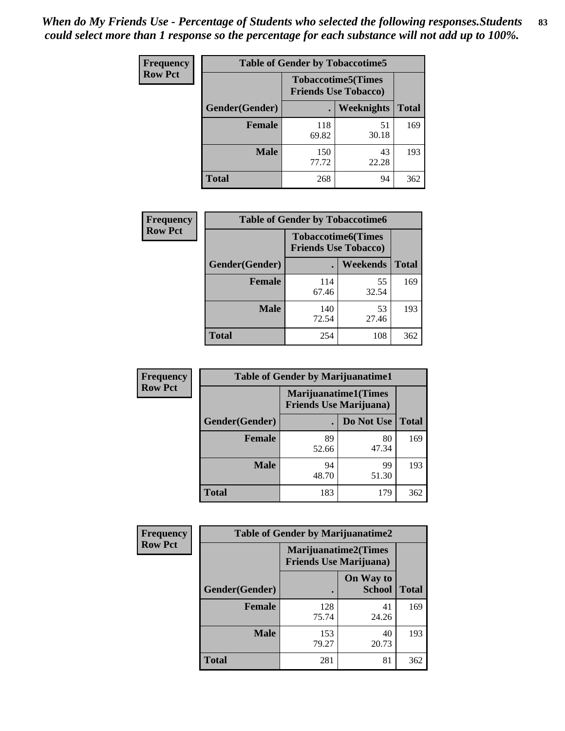*When do My Friends Use - Percentage of Students who selected the following responses.Students could select more than 1 response so the percentage for each substance will not add up to 100%.*

**Frequency**
**Row Pct**

| Table of Gender by Tobaccotime5 | | | |
|---|---|---|---|
| | Tobaccotime5(Times Friends Use Tobacco) | | |
| Gender(Gender) | . | Weeknights | Total |
| Female | 118<br>69.82 | 51<br>30.18 | 169 |
| Male | 150<br>77.72 | 43<br>22.28 | 193 |
| Total | 268 | 94 | 362 |

**Frequency**
**Row Pct**

| Table of Gender by Tobaccotime6 | | | |
|---|---|---|---|
| | Tobaccotime6(Times Friends Use Tobacco) | | |
| Gender(Gender) | . | Weekends | Total |
| Female | 114<br>67.46 | 55<br>32.54 | 169 |
| Male | 140<br>72.54 | 53<br>27.46 | 193 |
| Total | 254 | 108 | 362 |

**Frequency**
**Row Pct**

| Table of Gender by Marijuanatime1 | | | |
|---|---|---|---|
| | Marijuanatime1(Times Friends Use Marijuana) | | |
| Gender(Gender) | . | Do Not Use | Total |
| Female | 89<br>52.66 | 80<br>47.34 | 169 |
| Male | 94<br>48.70 | 99<br>51.30 | 193 |
| Total | 183 | 179 | 362 |

**Frequency**
**Row Pct**

| Table of Gender by Marijuanatime2 | | | |
|---|---|---|---|
| | Marijuanatime2(Times Friends Use Marijuana) | | |
| Gender(Gender) | . | On Way to School | Total |
| Female | 128<br>75.74 | 41<br>24.26 | 169 |
| Male | 153<br>79.27 | 40<br>20.73 | 193 |
| Total | 281 | 81 | 362 |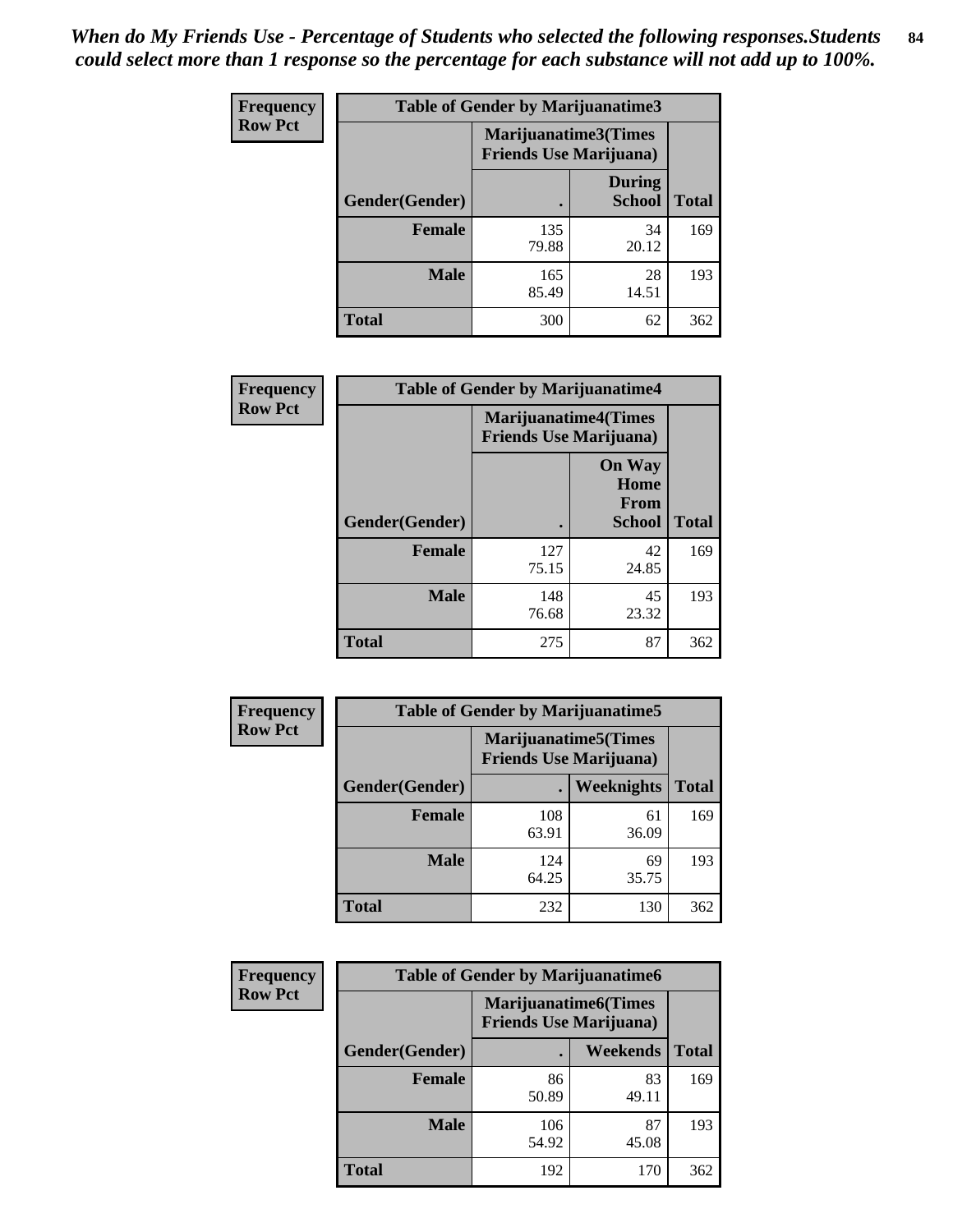*When do My Friends Use - Percentage of Students who selected the following responses.Students could select more than 1 response so the percentage for each substance will not add up to 100%.*

**Frequency / Row Pct**

**Table of Gender by Marijuanatime3**

| Gender(Gender) | Marijuanatime3(Times Friends Use Marijuana) . | During School | Total |
|---|---|---|---|
| **Female** | 135<br>79.88 | 34<br>20.12 | 169 |
| **Male** | 165<br>85.49 | 28<br>14.51 | 193 |
| **Total** | 300 | 62 | 362 |

**Frequency / Row Pct**

**Table of Gender by Marijuanatime4**

| Gender(Gender) | Marijuanatime4(Times Friends Use Marijuana) . | On Way Home From School | Total |
|---|---|---|---|
| **Female** | 127<br>75.15 | 42<br>24.85 | 169 |
| **Male** | 148<br>76.68 | 45<br>23.32 | 193 |
| **Total** | 275 | 87 | 362 |

**Frequency / Row Pct**

**Table of Gender by Marijuanatime5**

| Gender(Gender) | Marijuanatime5(Times Friends Use Marijuana) . | Weeknights | Total |
|---|---|---|---|
| **Female** | 108<br>63.91 | 61<br>36.09 | 169 |
| **Male** | 124<br>64.25 | 69<br>35.75 | 193 |
| **Total** | 232 | 130 | 362 |

**Frequency / Row Pct**

**Table of Gender by Marijuanatime6**

| Gender(Gender) | Marijuanatime6(Times Friends Use Marijuana) . | Weekends | Total |
|---|---|---|---|
| **Female** | 86<br>50.89 | 83<br>49.11 | 169 |
| **Male** | 106<br>54.92 | 87<br>45.08 | 193 |
| **Total** | 192 | 170 | 362 |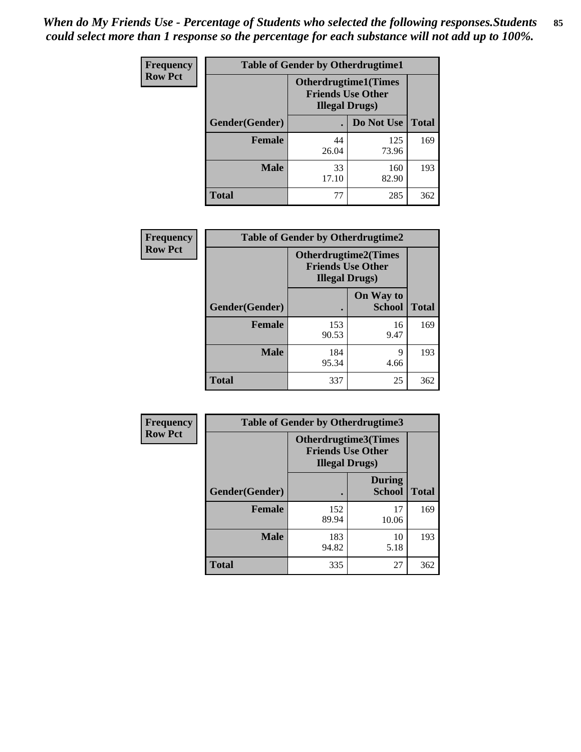*When do My Friends Use - Percentage of Students who selected the following responses.Students could select more than 1 response so the percentage for each substance will not add up to 100%.*

**Frequency**
**Row Pct**

| Table of Gender by Otherdrugtime1 | | | |
|---|---|---|---|
| | Otherdrugtime1(Times Friends Use Other Illegal Drugs) | | |
| Gender(Gender) | . | Do Not Use | Total |
| **Female** | 44<br>26.04 | 125<br>73.96 | 169 |
| **Male** | 33<br>17.10 | 160<br>82.90 | 193 |
| **Total** | 77 | 285 | 362 |

**Frequency**
**Row Pct**

| Table of Gender by Otherdrugtime2 | | | |
|---|---|---|---|
| | Otherdrugtime2(Times Friends Use Other Illegal Drugs) | | |
| Gender(Gender) | . | On Way to School | Total |
| **Female** | 153<br>90.53 | 16<br>9.47 | 169 |
| **Male** | 184<br>95.34 | 9<br>4.66 | 193 |
| **Total** | 337 | 25 | 362 |

**Frequency**
**Row Pct**

| Table of Gender by Otherdrugtime3 | | | |
|---|---|---|---|
| | Otherdrugtime3(Times Friends Use Other Illegal Drugs) | | |
| Gender(Gender) | . | During School | Total |
| **Female** | 152<br>89.94 | 17<br>10.06 | 169 |
| **Male** | 183<br>94.82 | 10<br>5.18 | 193 |
| **Total** | 335 | 27 | 362 |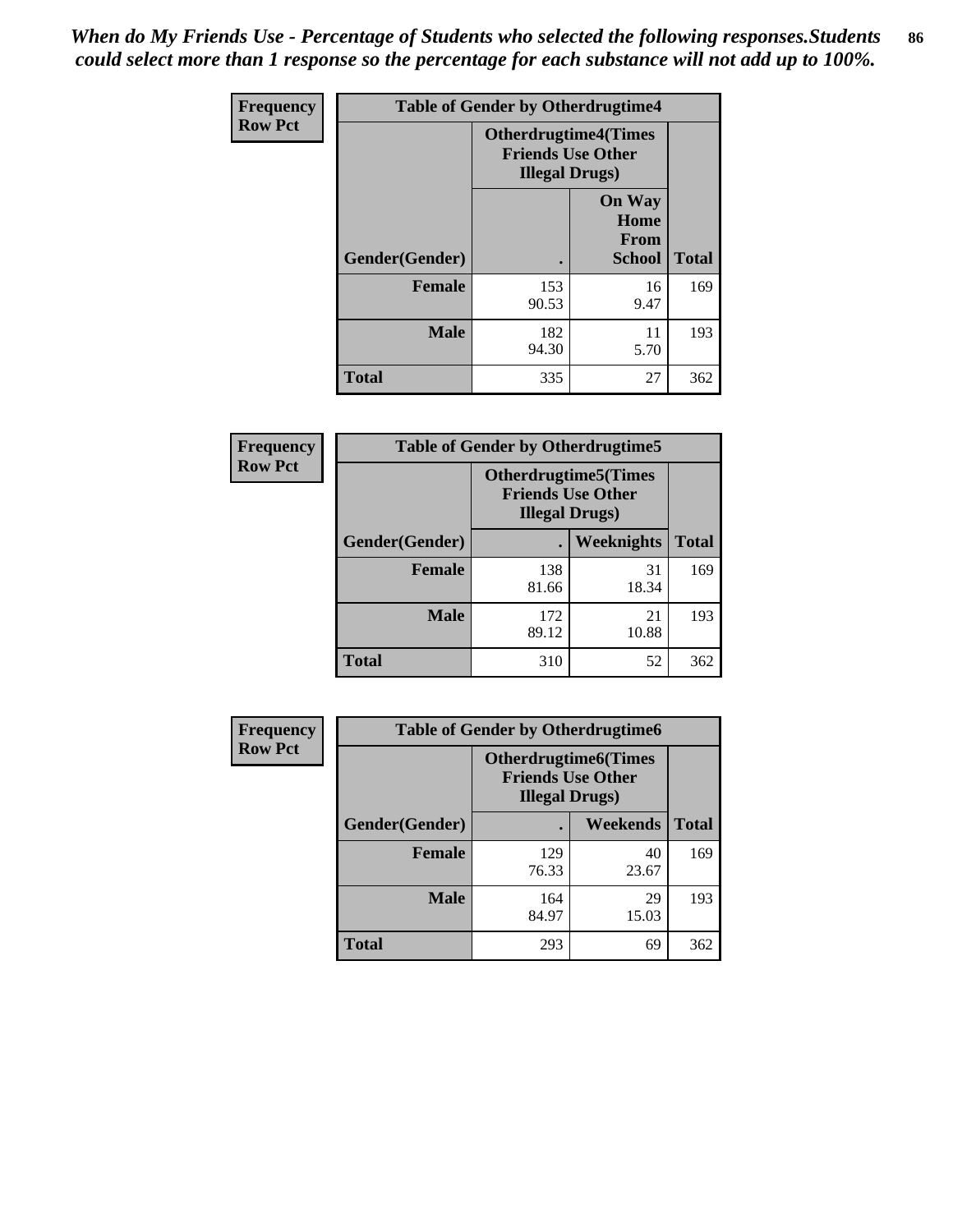*When do My Friends Use - Percentage of Students who selected the following responses.Students could select more than 1 response so the percentage for each substance will not add up to 100%.*

**Frequency**
**Row Pct**

| Table of Gender by Otherdrugtime4 | | | |
|---|---|---|---|
| | Otherdrugtime4(Times Friends Use Other Illegal Drugs) | | |
| Gender(Gender) | . | On Way Home From School | Total |
| **Female** | 153<br>90.53 | 16<br>9.47 | 169 |
| **Male** | 182<br>94.30 | 11<br>5.70 | 193 |
| **Total** | 335 | 27 | 362 |

**Frequency**
**Row Pct**

| Table of Gender by Otherdrugtime5 | | | |
|---|---|---|---|
| | Otherdrugtime5(Times Friends Use Other Illegal Drugs) | | |
| Gender(Gender) | . | Weeknights | Total |
| **Female** | 138<br>81.66 | 31<br>18.34 | 169 |
| **Male** | 172<br>89.12 | 21<br>10.88 | 193 |
| **Total** | 310 | 52 | 362 |

**Frequency**
**Row Pct**

| Table of Gender by Otherdrugtime6 | | | |
|---|---|---|---|
| | Otherdrugtime6(Times Friends Use Other Illegal Drugs) | | |
| Gender(Gender) | . | Weekends | Total |
| **Female** | 129<br>76.33 | 40<br>23.67 | 169 |
| **Male** | 164<br>84.97 | 29<br>15.03 | 193 |
| **Total** | 293 | 69 | 362 |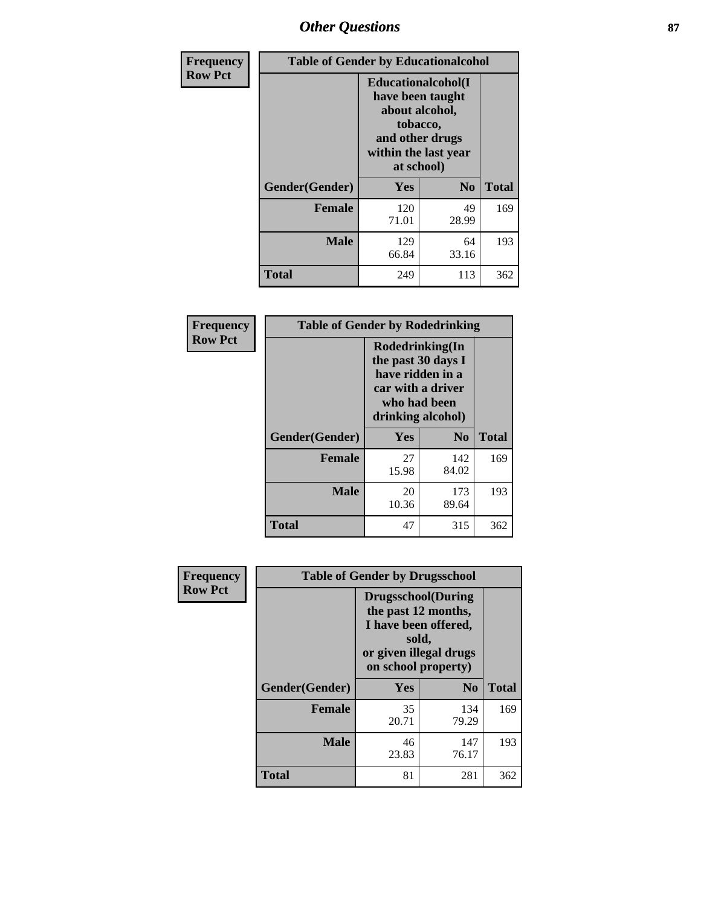| Frequency Row Pct | Table of Gender by Educationalcohol | | |
|---|---|---|---|
| | Educationalcohol(I have been taught about alcohol, tobacco, and other drugs within the last year at school) | | |
| Gender(Gender) | Yes | No | Total |
| Female | 120<br>71.01 | 49<br>28.99 | 169 |
| Male | 129<br>66.84 | 64<br>33.16 | 193 |
| Total | 249 | 113 | 362 |

| Frequency Row Pct | Table of Gender by Rodedrinking | | |
|---|---|---|---|
| | Rodedrinking(In the past 30 days I have ridden in a car with a driver who had been drinking alcohol) | | |
| Gender(Gender) | Yes | No | Total |
| Female | 27<br>15.98 | 142<br>84.02 | 169 |
| Male | 20<br>10.36 | 173<br>89.64 | 193 |
| Total | 47 | 315 | 362 |

| Frequency Row Pct | Table of Gender by Drugsschool | | |
|---|---|---|---|
| | Drugsschool(During the past 12 months, I have been offered, sold, or given illegal drugs on school property) | | |
| Gender(Gender) | Yes | No | Total |
| Female | 35<br>20.71 | 134<br>79.29 | 169 |
| Male | 46<br>23.83 | 147<br>76.17 | 193 |
| Total | 81 | 281 | 362 |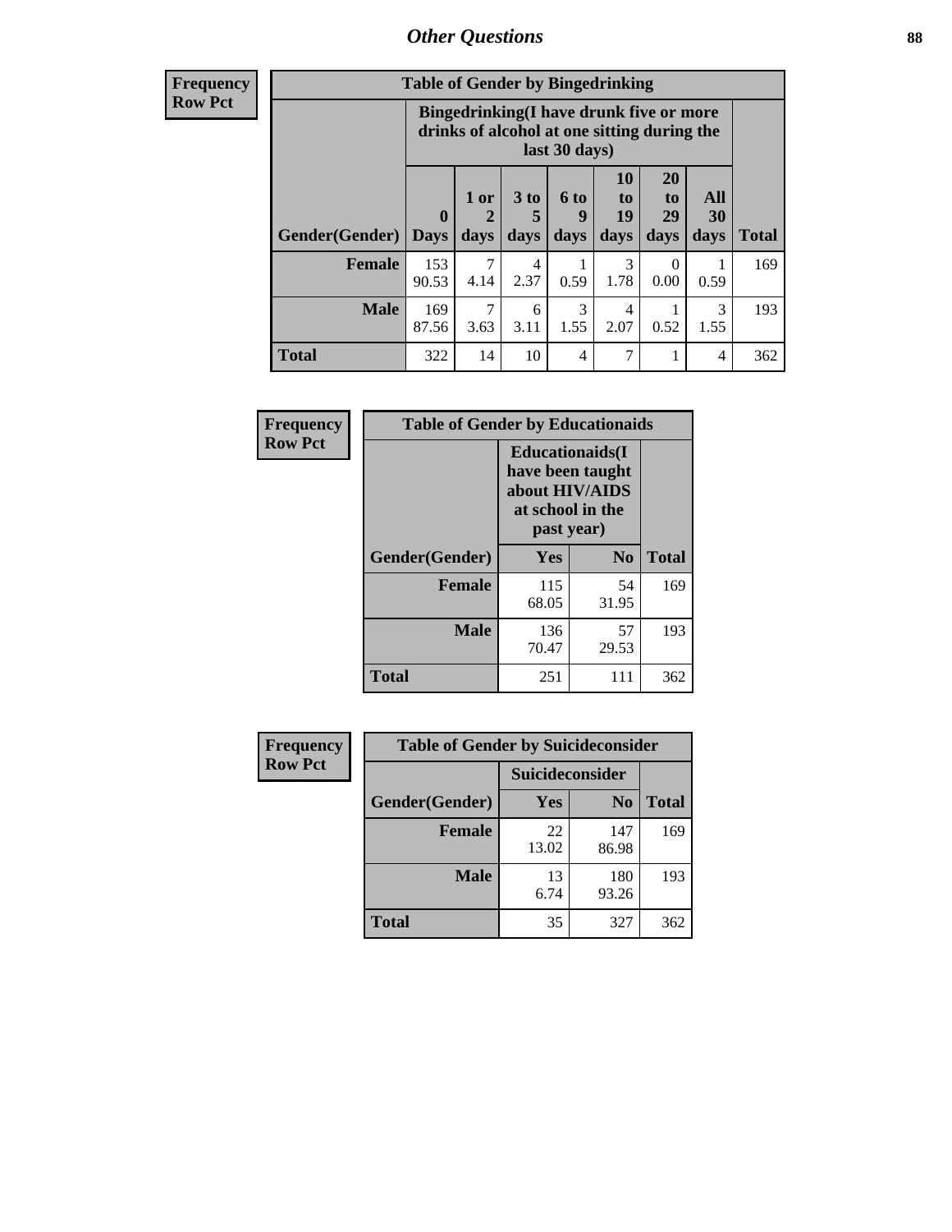## Other Questions

**Frequency**
**Row Pct**

| Table of Gender by Bingedrinking | | | | | | | | |
|---|---|---|---|---|---|---|---|---|
| | Bingedrinking(I have drunk five or more drinks of alcohol at one sitting during the last 30 days) | | | | | | | |
| Gender(Gender) | 0 Days | 1 or 2 days | 3 to 5 days | 6 to 9 days | 10 to 19 days | 20 to 29 days | All 30 days | Total |
| **Female** | 153<br>90.53 | 7<br>4.14 | 4<br>2.37 | 1<br>0.59 | 3<br>1.78 | 0<br>0.00 | 1<br>0.59 | 169 |
| **Male** | 169<br>87.56 | 7<br>3.63 | 6<br>3.11 | 3<br>1.55 | 4<br>2.07 | 1<br>0.52 | 3<br>1.55 | 193 |
| **Total** | 322 | 14 | 10 | 4 | 7 | 1 | 4 | 362 |

**Frequency**
**Row Pct**

| Table of Gender by Educationaids | | | |
|---|---|---|---|
| | Educationaids(I have been taught about HIV/AIDS at school in the past year) | | |
| Gender(Gender) | Yes | No | Total |
| **Female** | 115<br>68.05 | 54<br>31.95 | 169 |
| **Male** | 136<br>70.47 | 57<br>29.53 | 193 |
| **Total** | 251 | 111 | 362 |

**Frequency**
**Row Pct**

| Table of Gender by Suicideconsider | | | |
|---|---|---|---|
| | Suicideconsider | | |
| Gender(Gender) | Yes | No | Total |
| **Female** | 22<br>13.02 | 147<br>86.98 | 169 |
| **Male** | 13<br>6.74 | 180<br>93.26 | 193 |
| **Total** | 35 | 327 | 362 |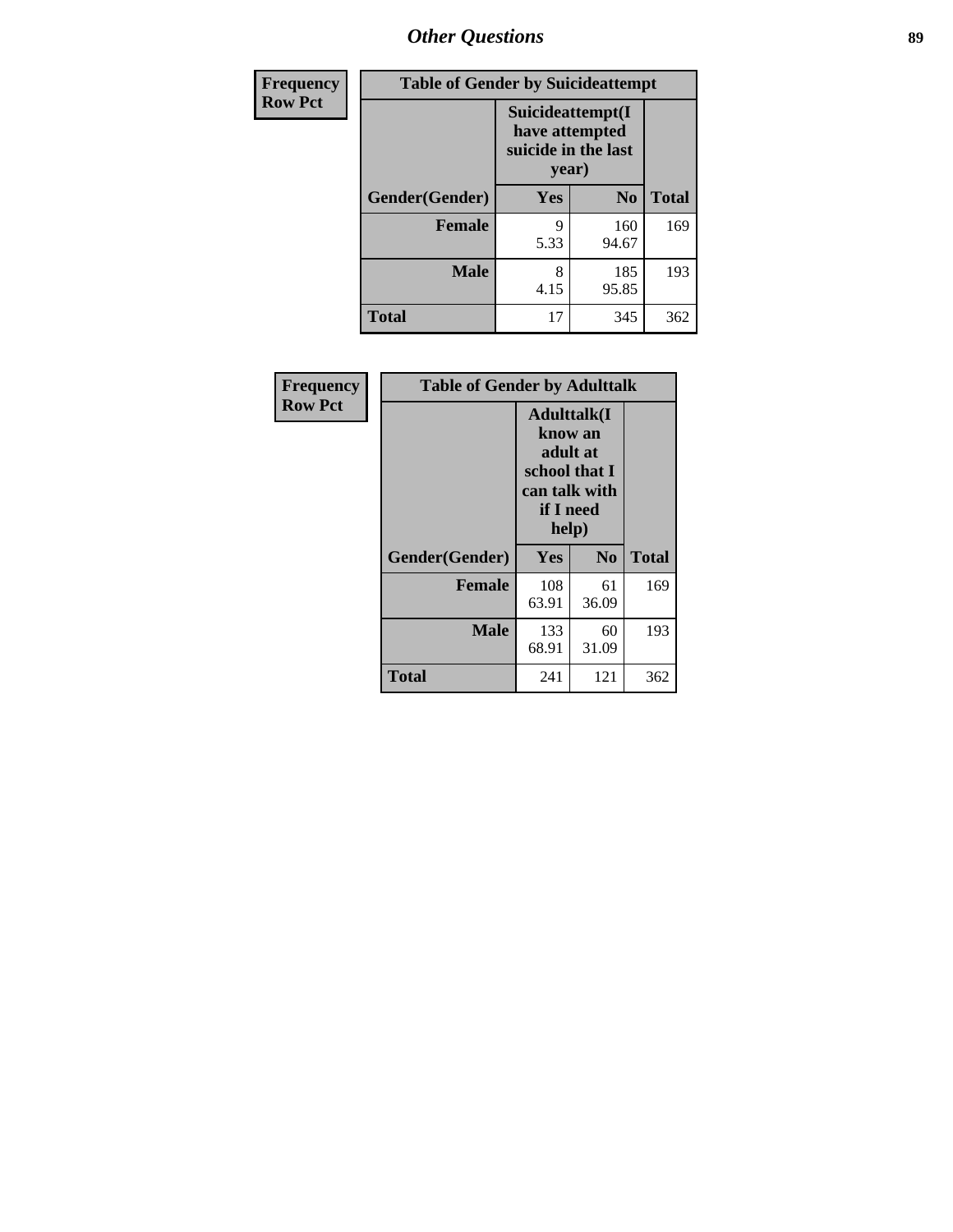| Frequency<br>Row Pct | Table of Gender by Suicideattempt | | |
|---|---|---|---|
| | Suicideattempt(I have attempted suicide in the last year) | | |
| Gender(Gender) | Yes | No | Total |
| Female | 9<br>5.33 | 160<br>94.67 | 169 |
| Male | 8<br>4.15 | 185<br>95.85 | 193 |
| Total | 17 | 345 | 362 |

| Frequency<br>Row Pct | Table of Gender by Adulttalk | | |
|---|---|---|---|
| | Adulttalk(I know an adult at school that I can talk with if I need help) | | |
| Gender(Gender) | Yes | No | Total |
| Female | 108<br>63.91 | 61<br>36.09 | 169 |
| Male | 133<br>68.91 | 60<br>31.09 | 193 |
| Total | 241 | 121 | 362 |